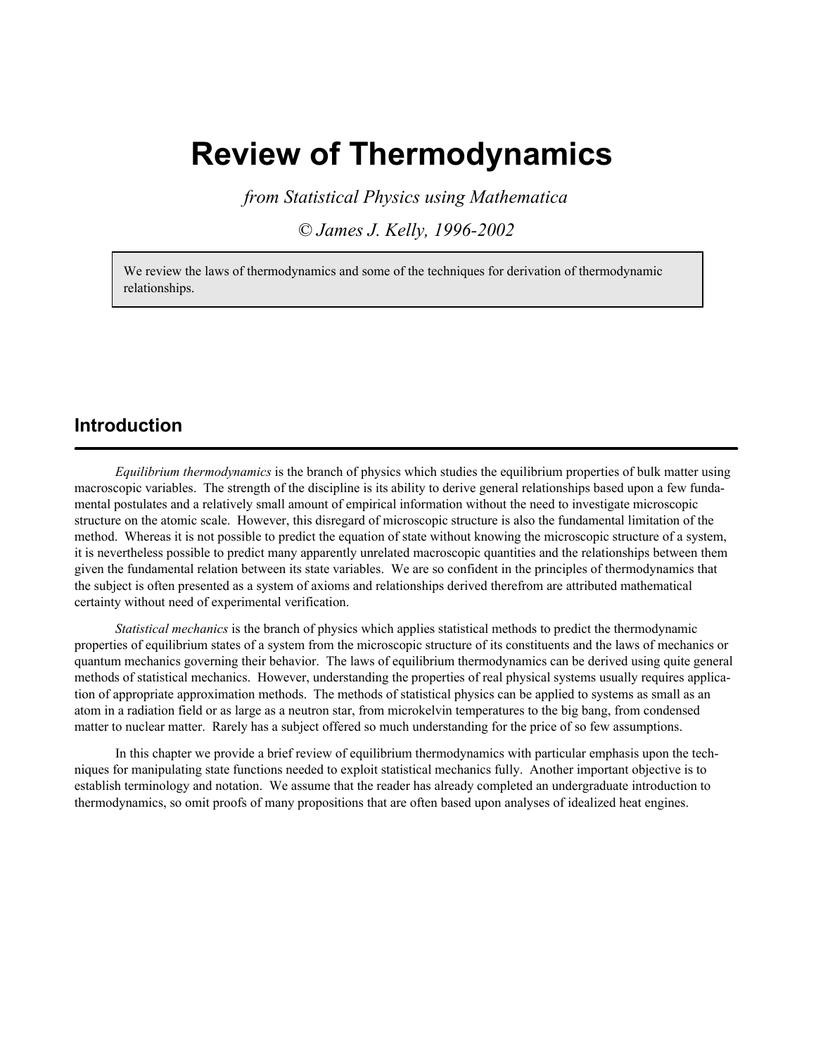# Review of Thermodynamics

*from Statistical Physics using Mathematica*

*© James J. Kelly, 1996-2002*

> We review the laws of thermodynamics and some of the techniques for derivation of thermodynamic relationships.

## Introduction

*Equilibrium thermodynamics* is the branch of physics which studies the equilibrium properties of bulk matter using macroscopic variables. The strength of the discipline is its ability to derive general relationships based upon a few fundamental postulates and a relatively small amount of empirical information without the need to investigate microscopic structure on the atomic scale. However, this disregard of microscopic structure is also the fundamental limitation of the method. Whereas it is not possible to predict the equation of state without knowing the microscopic structure of a system, it is nevertheless possible to predict many apparently unrelated macroscopic quantities and the relationships between them given the fundamental relation between its state variables. We are so confident in the principles of thermodynamics that the subject is often presented as a system of axioms and relationships derived therefrom are attributed mathematical certainty without need of experimental verification.

*Statistical mechanics* is the branch of physics which applies statistical methods to predict the thermodynamic properties of equilibrium states of a system from the microscopic structure of its constituents and the laws of mechanics or quantum mechanics governing their behavior. The laws of equilibrium thermodynamics can be derived using quite general methods of statistical mechanics. However, understanding the properties of real physical systems usually requires application of appropriate approximation methods. The methods of statistical physics can be applied to systems as small as an atom in a radiation field or as large as a neutron star, from microkelvin temperatures to the big bang, from condensed matter to nuclear matter. Rarely has a subject offered so much understanding for the price of so few assumptions.

In this chapter we provide a brief review of equilibrium thermodynamics with particular emphasis upon the techniques for manipulating state functions needed to exploit statistical mechanics fully. Another important objective is to establish terminology and notation. We assume that the reader has already completed an undergraduate introduction to thermodynamics, so omit proofs of many propositions that are often based upon analyses of idealized heat engines.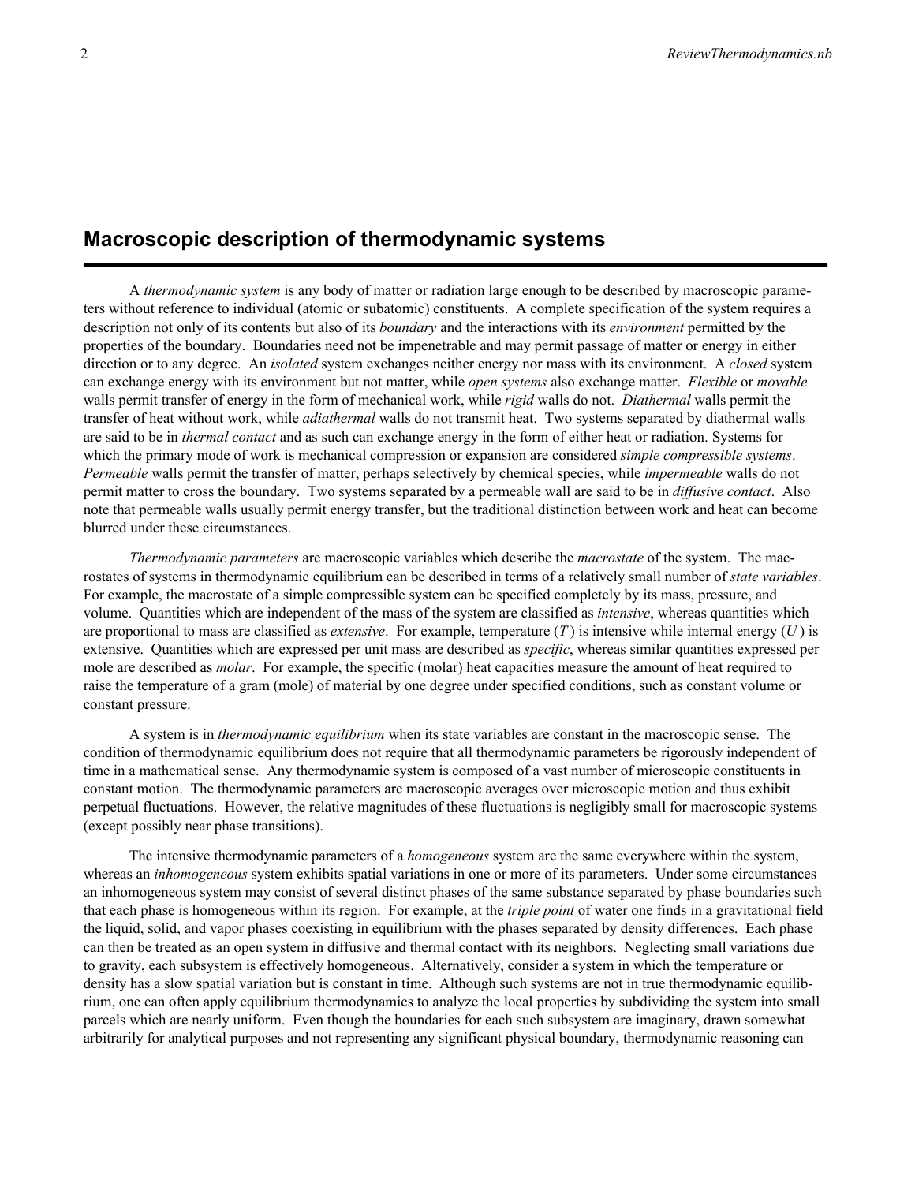## Macroscopic description of thermodynamic systems

A *thermodynamic system* is any body of matter or radiation large enough to be described by macroscopic parameters without reference to individual (atomic or subatomic) constituents. A complete specification of the system requires a description not only of its contents but also of its *boundary* and the interactions with its *environment* permitted by the properties of the boundary. Boundaries need not be impenetrable and may permit passage of matter or energy in either direction or to any degree. An *isolated* system exchanges neither energy nor mass with its environment. A *closed* system can exchange energy with its environment but not matter, while *open systems* also exchange matter. *Flexible* or *movable* walls permit transfer of energy in the form of mechanical work, while *rigid* walls do not. *Diathermal* walls permit the transfer of heat without work, while *adiathermal* walls do not transmit heat. Two systems separated by diathermal walls are said to be in *thermal contact* and as such can exchange energy in the form of either heat or radiation. Systems for which the primary mode of work is mechanical compression or expansion are considered *simple compressible systems*. *Permeable* walls permit the transfer of matter, perhaps selectively by chemical species, while *impermeable* walls do not permit matter to cross the boundary. Two systems separated by a permeable wall are said to be in *diffusive contact*. Also note that permeable walls usually permit energy transfer, but the traditional distinction between work and heat can become blurred under these circumstances.

*Thermodynamic parameters* are macroscopic variables which describe the *macrostate* of the system. The macrostates of systems in thermodynamic equilibrium can be described in terms of a relatively small number of *state variables*. For example, the macrostate of a simple compressible system can be specified completely by its mass, pressure, and volume. Quantities which are independent of the mass of the system are classified as *intensive*, whereas quantities which are proportional to mass are classified as *extensive*. For example, temperature ($T$) is intensive while internal energy ($U$) is extensive. Quantities which are expressed per unit mass are described as *specific*, whereas similar quantities expressed per mole are described as *molar*. For example, the specific (molar) heat capacities measure the amount of heat required to raise the temperature of a gram (mole) of material by one degree under specified conditions, such as constant volume or constant pressure.

A system is in *thermodynamic equilibrium* when its state variables are constant in the macroscopic sense. The condition of thermodynamic equilibrium does not require that all thermodynamic parameters be rigorously independent of time in a mathematical sense. Any thermodynamic system is composed of a vast number of microscopic constituents in constant motion. The thermodynamic parameters are macroscopic averages over microscopic motion and thus exhibit perpetual fluctuations. However, the relative magnitudes of these fluctuations is negligibly small for macroscopic systems (except possibly near phase transitions).

The intensive thermodynamic parameters of a *homogeneous* system are the same everywhere within the system, whereas an *inhomogeneous* system exhibits spatial variations in one or more of its parameters. Under some circumstances an inhomogeneous system may consist of several distinct phases of the same substance separated by phase boundaries such that each phase is homogeneous within its region. For example, at the *triple point* of water one finds in a gravitational field the liquid, solid, and vapor phases coexisting in equilibrium with the phases separated by density differences. Each phase can then be treated as an open system in diffusive and thermal contact with its neighbors. Neglecting small variations due to gravity, each subsystem is effectively homogeneous. Alternatively, consider a system in which the temperature or density has a slow spatial variation but is constant in time. Although such systems are not in true thermodynamic equilibrium, one can often apply equilibrium thermodynamics to analyze the local properties by subdividing the system into small parcels which are nearly uniform. Even though the boundaries for each such subsystem are imaginary, drawn somewhat arbitrarily for analytical purposes and not representing any significant physical boundary, thermodynamic reasoning can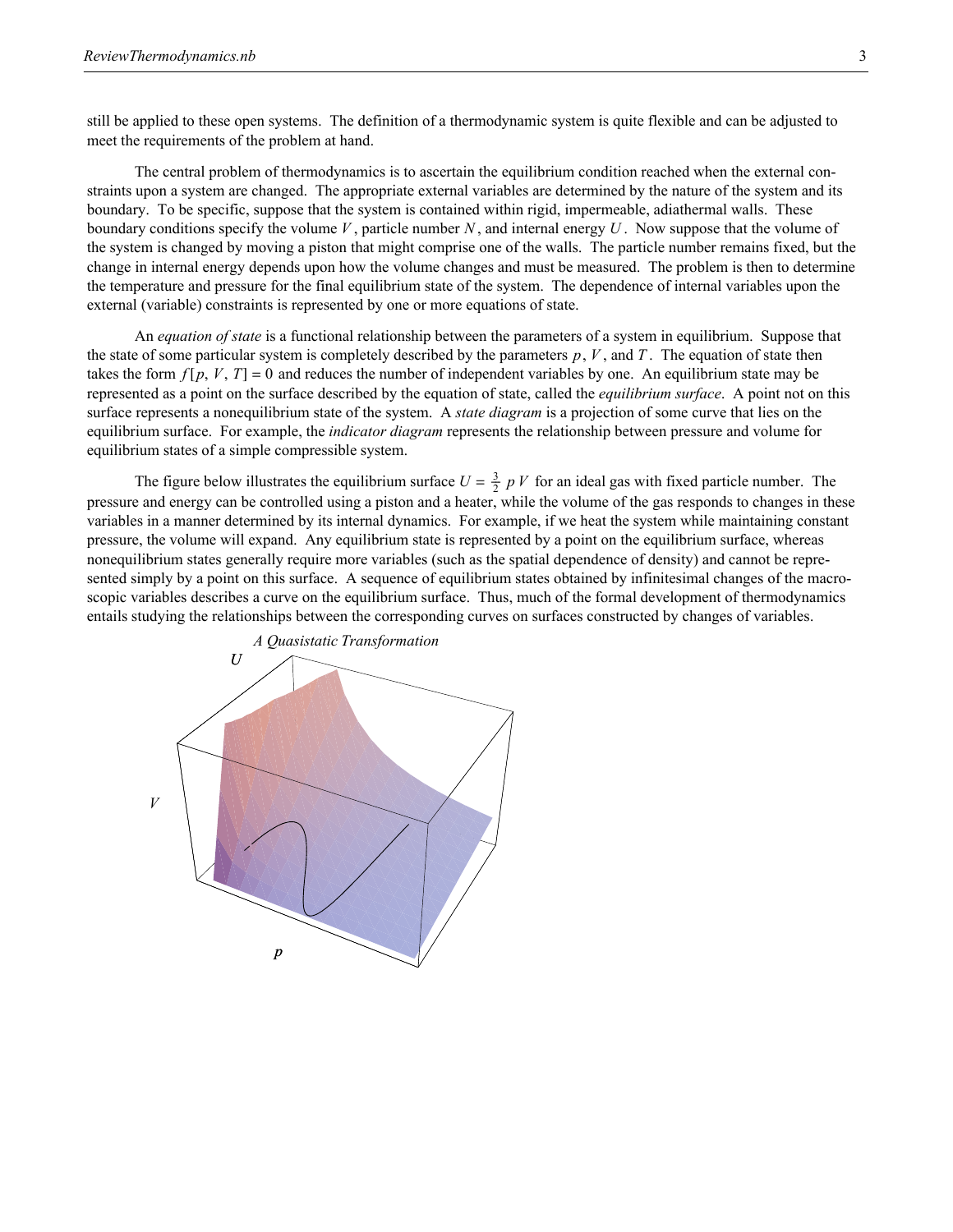still be applied to these open systems. The definition of a thermodynamic system is quite flexible and can be adjusted to meet the requirements of the problem at hand.

The central problem of thermodynamics is to ascertain the equilibrium condition reached when the external constraints upon a system are changed. The appropriate external variables are determined by the nature of the system and its boundary. To be specific, suppose that the system is contained within rigid, impermeable, adiathermal walls. These boundary conditions specify the volume $V$, particle number $N$, and internal energy $U$. Now suppose that the volume of the system is changed by moving a piston that might comprise one of the walls. The particle number remains fixed, but the change in internal energy depends upon how the volume changes and must be measured. The problem is then to determine the temperature and pressure for the final equilibrium state of the system. The dependence of internal variables upon the external (variable) constraints is represented by one or more equations of state.

An *equation of state* is a functional relationship between the parameters of a system in equilibrium. Suppose that the state of some particular system is completely described by the parameters $p$, $V$, and $T$. The equation of state then takes the form $f[p, V, T] = 0$ and reduces the number of independent variables by one. An equilibrium state may be represented as a point on the surface described by the equation of state, called the *equilibrium surface*. A point not on this surface represents a nonequilibrium state of the system. A *state diagram* is a projection of some curve that lies on the equilibrium surface. For example, the *indicator diagram* represents the relationship between pressure and volume for equilibrium states of a simple compressible system.

The figure below illustrates the equilibrium surface $U = \frac{3}{2}\, p\, V$ for an ideal gas with fixed particle number. The pressure and energy can be controlled using a piston and a heater, while the volume of the gas responds to changes in these variables in a manner determined by its internal dynamics. For example, if we heat the system while maintaining constant pressure, the volume will expand. Any equilibrium state is represented by a point on the equilibrium surface, whereas nonequilibrium states generally require more variables (such as the spatial dependence of density) and cannot be represented simply by a point on this surface. A sequence of equilibrium states obtained by infinitesimal changes of the macroscopic variables describes a curve on the equilibrium surface. Thus, much of the formal development of thermodynamics entails studying the relationships between the corresponding curves on surfaces constructed by changes of variables.

*A Quasistatic Transformation*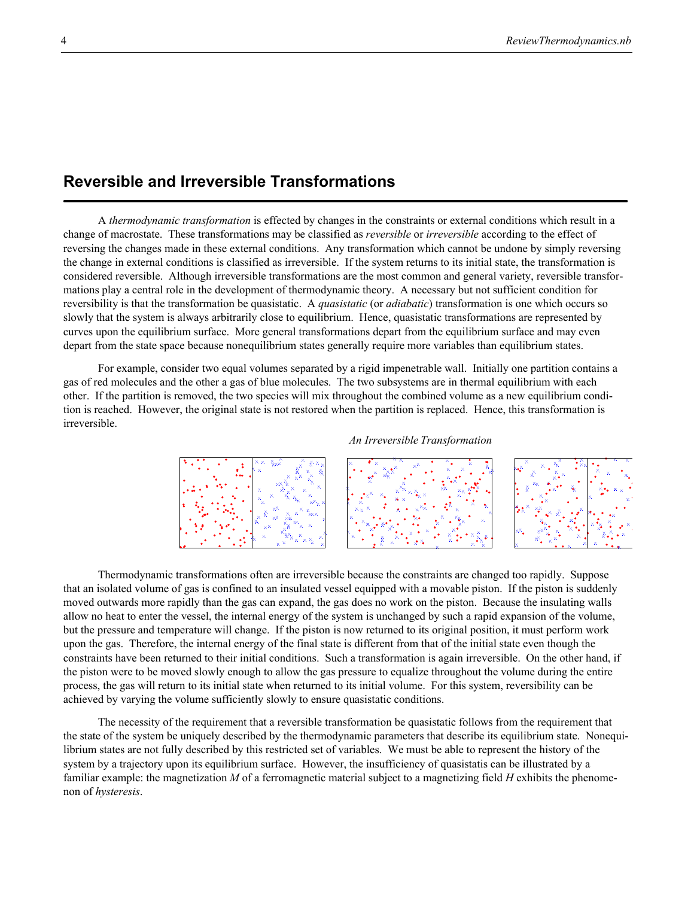## Reversible and Irreversible Transformations

A *thermodynamic transformation* is effected by changes in the constraints or external conditions which result in a change of macrostate. These transformations may be classified as *reversible* or *irreversible* according to the effect of reversing the changes made in these external conditions. Any transformation which cannot be undone by simply reversing the change in external conditions is classified as irreversible. If the system returns to its initial state, the transformation is considered reversible. Although irreversible transformations are the most common and general variety, reversible transformations play a central role in the development of thermodynamic theory. A necessary but not sufficient condition for reversibility is that the transformation be quasistatic. A *quasistatic* (or *adiabatic*) transformation is one which occurs so slowly that the system is always arbitrarily close to equilibrium. Hence, quasistatic transformations are represented by curves upon the equilibrium surface. More general transformations depart from the equilibrium surface and may even depart from the state space because nonequilibrium states generally require more variables than equilibrium states.

For example, consider two equal volumes separated by a rigid impenetrable wall. Initially one partition contains a gas of red molecules and the other a gas of blue molecules. The two subsystems are in thermal equilibrium with each other. If the partition is removed, the two species will mix throughout the combined volume as a new equilibrium condition is reached. However, the original state is not restored when the partition is replaced. Hence, this transformation is irreversible.

*An Irreversible Transformation*

Thermodynamic transformations often are irreversible because the constraints are changed too rapidly. Suppose that an isolated volume of gas is confined to an insulated vessel equipped with a movable piston. If the piston is suddenly moved outwards more rapidly than the gas can expand, the gas does no work on the piston. Because the insulating walls allow no heat to enter the vessel, the internal energy of the system is unchanged by such a rapid expansion of the volume, but the pressure and temperature will change. If the piston is now returned to its original position, it must perform work upon the gas. Therefore, the internal energy of the final state is different from that of the initial state even though the constraints have been returned to their initial conditions. Such a transformation is again irreversible. On the other hand, if the piston were to be moved slowly enough to allow the gas pressure to equalize throughout the volume during the entire process, the gas will return to its initial state when returned to its initial volume. For this system, reversibility can be achieved by varying the volume sufficiently slowly to ensure quasistatic conditions.

The necessity of the requirement that a reversible transformation be quasistatic follows from the requirement that the state of the system be uniquely described by the thermodynamic parameters that describe its equilibrium state. Nonequilibrium states are not fully described by this restricted set of variables. We must be able to represent the history of the system by a trajectory upon its equilibrium surface. However, the insufficiency of quasistatis can be illustrated by a familiar example: the magnetization $M$ of a ferromagnetic material subject to a magnetizing field $H$ exhibits the phenomenon of *hysteresis*.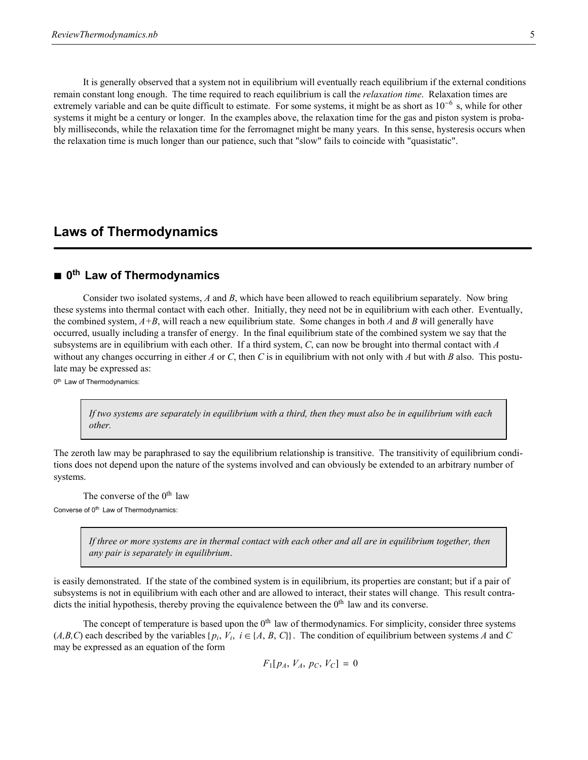It is generally observed that a system not in equilibrium will eventually reach equilibrium if the external conditions remain constant long enough. The time required to reach equilibrium is call the *relaxation time*. Relaxation times are extremely variable and can be quite difficult to estimate. For some systems, it might be as short as $10^{-6}$ s, while for other systems it might be a century or longer. In the examples above, the relaxation time for the gas and piston system is probably milliseconds, while the relaxation time for the ferromagnet might be many years. In this sense, hysteresis occurs when the relaxation time is much longer than our patience, such that "slow" fails to coincide with "quasistatic".

# Laws of Thermodynamics

## ■ $0^{th}$ Law of Thermodynamics

Consider two isolated systems, *A* and *B*, which have been allowed to reach equilibrium separately. Now bring these systems into thermal contact with each other. Initially, they need not be in equilibrium with each other. Eventually, the combined system, *A+B*, will reach a new equilibrium state. Some changes in both *A* and *B* will generally have occurred, usually including a transfer of energy. In the final equilibrium state of the combined system we say that the subsystems are in equilibrium with each other. If a third system, *C*, can now be brought into thermal contact with *A* without any changes occurring in either *A* or *C*, then *C* is in equilibrium with not only with *A* but with *B* also. This postulate may be expressed as:

$0^{th}$ Law of Thermodynamics:

> *If two systems are separately in equilibrium with a third, then they must also be in equilibrium with each other.*

The zeroth law may be paraphrased to say the equilibrium relationship is transitive. The transitivity of equilibrium conditions does not depend upon the nature of the systems involved and can obviously be extended to an arbitrary number of systems.

The converse of the $0^{th}$ law

Converse of $0^{th}$ Law of Thermodynamics:

> *If three or more systems are in thermal contact with each other and all are in equilibrium together, then any pair is separately in equilibrium.*

is easily demonstrated. If the state of the combined system is in equilibrium, its properties are constant; but if a pair of subsystems is not in equilibrium with each other and are allowed to interact, their states will change. This result contradicts the initial hypothesis, thereby proving the equivalence between the $0^{th}$ law and its converse.

The concept of temperature is based upon the $0^{th}$ law of thermodynamics. For simplicity, consider three systems (*A,B,C*) each described by the variables $\{p_i, V_i, \ i \in \{A, B, C\}\}$. The condition of equilibrium between systems *A* and *C* may be expressed as an equation of the form

$$F_1[p_A, V_A, p_C, V_C] = 0$$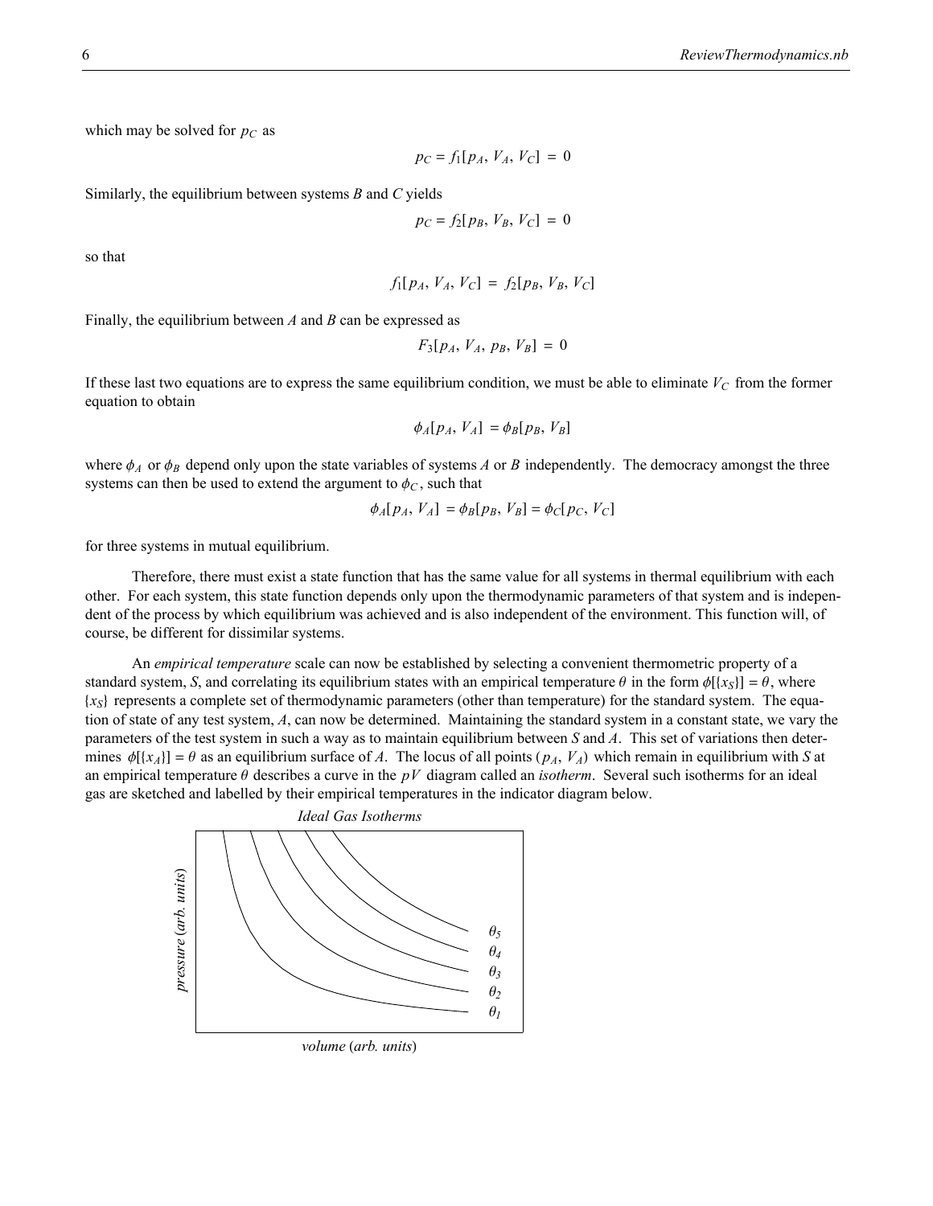which may be solved for $p_C$ as

$$p_C = f_1[p_A, V_A, V_C] = 0$$

Similarly, the equilibrium between systems *B* and *C* yields

$$p_C = f_2[p_B, V_B, V_C] = 0$$

so that

$$f_1[p_A, V_A, V_C] = f_2[p_B, V_B, V_C]$$

Finally, the equilibrium between *A* and *B* can be expressed as

$$F_3[p_A, V_A, p_B, V_B] = 0$$

If these last two equations are to express the same equilibrium condition, we must be able to eliminate $V_C$ from the former equation to obtain

$$\phi_A[p_A, V_A] = \phi_B[p_B, V_B]$$

where $\phi_A$ or $\phi_B$ depend only upon the state variables of systems *A* or *B* independently. The democracy amongst the three systems can then be used to extend the argument to $\phi_C$, such that

$$\phi_A[p_A, V_A] = \phi_B[p_B, V_B] = \phi_C[p_C, V_C]$$

for three systems in mutual equilibrium.

Therefore, there must exist a state function that has the same value for all systems in thermal equilibrium with each other. For each system, this state function depends only upon the thermodynamic parameters of that system and is independent of the process by which equilibrium was achieved and is also independent of the environment. This function will, of course, be different for dissimilar systems.

An *empirical temperature* scale can now be established by selecting a convenient thermometric property of a standard system, *S*, and correlating its equilibrium states with an empirical temperature $\theta$ in the form $\phi[\{x_S\}] = \theta$, where $\{x_S\}$ represents a complete set of thermodynamic parameters (other than temperature) for the standard system. The equation of state of any test system, *A*, can now be determined. Maintaining the standard system in a constant state, we vary the parameters of the test system in such a way as to maintain equilibrium between *S* and *A*. This set of variations then determines $\phi[\{x_A\}] = \theta$ as an equilibrium surface of *A*. The locus of all points $(p_A, V_A)$ which remain in equilibrium with *S* at an empirical temperature $\theta$ describes a curve in the $pV$ diagram called an *isotherm*. Several such isotherms for an ideal gas are sketched and labelled by their empirical temperatures in the indicator diagram below.

*Ideal Gas Isotherms*

pressure (*arb. units*) vs. volume (*arb. units*); curves labelled $\theta_1$, $\theta_2$, $\theta_3$, $\theta_4$, $\theta_5$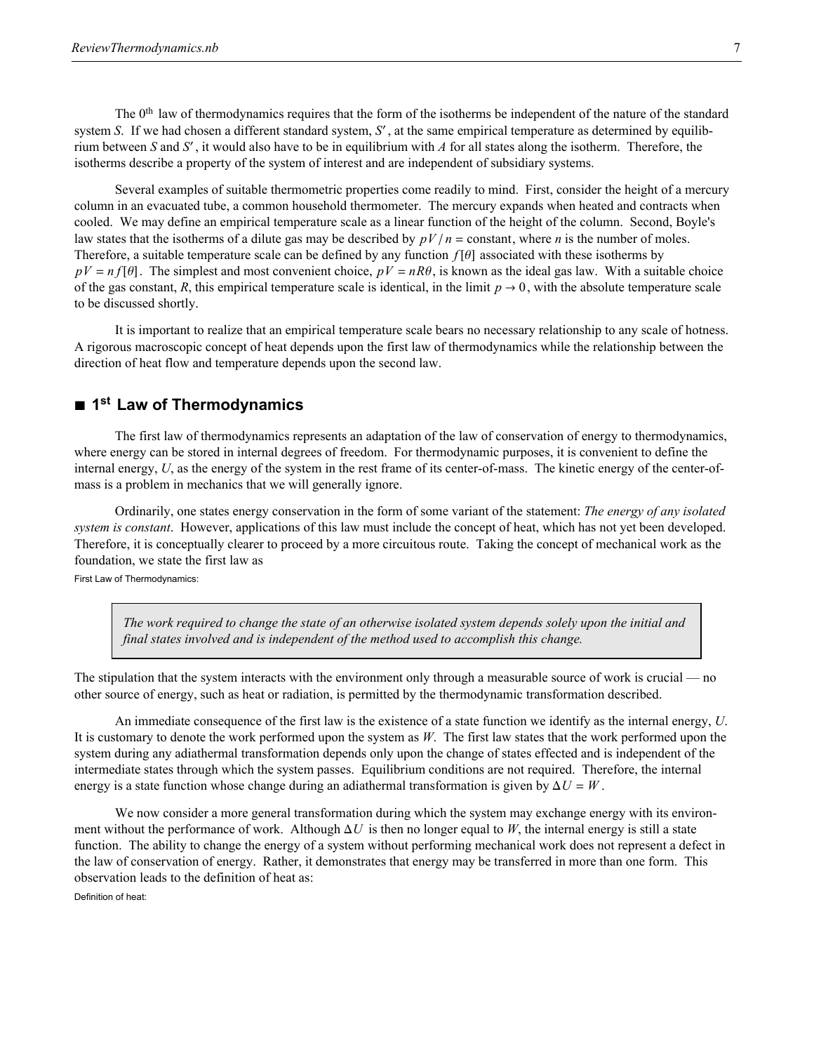The $0^{\text{th}}$ law of thermodynamics requires that the form of the isotherms be independent of the nature of the standard system *S*. If we had chosen a different standard system, $S'$, at the same empirical temperature as determined by equilibrium between *S* and $S'$, it would also have to be in equilibrium with *A* for all states along the isotherm. Therefore, the isotherms describe a property of the system of interest and are independent of subsidiary systems.

Several examples of suitable thermometric properties come readily to mind. First, consider the height of a mercury column in an evacuated tube, a common household thermometer. The mercury expands when heated and contracts when cooled. We may define an empirical temperature scale as a linear function of the height of the column. Second, Boyle's law states that the isotherms of a dilute gas may be described by $pV/n =$ constant, where *n* is the number of moles. Therefore, a suitable temperature scale can be defined by any function $f[\theta]$ associated with these isotherms by $pV = n f[\theta]$. The simplest and most convenient choice, $pV = nR\theta$, is known as the ideal gas law. With a suitable choice of the gas constant, *R*, this empirical temperature scale is identical, in the limit $p \to 0$, with the absolute temperature scale to be discussed shortly.

It is important to realize that an empirical temperature scale bears no necessary relationship to any scale of hotness. A rigorous macroscopic concept of heat depends upon the first law of thermodynamics while the relationship between the direction of heat flow and temperature depends upon the second law.

## ■ $1^{\text{st}}$ Law of Thermodynamics

The first law of thermodynamics represents an adaptation of the law of conservation of energy to thermodynamics, where energy can be stored in internal degrees of freedom. For thermodynamic purposes, it is convenient to define the internal energy, *U*, as the energy of the system in the rest frame of its center-of-mass. The kinetic energy of the center-of-mass is a problem in mechanics that we will generally ignore.

Ordinarily, one states energy conservation in the form of some variant of the statement: *The energy of any isolated system is constant*. However, applications of this law must include the concept of heat, which has not yet been developed. Therefore, it is conceptually clearer to proceed by a more circuitous route. Taking the concept of mechanical work as the foundation, we state the first law as

First Law of Thermodynamics:

> *The work required to change the state of an otherwise isolated system depends solely upon the initial and final states involved and is independent of the method used to accomplish this change.*

The stipulation that the system interacts with the environment only through a measurable source of work is crucial — no other source of energy, such as heat or radiation, is permitted by the thermodynamic transformation described.

An immediate consequence of the first law is the existence of a state function we identify as the internal energy, *U*. It is customary to denote the work performed upon the system as *W*. The first law states that the work performed upon the system during any adiathermal transformation depends only upon the change of states effected and is independent of the intermediate states through which the system passes. Equilibrium conditions are not required. Therefore, the internal energy is a state function whose change during an adiathermal transformation is given by $\Delta U = W$.

We now consider a more general transformation during which the system may exchange energy with its environment without the performance of work. Although $\Delta U$ is then no longer equal to *W*, the internal energy is still a state function. The ability to change the energy of a system without performing mechanical work does not represent a defect in the law of conservation of energy. Rather, it demonstrates that energy may be transferred in more than one form. This observation leads to the definition of heat as:

Definition of heat: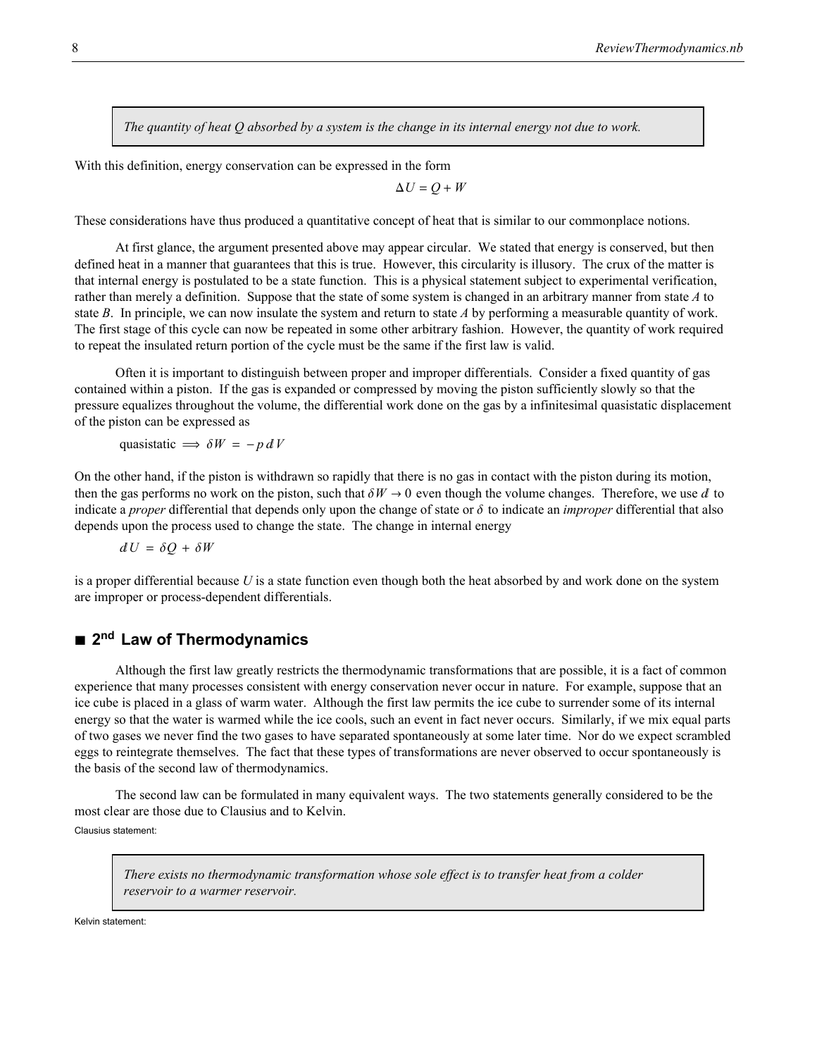> *The quantity of heat Q absorbed by a system is the change in its internal energy not due to work.*

With this definition, energy conservation can be expressed in the form

$$\Delta U = Q + W$$

These considerations have thus produced a quantitative concept of heat that is similar to our commonplace notions.

At first glance, the argument presented above may appear circular. We stated that energy is conserved, but then defined heat in a manner that guarantees that this is true. However, this circularity is illusory. The crux of the matter is that internal energy is postulated to be a state function. This is a physical statement subject to experimental verification, rather than merely a definition. Suppose that the state of some system is changed in an arbitrary manner from state *A* to state *B*. In principle, we can now insulate the system and return to state *A* by performing a measurable quantity of work. The first stage of this cycle can now be repeated in some other arbitrary fashion. However, the quantity of work required to repeat the insulated return portion of the cycle must be the same if the first law is valid.

Often it is important to distinguish between proper and improper differentials. Consider a fixed quantity of gas contained within a piston. If the gas is expanded or compressed by moving the piston sufficiently slowly so that the pressure equalizes throughout the volume, the differential work done on the gas by a infinitesimal quasistatic displacement of the piston can be expressed as

$$\text{quasistatic} \implies \delta W = -p\, dV$$

On the other hand, if the piston is withdrawn so rapidly that there is no gas in contact with the piston during its motion, then the gas performs no work on the piston, such that $\delta W \to 0$ even though the volume changes. Therefore, we use $d$ to indicate a *proper* differential that depends only upon the change of state or $\delta$ to indicate an *improper* differential that also depends upon the process used to change the state. The change in internal energy

$$dU = \delta Q + \delta W$$

is a proper differential because $U$ is a state function even though both the heat absorbed by and work done on the system are improper or process-dependent differentials.

## ■ 2nd Law of Thermodynamics

Although the first law greatly restricts the thermodynamic transformations that are possible, it is a fact of common experience that many processes consistent with energy conservation never occur in nature. For example, suppose that an ice cube is placed in a glass of warm water. Although the first law permits the ice cube to surrender some of its internal energy so that the water is warmed while the ice cools, such an event in fact never occurs. Similarly, if we mix equal parts of two gases we never find the two gases to have separated spontaneously at some later time. Nor do we expect scrambled eggs to reintegrate themselves. The fact that these types of transformations are never observed to occur spontaneously is the basis of the second law of thermodynamics.

The second law can be formulated in many equivalent ways. The two statements generally considered to be the most clear are those due to Clausius and to Kelvin.

Clausius statement:

> *There exists no thermodynamic transformation whose sole effect is to transfer heat from a colder reservoir to a warmer reservoir.*

Kelvin statement: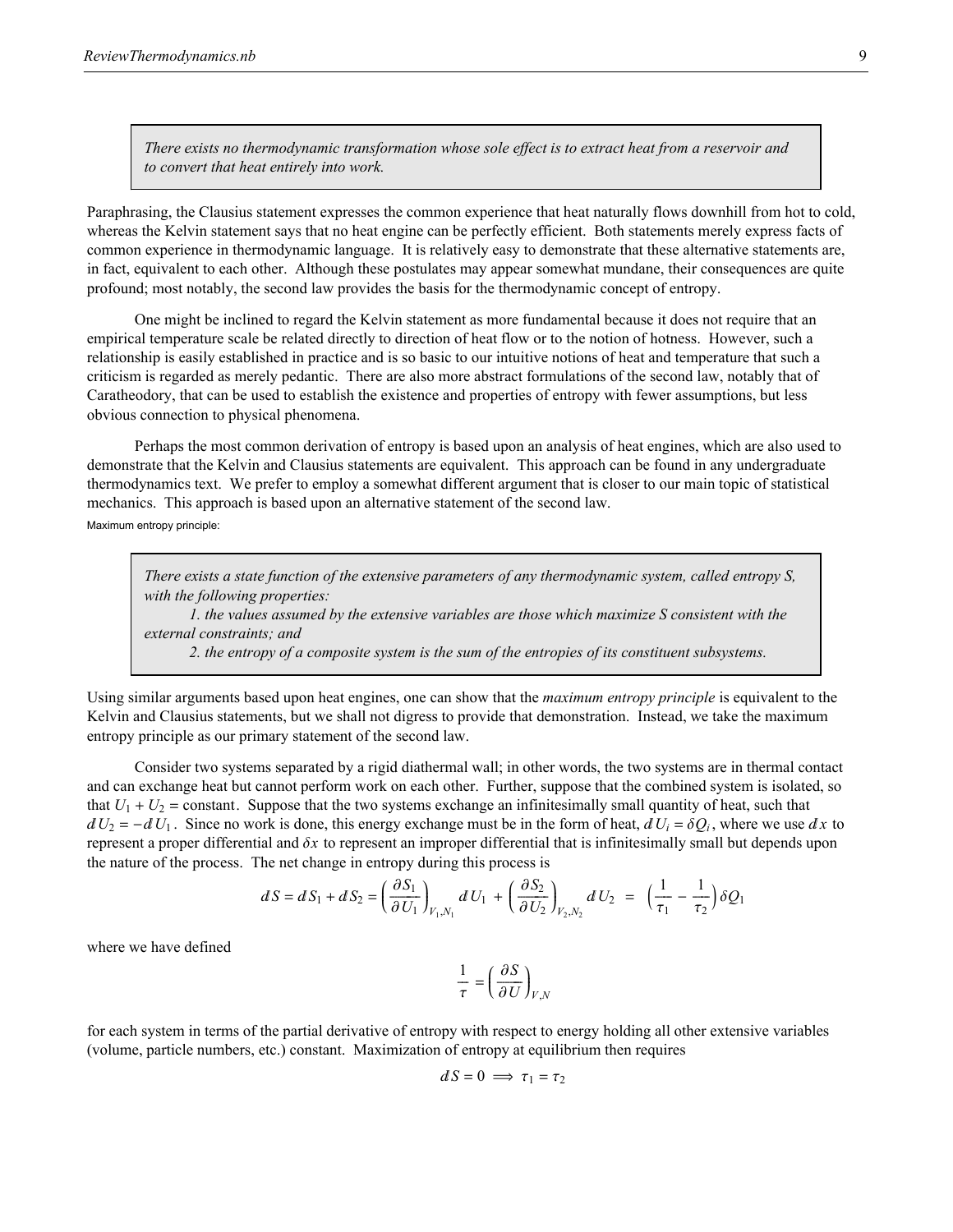> *There exists no thermodynamic transformation whose sole effect is to extract heat from a reservoir and to convert that heat entirely into work.*

Paraphrasing, the Clausius statement expresses the common experience that heat naturally flows downhill from hot to cold, whereas the Kelvin statement says that no heat engine can be perfectly efficient. Both statements merely express facts of common experience in thermodynamic language. It is relatively easy to demonstrate that these alternative statements are, in fact, equivalent to each other. Although these postulates may appear somewhat mundane, their consequences are quite profound; most notably, the second law provides the basis for the thermodynamic concept of entropy.

One might be inclined to regard the Kelvin statement as more fundamental because it does not require that an empirical temperature scale be related directly to direction of heat flow or to the notion of hotness. However, such a relationship is easily established in practice and is so basic to our intuitive notions of heat and temperature that such a criticism is regarded as merely pedantic. There are also more abstract formulations of the second law, notably that of Caratheodory, that can be used to establish the existence and properties of entropy with fewer assumptions, but less obvious connection to physical phenomena.

Perhaps the most common derivation of entropy is based upon an analysis of heat engines, which are also used to demonstrate that the Kelvin and Clausius statements are equivalent. This approach can be found in any undergraduate thermodynamics text. We prefer to employ a somewhat different argument that is closer to our main topic of statistical mechanics. This approach is based upon an alternative statement of the second law.

Maximum entropy principle:

> *There exists a state function of the extensive parameters of any thermodynamic system, called entropy S, with the following properties:*
>
> *1. the values assumed by the extensive variables are those which maximize S consistent with the external constraints; and*
>
> *2. the entropy of a composite system is the sum of the entropies of its constituent subsystems.*

Using similar arguments based upon heat engines, one can show that the *maximum entropy principle* is equivalent to the Kelvin and Clausius statements, but we shall not digress to provide that demonstration. Instead, we take the maximum entropy principle as our primary statement of the second law.

Consider two systems separated by a rigid diathermal wall; in other words, the two systems are in thermal contact and can exchange heat but cannot perform work on each other. Further, suppose that the combined system is isolated, so that $U_1 + U_2 = \text{constant}$. Suppose that the two systems exchange an infinitesimally small quantity of heat, such that $dU_2 = -dU_1$. Since no work is done, this energy exchange must be in the form of heat, $dU_i = \delta Q_i$, where we use $dx$ to represent a proper differential and $\delta x$ to represent an improper differential that is infinitesimally small but depends upon the nature of the process. The net change in entropy during this process is

$$dS = dS_1 + dS_2 = \left(\frac{\partial S_1}{\partial U_1}\right)_{V_1,N_1} dU_1 + \left(\frac{\partial S_2}{\partial U_2}\right)_{V_2,N_2} dU_2 \;=\; \left(\frac{1}{\tau_1} - \frac{1}{\tau_2}\right)\delta Q_1$$

where we have defined

$$\frac{1}{\tau} = \left(\frac{\partial S}{\partial U}\right)_{V,N}$$

for each system in terms of the partial derivative of entropy with respect to energy holding all other extensive variables (volume, particle numbers, etc.) constant. Maximization of entropy at equilibrium then requires

$$dS = 0 \implies \tau_1 = \tau_2$$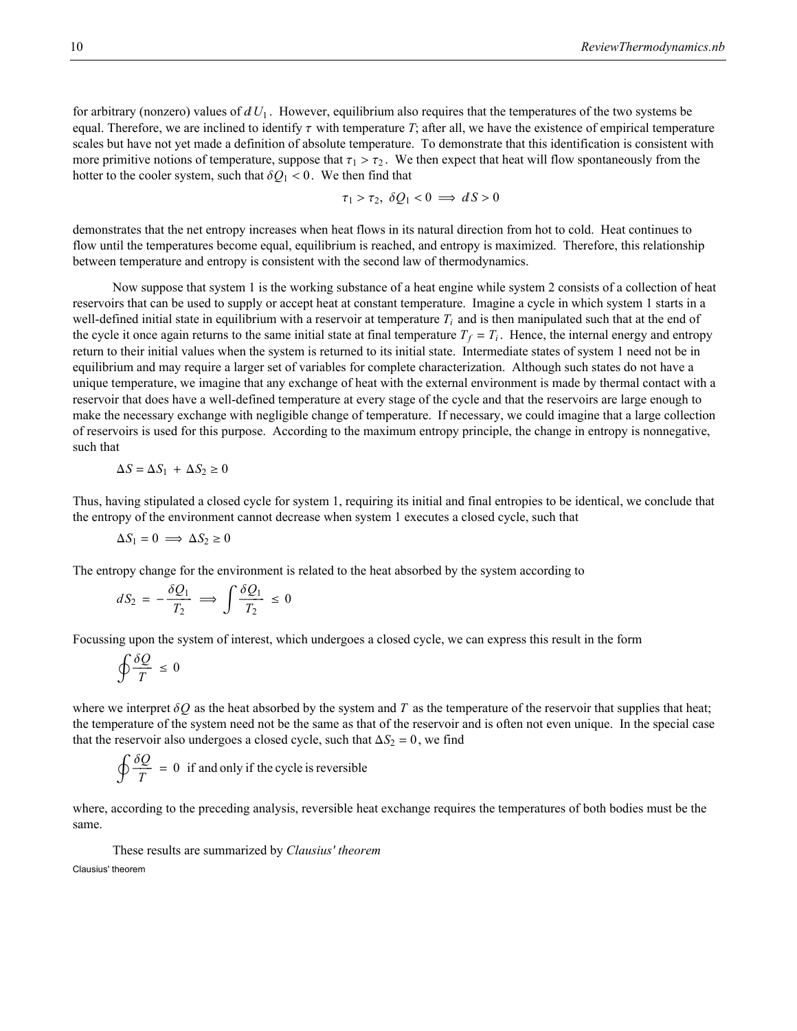for arbitrary (nonzero) values of $dU_1$. However, equilibrium also requires that the temperatures of the two systems be equal. Therefore, we are inclined to identify $\tau$ with temperature $T$; after all, we have the existence of empirical temperature scales but have not yet made a definition of absolute temperature. To demonstrate that this identification is consistent with more primitive notions of temperature, suppose that $\tau_1 > \tau_2$. We then expect that heat will flow spontaneously from the hotter to the cooler system, such that $\delta Q_1 < 0$. We then find that

$$\tau_1 > \tau_2,\ \delta Q_1 < 0 \implies dS > 0$$

demonstrates that the net entropy increases when heat flows in its natural direction from hot to cold. Heat continues to flow until the temperatures become equal, equilibrium is reached, and entropy is maximized. Therefore, this relationship between temperature and entropy is consistent with the second law of thermodynamics.

Now suppose that system 1 is the working substance of a heat engine while system 2 consists of a collection of heat reservoirs that can be used to supply or accept heat at constant temperature. Imagine a cycle in which system 1 starts in a well-defined initial state in equilibrium with a reservoir at temperature $T_i$ and is then manipulated such that at the end of the cycle it once again returns to the same initial state at final temperature $T_f = T_i$. Hence, the internal energy and entropy return to their initial values when the system is returned to its initial state. Intermediate states of system 1 need not be in equilibrium and may require a larger set of variables for complete characterization. Although such states do not have a unique temperature, we imagine that any exchange of heat with the external environment is made by thermal contact with a reservoir that does have a well-defined temperature at every stage of the cycle and that the reservoirs are large enough to make the necessary exchange with negligible change of temperature. If necessary, we could imagine that a large collection of reservoirs is used for this purpose. According to the maximum entropy principle, the change in entropy is nonnegative, such that

$$\Delta S = \Delta S_1 + \Delta S_2 \geq 0$$

Thus, having stipulated a closed cycle for system 1, requiring its initial and final entropies to be identical, we conclude that the entropy of the environment cannot decrease when system 1 executes a closed cycle, such that

$$\Delta S_1 = 0 \implies \Delta S_2 \geq 0$$

The entropy change for the environment is related to the heat absorbed by the system according to

$$dS_2 = -\frac{\delta Q_1}{T_2} \implies \int \frac{\delta Q_1}{T_2} \leq 0$$

Focussing upon the system of interest, which undergoes a closed cycle, we can express this result in the form

$$\oint \frac{\delta Q}{T} \leq 0$$

where we interpret $\delta Q$ as the heat absorbed by the system and $T$ as the temperature of the reservoir that supplies that heat; the temperature of the system need not be the same as that of the reservoir and is often not even unique. In the special case that the reservoir also undergoes a closed cycle, such that $\Delta S_2 = 0$, we find

$$\oint \frac{\delta Q}{T} = 0 \text{ if and only if the cycle is reversible}$$

where, according to the preceding analysis, reversible heat exchange requires the temperatures of both bodies must be the same.

These results are summarized by *Clausius' theorem*

Clausius' theorem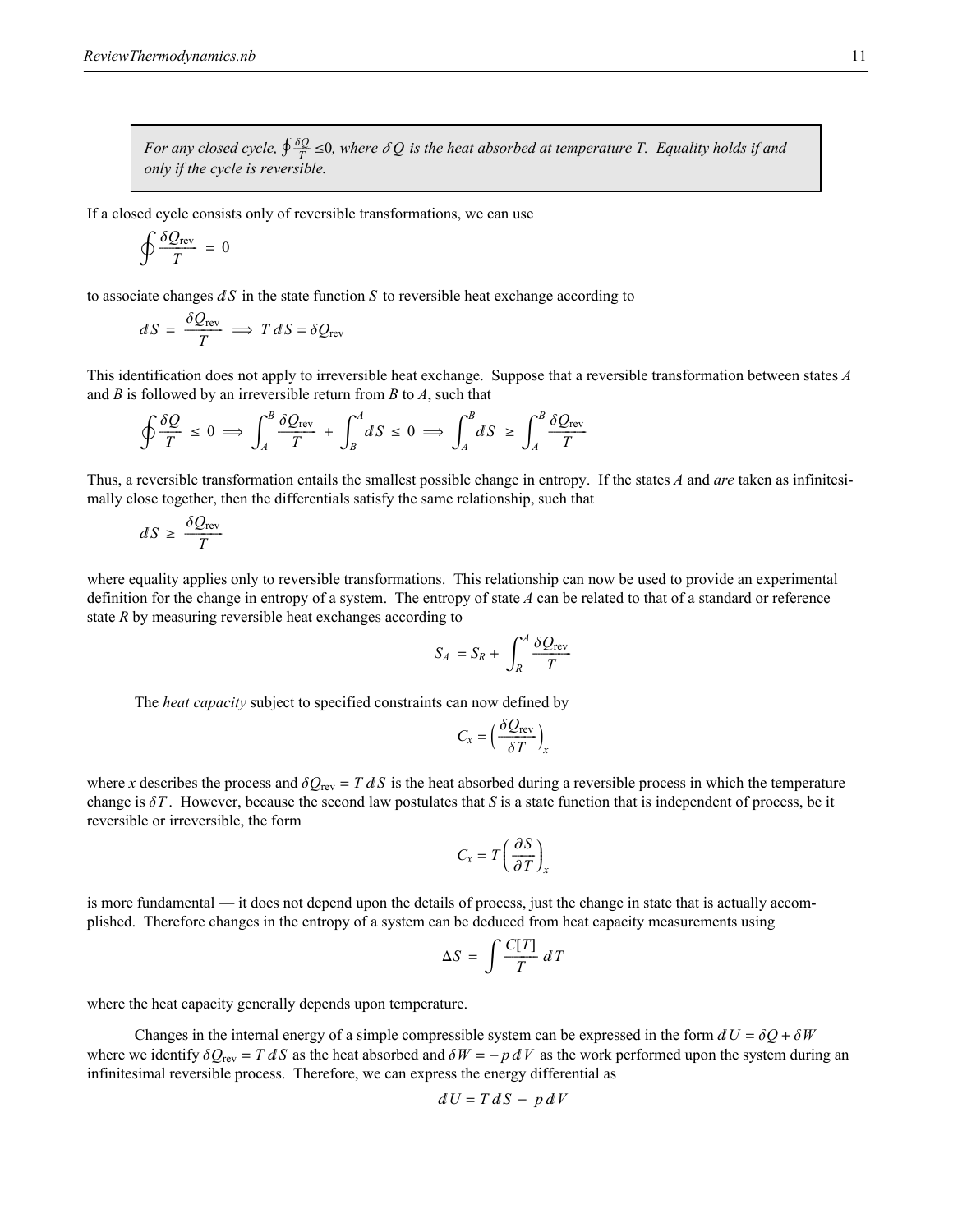> *For any closed cycle, $\oint \frac{\delta Q}{T} \leq 0$, where $\delta Q$ is the heat absorbed at temperature T. Equality holds if and only if the cycle is reversible.*

If a closed cycle consists only of reversible transformations, we can use

$$\oint \frac{\delta Q_{\text{rev}}}{T} = 0$$

to associate changes $dS$ in the state function $S$ to reversible heat exchange according to

$$dS = \frac{\delta Q_{\text{rev}}}{T} \Longrightarrow T\,dS = \delta Q_{\text{rev}}$$

This identification does not apply to irreversible heat exchange. Suppose that a reversible transformation between states $A$ and $B$ is followed by an irreversible return from $B$ to $A$, such that

$$\oint \frac{\delta Q}{T} \leq 0 \Longrightarrow \int_A^B \frac{\delta Q_{\text{rev}}}{T} + \int_B^A dS \leq 0 \Longrightarrow \int_A^B dS \geq \int_A^B \frac{\delta Q_{\text{rev}}}{T}$$

Thus, a reversible transformation entails the smallest possible change in entropy. If the states $A$ and *are* taken as infinitesimally close together, then the differentials satisfy the same relationship, such that

$$dS \geq \frac{\delta Q_{\text{rev}}}{T}$$

where equality applies only to reversible transformations. This relationship can now be used to provide an experimental definition for the change in entropy of a system. The entropy of state $A$ can be related to that of a standard or reference state $R$ by measuring reversible heat exchanges according to

$$S_A = S_R + \int_R^A \frac{\delta Q_{\text{rev}}}{T}$$

The *heat capacity* subject to specified constraints can now defined by

$$C_x = \left(\frac{\delta Q_{\text{rev}}}{\delta T}\right)_x$$

where $x$ describes the process and $\delta Q_{\text{rev}} = T\,dS$ is the heat absorbed during a reversible process in which the temperature change is $\delta T$. However, because the second law postulates that $S$ is a state function that is independent of process, be it reversible or irreversible, the form

$$C_x = T\left(\frac{\partial S}{\partial T}\right)_x$$

is more fundamental — it does not depend upon the details of process, just the change in state that is actually accomplished. Therefore changes in the entropy of a system can be deduced from heat capacity measurements using

$$\Delta S = \int \frac{C[T]}{T}\,dT$$

where the heat capacity generally depends upon temperature.

Changes in the internal energy of a simple compressible system can be expressed in the form $dU = \delta Q + \delta W$ where we identify $\delta Q_{\text{rev}} = T\,dS$ as the heat absorbed and $\delta W = -p\,dV$ as the work performed upon the system during an infinitesimal reversible process. Therefore, we can express the energy differential as

$$dU = T\,dS - p\,dV$$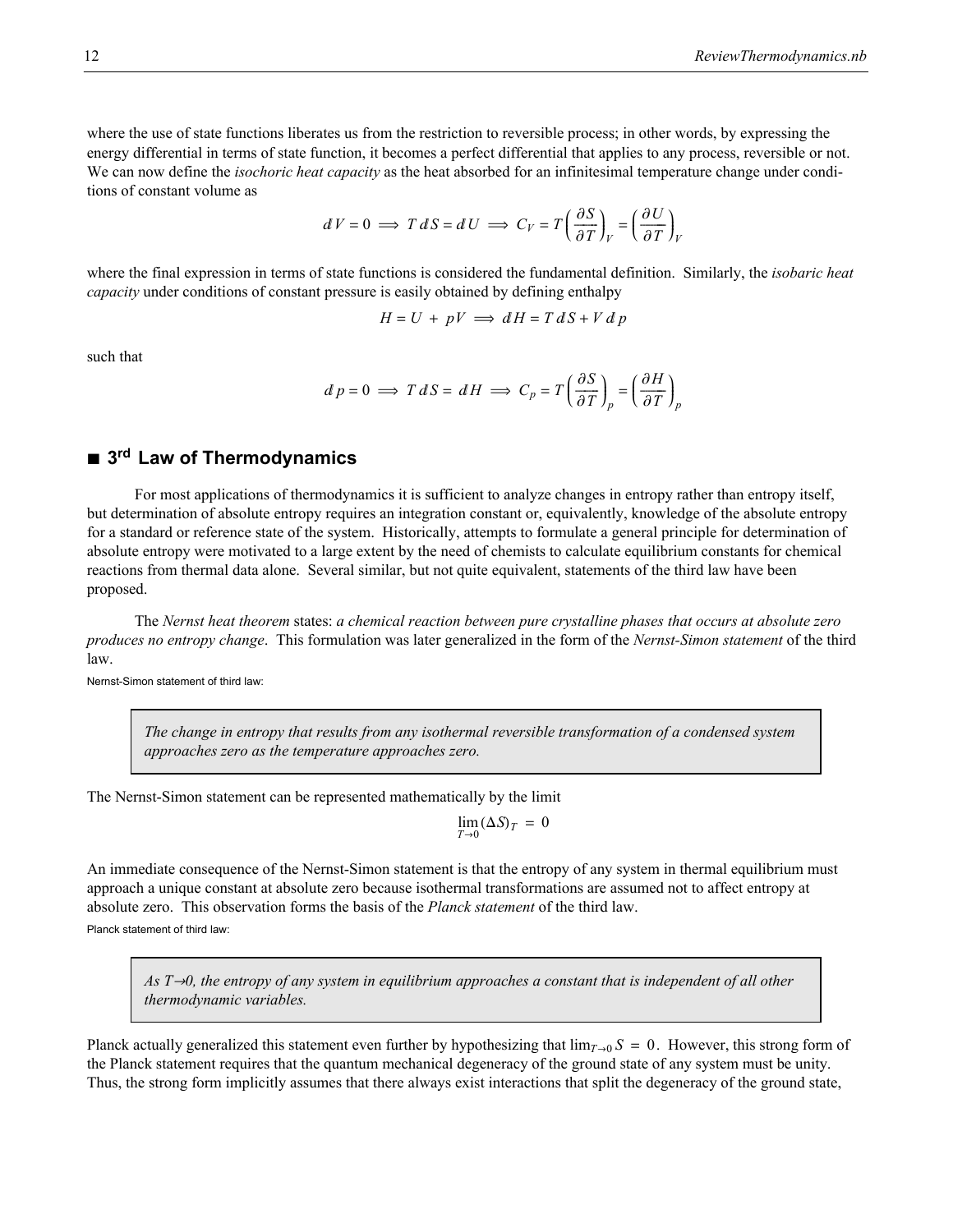where the use of state functions liberates us from the restriction to reversible process; in other words, by expressing the energy differential in terms of state function, it becomes a perfect differential that applies to any process, reversible or not. We can now define the *isochoric heat capacity* as the heat absorbed for an infinitesimal temperature change under conditions of constant volume as

$$dV = 0 \implies T\,dS = dU \implies C_V = T\left(\frac{\partial S}{\partial T}\right)_V = \left(\frac{\partial U}{\partial T}\right)_V$$

where the final expression in terms of state functions is considered the fundamental definition. Similarly, the *isobaric heat capacity* under conditions of constant pressure is easily obtained by defining enthalpy

$$H = U + pV \implies dH = T\,dS + V\,dp$$

such that

$$dp = 0 \implies T\,dS = dH \implies C_p = T\left(\frac{\partial S}{\partial T}\right)_p = \left(\frac{\partial H}{\partial T}\right)_p$$

## ■ 3rd Law of Thermodynamics

For most applications of thermodynamics it is sufficient to analyze changes in entropy rather than entropy itself, but determination of absolute entropy requires an integration constant or, equivalently, knowledge of the absolute entropy for a standard or reference state of the system. Historically, attempts to formulate a general principle for determination of absolute entropy were motivated to a large extent by the need of chemists to calculate equilibrium constants for chemical reactions from thermal data alone. Several similar, but not quite equivalent, statements of the third law have been proposed.

The *Nernst heat theorem* states: *a chemical reaction between pure crystalline phases that occurs at absolute zero produces no entropy change*. This formulation was later generalized in the form of the *Nernst-Simon statement* of the third law.

Nernst-Simon statement of third law:

> *The change in entropy that results from any isothermal reversible transformation of a condensed system approaches zero as the temperature approaches zero.*

The Nernst-Simon statement can be represented mathematically by the limit

$$\lim_{T \to 0} (\Delta S)_T = 0$$

An immediate consequence of the Nernst-Simon statement is that the entropy of any system in thermal equilibrium must approach a unique constant at absolute zero because isothermal transformations are assumed not to affect entropy at absolute zero. This observation forms the basis of the *Planck statement* of the third law.

Planck statement of third law:

> *As $T \to 0$, the entropy of any system in equilibrium approaches a constant that is independent of all other thermodynamic variables.*

Planck actually generalized this statement even further by hypothesizing that $\lim_{T \to 0} S = 0$. However, this strong form of the Planck statement requires that the quantum mechanical degeneracy of the ground state of any system must be unity. Thus, the strong form implicitly assumes that there always exist interactions that split the degeneracy of the ground state,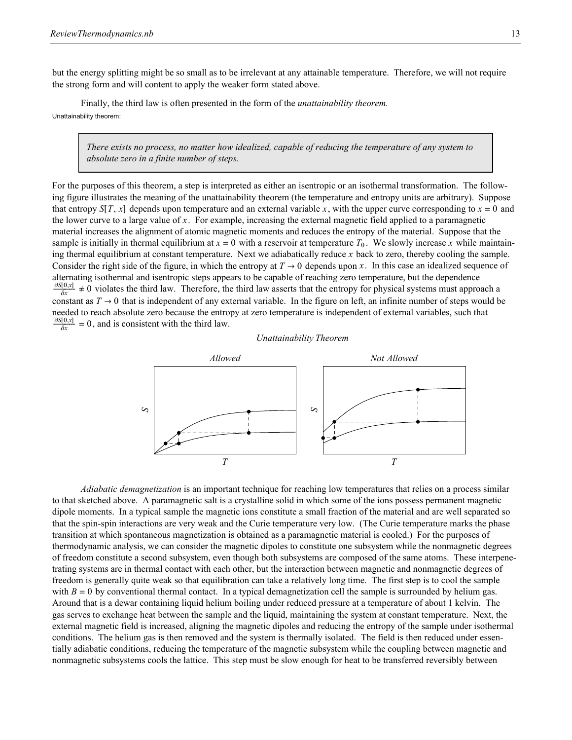but the energy splitting might be so small as to be irrelevant at any attainable temperature. Therefore, we will not require the strong form and will content to apply the weaker form stated above.

Finally, the third law is often presented in the form of the *unattainability theorem.*

Unattainability theorem:

> *There exists no process, no matter how idealized, capable of reducing the temperature of any system to absolute zero in a finite number of steps.*

For the purposes of this theorem, a step is interpreted as either an isentropic or an isothermal transformation. The following figure illustrates the meaning of the unattainability theorem (the temperature and entropy units are arbitrary). Suppose that entropy $S[T, x]$ depends upon temperature and an external variable $x$, with the upper curve corresponding to $x = 0$ and the lower curve to a large value of $x$. For example, increasing the external magnetic field applied to a paramagnetic material increases the alignment of atomic magnetic moments and reduces the entropy of the material. Suppose that the sample is initially in thermal equilibrium at $x = 0$ with a reservoir at temperature $T_0$. We slowly increase $x$ while maintaining thermal equilibrium at constant temperature. Next we adiabatically reduce $x$ back to zero, thereby cooling the sample. Consider the right side of the figure, in which the entropy at $T \to 0$ depends upon $x$. In this case an idealized sequence of alternating isothermal and isentropic steps appears to be capable of reaching zero temperature, but the dependence $\frac{\partial S[0,x]}{\partial x} \neq 0$ violates the third law. Therefore, the third law asserts that the entropy for physical systems must approach a constant as $T \to 0$ that is independent of any external variable. In the figure on left, an infinite number of steps would be needed to reach absolute zero because the entropy at zero temperature is independent of external variables, such that $\frac{\partial S[0,x]}{\partial x} = 0$, and is consistent with the third law.

*Unattainability Theorem*

*Allowed* | *Not Allowed*

*Adiabatic demagnetization* is an important technique for reaching low temperatures that relies on a process similar to that sketched above. A paramagnetic salt is a crystalline solid in which some of the ions possess permanent magnetic dipole moments. In a typical sample the magnetic ions constitute a small fraction of the material and are well separated so that the spin-spin interactions are very weak and the Curie temperature very low. (The Curie temperature marks the phase transition at which spontaneous magnetization is obtained as a paramagnetic material is cooled.) For the purposes of thermodynamic analysis, we can consider the magnetic dipoles to constitute one subsystem while the nonmagnetic degrees of freedom constitute a second subsystem, even though both subsystems are composed of the same atoms. These interpenetrating systems are in thermal contact with each other, but the interaction between magnetic and nonmagnetic degrees of freedom is generally quite weak so that equilibration can take a relatively long time. The first step is to cool the sample with $B = 0$ by conventional thermal contact. In a typical demagnetization cell the sample is surrounded by helium gas. Around that is a dewar containing liquid helium boiling under reduced pressure at a temperature of about 1 kelvin. The gas serves to exchange heat between the sample and the liquid, maintaining the system at constant temperature. Next, the external magnetic field is increased, aligning the magnetic dipoles and reducing the entropy of the sample under isothermal conditions. The helium gas is then removed and the system is thermally isolated. The field is then reduced under essentially adiabatic conditions, reducing the temperature of the magnetic subsystem while the coupling between magnetic and nonmagnetic subsystems cools the lattice. This step must be slow enough for heat to be transferred reversibly between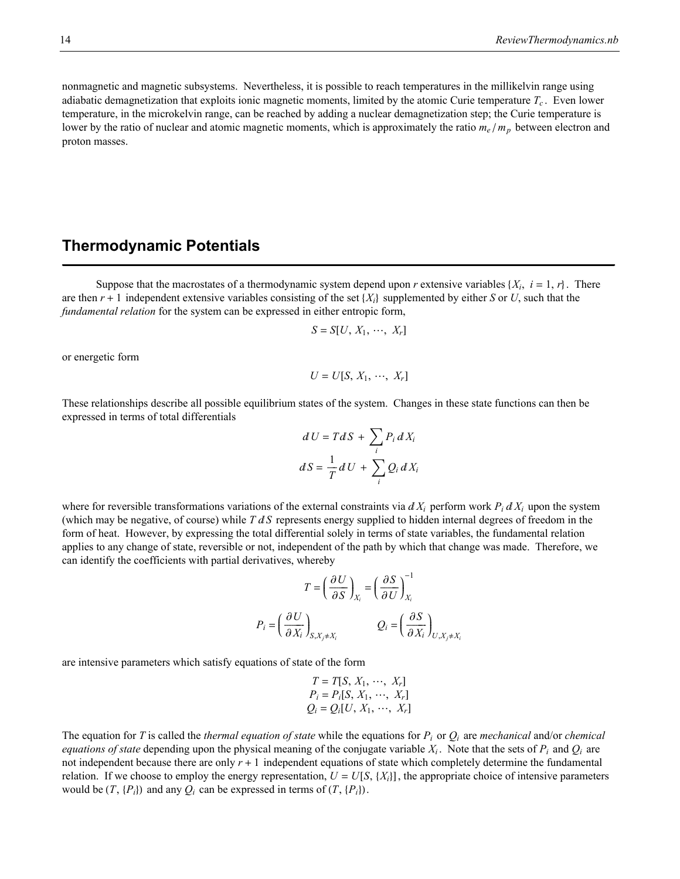nonmagnetic and magnetic subsystems. Nevertheless, it is possible to reach temperatures in the millikelvin range using adiabatic demagnetization that exploits ionic magnetic moments, limited by the atomic Curie temperature $T_c$. Even lower temperature, in the microkelvin range, can be reached by adding a nuclear demagnetization step; the Curie temperature is lower by the ratio of nuclear and atomic magnetic moments, which is approximately the ratio $m_e / m_p$ between electron and proton masses.

## Thermodynamic Potentials

Suppose that the macrostates of a thermodynamic system depend upon $r$ extensive variables $\{X_i,\ i = 1, r\}$. There are then $r + 1$ independent extensive variables consisting of the set $\{X_i\}$ supplemented by either $S$ or $U$, such that the *fundamental relation* for the system can be expressed in either entropic form,

$$S = S[U, X_1, \cdots, X_r]$$

or energetic form

$$U = U[S, X_1, \cdots, X_r]$$

These relationships describe all possible equilibrium states of the system. Changes in these state functions can then be expressed in terms of total differentials

$$dU = T\,dS + \sum_i P_i\,dX_i$$

$$dS = \frac{1}{T}\,dU + \sum_i Q_i\,dX_i$$

where for reversible transformations variations of the external constraints via $dX_i$ perform work $P_i\,dX_i$ upon the system (which may be negative, of course) while $T\,dS$ represents energy supplied to hidden internal degrees of freedom in the form of heat. However, by expressing the total differential solely in terms of state variables, the fundamental relation applies to any change of state, reversible or not, independent of the path by which that change was made. Therefore, we can identify the coefficients with partial derivatives, whereby

$$T = \left(\frac{\partial U}{\partial S}\right)_{X_i} = \left(\frac{\partial S}{\partial U}\right)_{X_i}^{-1}$$

$$P_i = \left(\frac{\partial U}{\partial X_i}\right)_{S, X_j \neq X_i} \qquad Q_i = \left(\frac{\partial S}{\partial X_i}\right)_{U, X_j \neq X_i}$$

are intensive parameters which satisfy equations of state of the form

$$T = T[S, X_1, \cdots, X_r]$$
$$P_i = P_i[S, X_1, \cdots, X_r]$$
$$Q_i = Q_i[U, X_1, \cdots, X_r]$$

The equation for $T$ is called the *thermal equation of state* while the equations for $P_i$ or $Q_i$ are *mechanical* and/or *chemical equations of state* depending upon the physical meaning of the conjugate variable $X_i$. Note that the sets of $P_i$ and $Q_i$ are not independent because there are only $r + 1$ independent equations of state which completely determine the fundamental relation. If we choose to employ the energy representation, $U = U[S, \{X_i\}]$, the appropriate choice of intensive parameters would be $(T, \{P_i\})$ and any $Q_i$ can be expressed in terms of $(T, \{P_i\})$.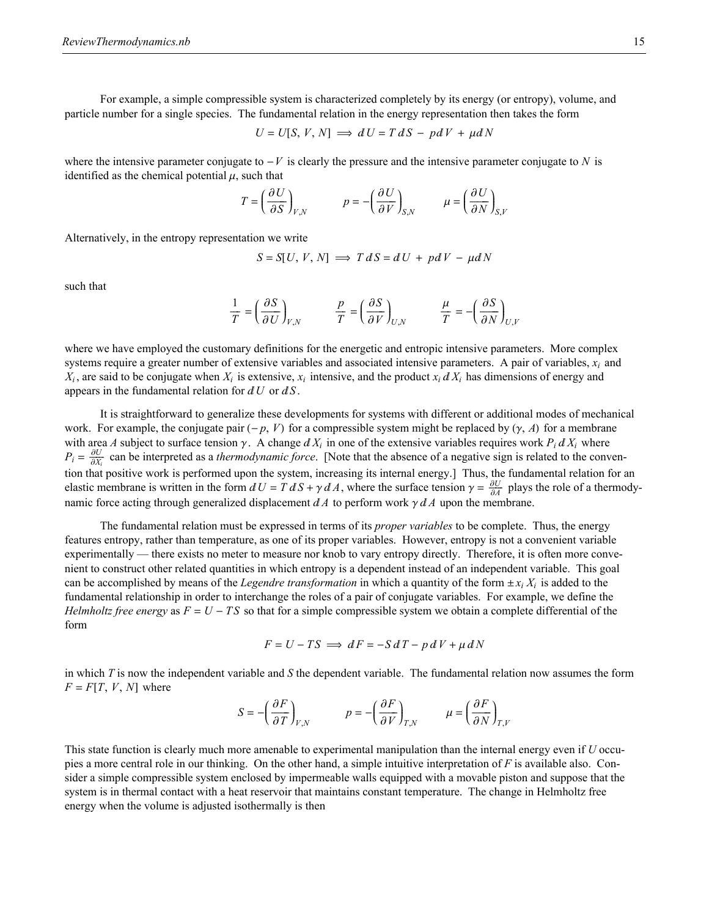For example, a simple compressible system is characterized completely by its energy (or entropy), volume, and particle number for a single species. The fundamental relation in the energy representation then takes the form

$$U = U[S, V, N] \implies dU = T\,dS - p\,dV + \mu\,dN$$

where the intensive parameter conjugate to $-V$ is clearly the pressure and the intensive parameter conjugate to $N$ is identified as the chemical potential $\mu$, such that

$$T = \left(\frac{\partial U}{\partial S}\right)_{V,N} \qquad p = -\left(\frac{\partial U}{\partial V}\right)_{S,N} \qquad \mu = \left(\frac{\partial U}{\partial N}\right)_{S,V}$$

Alternatively, in the entropy representation we write

$$S = S[U, V, N] \implies T\,dS = dU + p\,dV - \mu\,dN$$

such that

$$\frac{1}{T} = \left(\frac{\partial S}{\partial U}\right)_{V,N} \qquad \frac{p}{T} = \left(\frac{\partial S}{\partial V}\right)_{U,N} \qquad \frac{\mu}{T} = -\left(\frac{\partial S}{\partial N}\right)_{U,V}$$

where we have employed the customary definitions for the energetic and entropic intensive parameters. More complex systems require a greater number of extensive variables and associated intensive parameters. A pair of variables, $x_i$ and $X_i$, are said to be conjugate when $X_i$ is extensive, $x_i$ intensive, and the product $x_i\,dX_i$ has dimensions of energy and appears in the fundamental relation for $dU$ or $dS$.

It is straightforward to generalize these developments for systems with different or additional modes of mechanical work. For example, the conjugate pair $(-p, V)$ for a compressible system might be replaced by $(\gamma, A)$ for a membrane with area $A$ subject to surface tension $\gamma$. A change $dX_i$ in one of the extensive variables requires work $P_i\,dX_i$ where $P_i = \frac{\partial U}{\partial X_i}$ can be interpreted as a *thermodynamic force*. [Note that the absence of a negative sign is related to the convention that positive work is performed upon the system, increasing its internal energy.] Thus, the fundamental relation for an elastic membrane is written in the form $dU = T\,dS + \gamma\,dA$, where the surface tension $\gamma = \frac{\partial U}{\partial A}$ plays the role of a thermodynamic force acting through generalized displacement $dA$ to perform work $\gamma\,dA$ upon the membrane.

The fundamental relation must be expressed in terms of its *proper variables* to be complete. Thus, the energy features entropy, rather than temperature, as one of its proper variables. However, entropy is not a convenient variable experimentally — there exists no meter to measure nor knob to vary entropy directly. Therefore, it is often more convenient to construct other related quantities in which entropy is a dependent instead of an independent variable. This goal can be accomplished by means of the *Legendre transformation* in which a quantity of the form $\pm x_i X_i$ is added to the fundamental relationship in order to interchange the roles of a pair of conjugate variables. For example, we define the *Helmholtz free energy* as $F = U - TS$ so that for a simple compressible system we obtain a complete differential of the form

$$F = U - TS \implies dF = -S\,dT - p\,dV + \mu\,dN$$

in which $T$ is now the independent variable and $S$ the dependent variable. The fundamental relation now assumes the form $F = F[T, V, N]$ where

$$S = -\left(\frac{\partial F}{\partial T}\right)_{V,N} \qquad p = -\left(\frac{\partial F}{\partial V}\right)_{T,N} \qquad \mu = \left(\frac{\partial F}{\partial N}\right)_{T,V}$$

This state function is clearly much more amenable to experimental manipulation than the internal energy even if $U$ occupies a more central role in our thinking. On the other hand, a simple intuitive interpretation of $F$ is available also. Consider a simple compressible system enclosed by impermeable walls equipped with a movable piston and suppose that the system is in thermal contact with a heat reservoir that maintains constant temperature. The change in Helmholtz free energy when the volume is adjusted isothermally is then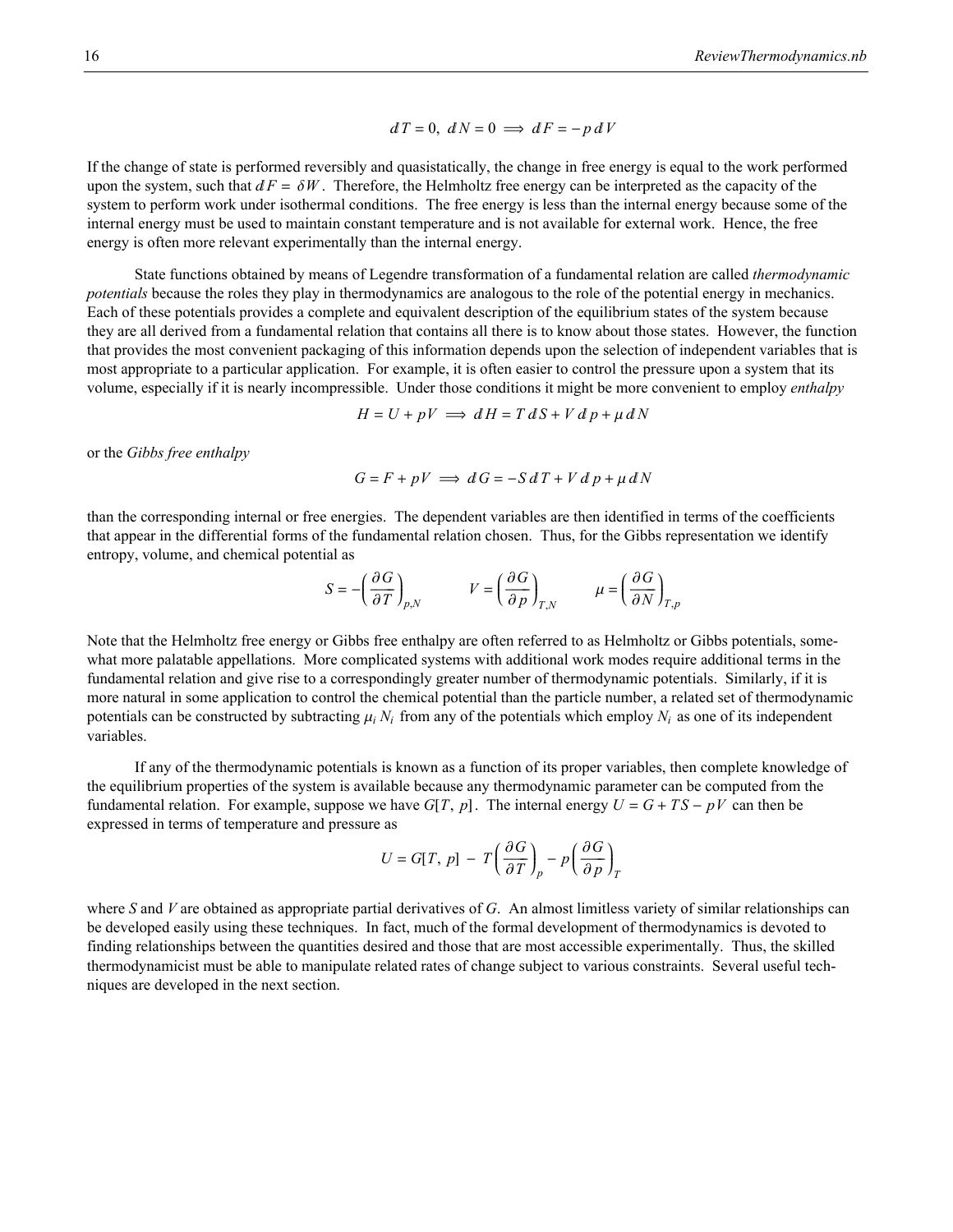$$dT = 0,\ dN = 0 \implies dF = -p\,dV$$

If the change of state is performed reversibly and quasistatically, the change in free energy is equal to the work performed upon the system, such that $dF = \delta W$. Therefore, the Helmholtz free energy can be interpreted as the capacity of the system to perform work under isothermal conditions. The free energy is less than the internal energy because some of the internal energy must be used to maintain constant temperature and is not available for external work. Hence, the free energy is often more relevant experimentally than the internal energy.

State functions obtained by means of Legendre transformation of a fundamental relation are called *thermodynamic potentials* because the roles they play in thermodynamics are analogous to the role of the potential energy in mechanics. Each of these potentials provides a complete and equivalent description of the equilibrium states of the system because they are all derived from a fundamental relation that contains all there is to know about those states. However, the function that provides the most convenient packaging of this information depends upon the selection of independent variables that is most appropriate to a particular application. For example, it is often easier to control the pressure upon a system that its volume, especially if it is nearly incompressible. Under those conditions it might be more convenient to employ *enthalpy*

$$H = U + pV \implies dH = T\,dS + V\,dp + \mu\,dN$$

or the *Gibbs free enthalpy*

$$G = F + pV \implies dG = -S\,dT + V\,dp + \mu\,dN$$

than the corresponding internal or free energies. The dependent variables are then identified in terms of the coefficients that appear in the differential forms of the fundamental relation chosen. Thus, for the Gibbs representation we identify entropy, volume, and chemical potential as

$$S = -\left(\frac{\partial G}{\partial T}\right)_{p,N} \qquad V = \left(\frac{\partial G}{\partial p}\right)_{T,N} \qquad \mu = \left(\frac{\partial G}{\partial N}\right)_{T,p}$$

Note that the Helmholtz free energy or Gibbs free enthalpy are often referred to as Helmholtz or Gibbs potentials, somewhat more palatable appellations. More complicated systems with additional work modes require additional terms in the fundamental relation and give rise to a correspondingly greater number of thermodynamic potentials. Similarly, if it is more natural in some application to control the chemical potential than the particle number, a related set of thermodynamic potentials can be constructed by subtracting $\mu_i N_i$ from any of the potentials which employ $N_i$ as one of its independent variables.

If any of the thermodynamic potentials is known as a function of its proper variables, then complete knowledge of the equilibrium properties of the system is available because any thermodynamic parameter can be computed from the fundamental relation. For example, suppose we have $G[T, p]$. The internal energy $U = G + TS - pV$ can then be expressed in terms of temperature and pressure as

$$U = G[T,\ p]\ -\ T\left(\frac{\partial G}{\partial T}\right)_p - p\left(\frac{\partial G}{\partial p}\right)_T$$

where $S$ and $V$ are obtained as appropriate partial derivatives of $G$. An almost limitless variety of similar relationships can be developed easily using these techniques. In fact, much of the formal development of thermodynamics is devoted to finding relationships between the quantities desired and those that are most accessible experimentally. Thus, the skilled thermodynamicist must be able to manipulate related rates of change subject to various constraints. Several useful techniques are developed in the next section.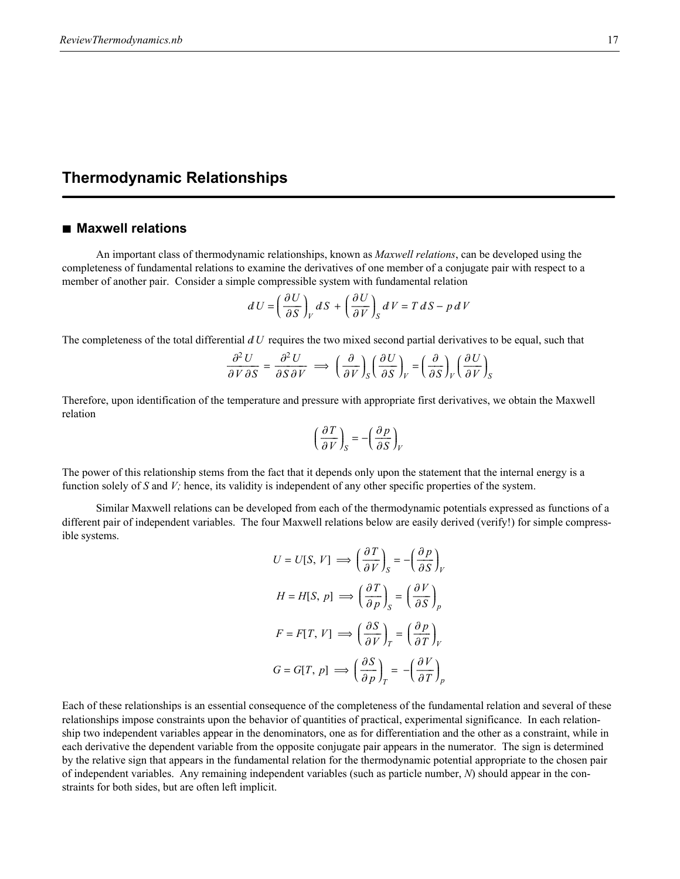## Thermodynamic Relationships

### ■ Maxwell relations

An important class of thermodynamic relationships, known as *Maxwell relations*, can be developed using the completeness of fundamental relations to examine the derivatives of one member of a conjugate pair with respect to a member of another pair. Consider a simple compressible system with fundamental relation

$$dU = \left(\frac{\partial U}{\partial S}\right)_V dS + \left(\frac{\partial U}{\partial V}\right)_S dV = T\,dS - p\,dV$$

The completeness of the total differential $dU$ requires the two mixed second partial derivatives to be equal, such that

$$\frac{\partial^2 U}{\partial V\,\partial S} = \frac{\partial^2 U}{\partial S\,\partial V} \implies \left(\frac{\partial}{\partial V}\right)_S \left(\frac{\partial U}{\partial S}\right)_V = \left(\frac{\partial}{\partial S}\right)_V \left(\frac{\partial U}{\partial V}\right)_S$$

Therefore, upon identification of the temperature and pressure with appropriate first derivatives, we obtain the Maxwell relation

$$\left(\frac{\partial T}{\partial V}\right)_S = -\left(\frac{\partial p}{\partial S}\right)_V$$

The power of this relationship stems from the fact that it depends only upon the statement that the internal energy is a function solely of $S$ and $V$; hence, its validity is independent of any other specific properties of the system.

Similar Maxwell relations can be developed from each of the thermodynamic potentials expressed as functions of a different pair of independent variables. The four Maxwell relations below are easily derived (verify!) for simple compressible systems.

$$U = U[S, V] \implies \left(\frac{\partial T}{\partial V}\right)_S = -\left(\frac{\partial p}{\partial S}\right)_V$$

$$H = H[S, p] \implies \left(\frac{\partial T}{\partial p}\right)_S = \left(\frac{\partial V}{\partial S}\right)_p$$

$$F = F[T, V] \implies \left(\frac{\partial S}{\partial V}\right)_T = \left(\frac{\partial p}{\partial T}\right)_V$$

$$G = G[T, p] \implies \left(\frac{\partial S}{\partial p}\right)_T = -\left(\frac{\partial V}{\partial T}\right)_p$$

Each of these relationships is an essential consequence of the completeness of the fundamental relation and several of these relationships impose constraints upon the behavior of quantities of practical, experimental significance. In each relationship two independent variables appear in the denominators, one as for differentiation and the other as a constraint, while in each derivative the dependent variable from the opposite conjugate pair appears in the numerator. The sign is determined by the relative sign that appears in the fundamental relation for the thermodynamic potential appropriate to the chosen pair of independent variables. Any remaining independent variables (such as particle number, $N$) should appear in the constraints for both sides, but are often left implicit.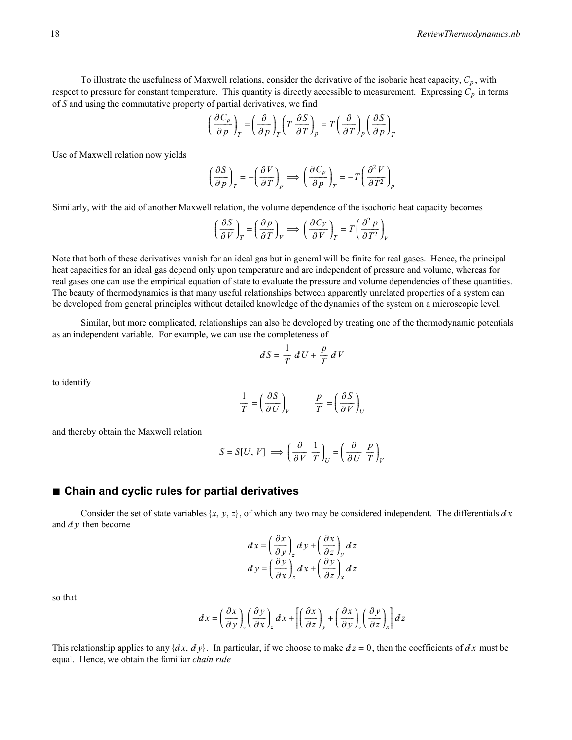To illustrate the usefulness of Maxwell relations, consider the derivative of the isobaric heat capacity, $C_p$, with respect to pressure for constant temperature. This quantity is directly accessible to measurement. Expressing $C_p$ in terms of $S$ and using the commutative property of partial derivatives, we find

$$\left(\frac{\partial C_p}{\partial p}\right)_T = \left(\frac{\partial}{\partial p}\right)_T \left(T \frac{\partial S}{\partial T}\right)_p = T \left(\frac{\partial}{\partial T}\right)_p \left(\frac{\partial S}{\partial p}\right)_T$$

Use of Maxwell relation now yields

$$\left(\frac{\partial S}{\partial p}\right)_T = -\left(\frac{\partial V}{\partial T}\right)_p \Longrightarrow \left(\frac{\partial C_p}{\partial p}\right)_T = -T \left(\frac{\partial^2 V}{\partial T^2}\right)_p$$

Similarly, with the aid of another Maxwell relation, the volume dependence of the isochoric heat capacity becomes

$$\left(\frac{\partial S}{\partial V}\right)_T = \left(\frac{\partial p}{\partial T}\right)_V \Longrightarrow \left(\frac{\partial C_V}{\partial V}\right)_T = T \left(\frac{\partial^2 p}{\partial T^2}\right)_V$$

Note that both of these derivatives vanish for an ideal gas but in general will be finite for real gases. Hence, the principal heat capacities for an ideal gas depend only upon temperature and are independent of pressure and volume, whereas for real gases one can use the empirical equation of state to evaluate the pressure and volume dependencies of these quantities. The beauty of thermodynamics is that many useful relationships between apparently unrelated properties of a system can be developed from general principles without detailed knowledge of the dynamics of the system on a microscopic level.

Similar, but more complicated, relationships can also be developed by treating one of the thermodynamic potentials as an independent variable. For example, we can use the completeness of

$$dS = \frac{1}{T}\, dU + \frac{p}{T}\, dV$$

to identify

$$\frac{1}{T} = \left(\frac{\partial S}{\partial U}\right)_V \qquad \frac{p}{T} = \left(\frac{\partial S}{\partial V}\right)_U$$

and thereby obtain the Maxwell relation

$$S = S[U, V] \Longrightarrow \left(\frac{\partial}{\partial V} \frac{1}{T}\right)_U = \left(\frac{\partial}{\partial U} \frac{p}{T}\right)_V$$

## ■ Chain and cyclic rules for partial derivatives

Consider the set of state variables $\{x, y, z\}$, of which any two may be considered independent. The differentials $dx$ and $dy$ then become

$$dx = \left(\frac{\partial x}{\partial y}\right)_z dy + \left(\frac{\partial x}{\partial z}\right)_y dz$$
$$dy = \left(\frac{\partial y}{\partial x}\right)_z dx + \left(\frac{\partial y}{\partial z}\right)_x dz$$

so that

$$dx = \left(\frac{\partial x}{\partial y}\right)_z \left(\frac{\partial y}{\partial x}\right)_z dx + \left[\left(\frac{\partial x}{\partial z}\right)_y + \left(\frac{\partial x}{\partial y}\right)_z \left(\frac{\partial y}{\partial z}\right)_x\right] dz$$

This relationship applies to any $\{dx, dy\}$. In particular, if we choose to make $dz = 0$, then the coefficients of $dx$ must be equal. Hence, we obtain the familiar *chain rule*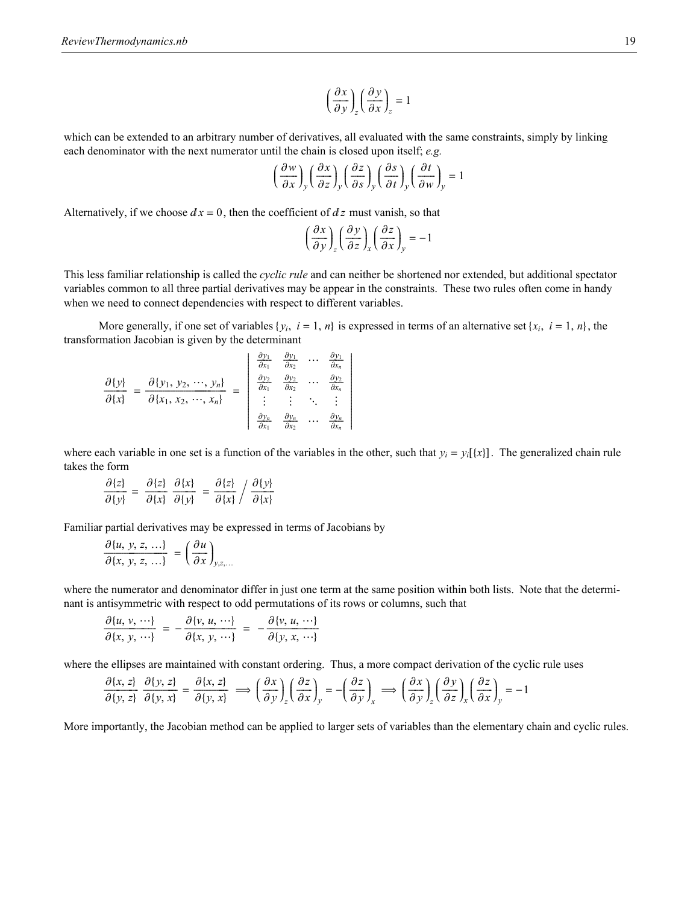$$\left(\frac{\partial x}{\partial y}\right)_z \left(\frac{\partial y}{\partial x}\right)_z = 1$$

which can be extended to an arbitrary number of derivatives, all evaluated with the same constraints, simply by linking each denominator with the next numerator until the chain is closed upon itself; *e.g.*

$$\left(\frac{\partial w}{\partial x}\right)_y \left(\frac{\partial x}{\partial z}\right)_y \left(\frac{\partial z}{\partial s}\right)_y \left(\frac{\partial s}{\partial t}\right)_y \left(\frac{\partial t}{\partial w}\right)_y = 1$$

Alternatively, if we choose $dx = 0$, then the coefficient of $dz$ must vanish, so that

$$\left(\frac{\partial x}{\partial y}\right)_z \left(\frac{\partial y}{\partial z}\right)_x \left(\frac{\partial z}{\partial x}\right)_y = -1$$

This less familiar relationship is called the *cyclic rule* and can neither be shortened nor extended, but additional spectator variables common to all three partial derivatives may be appear in the constraints. These two rules often come in handy when we need to connect dependencies with respect to different variables.

More generally, if one set of variables $\{y_i,\ i = 1, n\}$ is expressed in terms of an alternative set $\{x_i,\ i = 1, n\}$, the transformation Jacobian is given by the determinant

$$\frac{\partial\{y\}}{\partial\{x\}} = \frac{\partial\{y_1, y_2, \cdots, y_n\}}{\partial\{x_1, x_2, \cdots, x_n\}} = \begin{vmatrix} \frac{\partial y_1}{\partial x_1} & \frac{\partial y_1}{\partial x_2} & \cdots & \frac{\partial y_1}{\partial x_n} \\ \frac{\partial y_2}{\partial x_1} & \frac{\partial y_2}{\partial x_2} & \cdots & \frac{\partial y_2}{\partial x_n} \\ \vdots & \vdots & \ddots & \vdots \\ \frac{\partial y_n}{\partial x_1} & \frac{\partial y_n}{\partial x_2} & \cdots & \frac{\partial y_n}{\partial x_n} \end{vmatrix}$$

where each variable in one set is a function of the variables in the other, such that $y_i = y_i[\{x\}]$. The generalized chain rule takes the form

$$\frac{\partial\{z\}}{\partial\{y\}} = \frac{\partial\{z\}}{\partial\{x\}} \frac{\partial\{x\}}{\partial\{y\}} = \frac{\partial\{z\}}{\partial\{x\}} \bigg/ \frac{\partial\{y\}}{\partial\{x\}}$$

Familiar partial derivatives may be expressed in terms of Jacobians by

$$\frac{\partial\{u, y, z, \ldots\}}{\partial\{x, y, z, \ldots\}} = \left(\frac{\partial u}{\partial x}\right)_{y,z,\ldots}$$

where the numerator and denominator differ in just one term at the same position within both lists. Note that the determinant is antisymmetric with respect to odd permutations of its rows or columns, such that

$$\frac{\partial\{u, v, \cdots\}}{\partial\{x, y, \cdots\}} = -\frac{\partial\{v, u, \cdots\}}{\partial\{x, y, \cdots\}} = -\frac{\partial\{v, u, \cdots\}}{\partial\{y, x, \cdots\}}$$

where the ellipses are maintained with constant ordering. Thus, a more compact derivation of the cyclic rule uses

$$\frac{\partial\{x, z\}}{\partial\{y, z\}} \frac{\partial\{y, z\}}{\partial\{y, x\}} = \frac{\partial\{x, z\}}{\partial\{y, x\}} \Longrightarrow \left(\frac{\partial x}{\partial y}\right)_z \left(\frac{\partial z}{\partial x}\right)_y = -\left(\frac{\partial z}{\partial y}\right)_x \Longrightarrow \left(\frac{\partial x}{\partial y}\right)_z \left(\frac{\partial y}{\partial z}\right)_x \left(\frac{\partial z}{\partial x}\right)_y = -1$$

More importantly, the Jacobian method can be applied to larger sets of variables than the elementary chain and cyclic rules.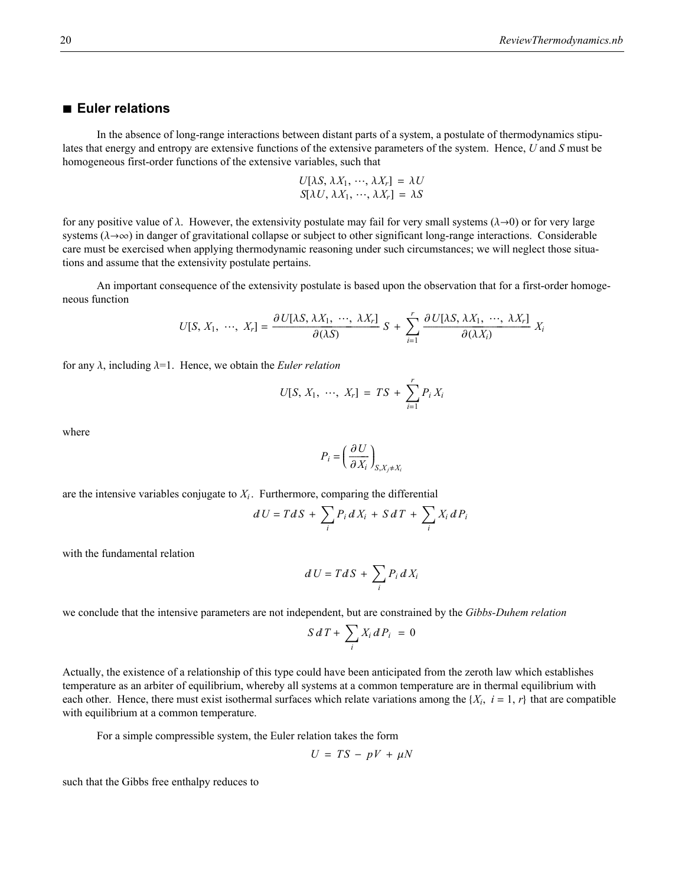## ■ Euler relations

In the absence of long-range interactions between distant parts of a system, a postulate of thermodynamics stipulates that energy and entropy are extensive functions of the extensive parameters of the system. Hence, $U$ and $S$ must be homogeneous first-order functions of the extensive variables, such that

$$U[\lambda S, \lambda X_1, \cdots, \lambda X_r] = \lambda U$$
$$S[\lambda U, \lambda X_1, \cdots, \lambda X_r] = \lambda S$$

for any positive value of $\lambda$. However, the extensivity postulate may fail for very small systems ($\lambda \to 0$) or for very large systems ($\lambda \to \infty$) in danger of gravitational collapse or subject to other significant long-range interactions. Considerable care must be exercised when applying thermodynamic reasoning under such circumstances; we will neglect those situations and assume that the extensivity postulate pertains.

An important consequence of the extensivity postulate is based upon the observation that for a first-order homogeneous function

$$U[S, X_1, \cdots, X_r] = \frac{\partial U[\lambda S, \lambda X_1, \cdots, \lambda X_r]}{\partial(\lambda S)} S + \sum_{i=1}^{r} \frac{\partial U[\lambda S, \lambda X_1, \cdots, \lambda X_r]}{\partial(\lambda X_i)} X_i$$

for any $\lambda$, including $\lambda=1$. Hence, we obtain the *Euler relation*

$$U[S, X_1, \cdots, X_r] = TS + \sum_{i=1}^{r} P_i X_i$$

where

$$P_i = \left(\frac{\partial U}{\partial X_i}\right)_{S, X_j \neq X_i}$$

are the intensive variables conjugate to $X_i$. Furthermore, comparing the differential

$$dU = T\,dS + \sum_i P_i\,dX_i + S\,dT + \sum_i X_i\,dP_i$$

with the fundamental relation

$$dU = T\,dS + \sum_i P_i\,dX_i$$

we conclude that the intensive parameters are not independent, but are constrained by the *Gibbs-Duhem relation*

$$S\,dT + \sum_i X_i\,dP_i = 0$$

Actually, the existence of a relationship of this type could have been anticipated from the zeroth law which establishes temperature as an arbiter of equilibrium, whereby all systems at a common temperature are in thermal equilibrium with each other. Hence, there must exist isothermal surfaces which relate variations among the $\{X_i,\ i = 1, r\}$ that are compatible with equilibrium at a common temperature.

For a simple compressible system, the Euler relation takes the form

$$U = TS - pV + \mu N$$

such that the Gibbs free enthalpy reduces to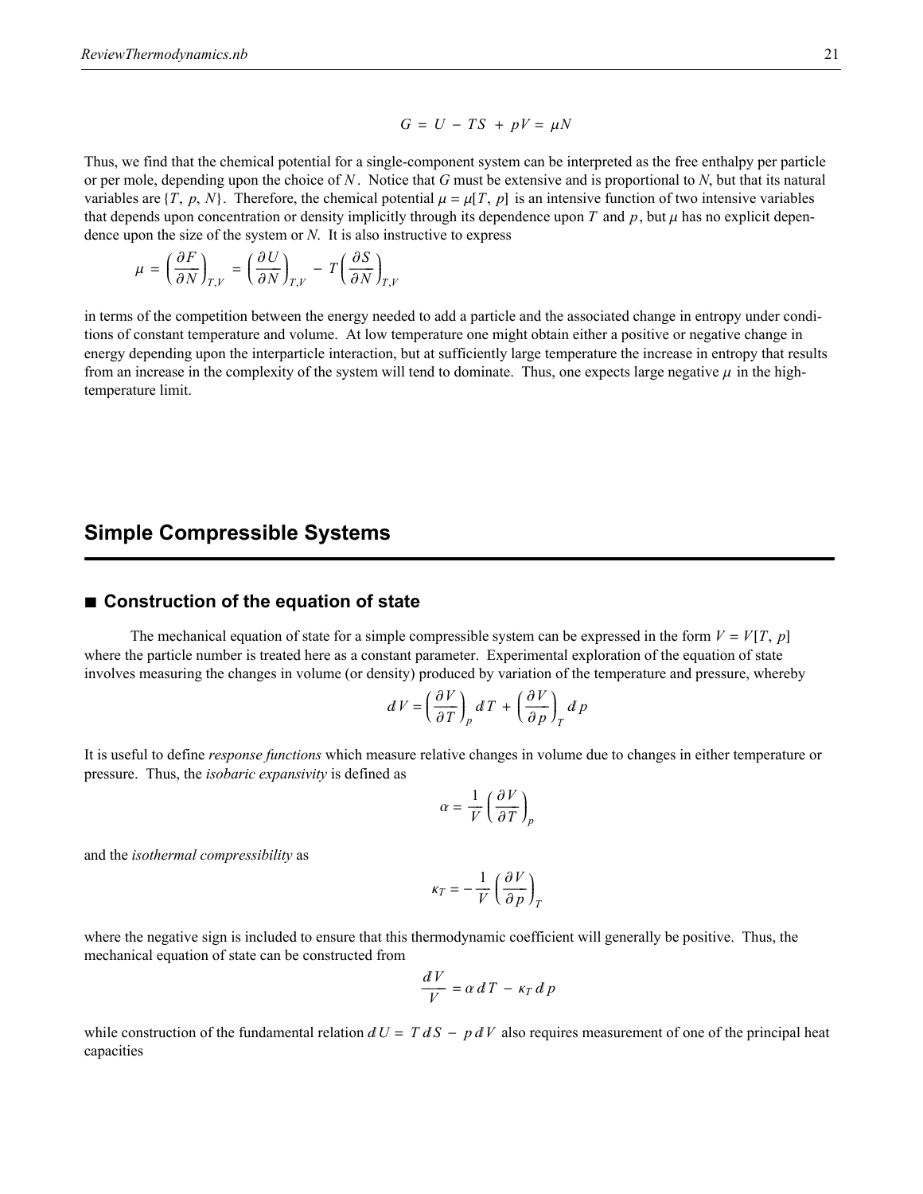$$G = U - TS + pV = \mu N$$

Thus, we find that the chemical potential for a single-component system can be interpreted as the free enthalpy per particle or per mole, depending upon the choice of $N$. Notice that $G$ must be extensive and is proportional to $N$, but that its natural variables are $\{T, p, N\}$. Therefore, the chemical potential $\mu = \mu[T, p]$ is an intensive function of two intensive variables that depends upon concentration or density implicitly through its dependence upon $T$ and $p$, but $\mu$ has no explicit dependence upon the size of the system or $N$. It is also instructive to express

$$\mu = \left(\frac{\partial F}{\partial N}\right)_{T,V} = \left(\frac{\partial U}{\partial N}\right)_{T,V} - T\left(\frac{\partial S}{\partial N}\right)_{T,V}$$

in terms of the competition between the energy needed to add a particle and the associated change in entropy under conditions of constant temperature and volume. At low temperature one might obtain either a positive or negative change in energy depending upon the interparticle interaction, but at sufficiently large temperature the increase in entropy that results from an increase in the complexity of the system will tend to dominate. Thus, one expects large negative $\mu$ in the high-temperature limit.

# Simple Compressible Systems

## ■ Construction of the equation of state

The mechanical equation of state for a simple compressible system can be expressed in the form $V = V[T, p]$ where the particle number is treated here as a constant parameter. Experimental exploration of the equation of state involves measuring the changes in volume (or density) produced by variation of the temperature and pressure, whereby

$$dV = \left(\frac{\partial V}{\partial T}\right)_p dT + \left(\frac{\partial V}{\partial p}\right)_T dp$$

It is useful to define *response functions* which measure relative changes in volume due to changes in either temperature or pressure. Thus, the *isobaric expansivity* is defined as

$$\alpha = \frac{1}{V}\left(\frac{\partial V}{\partial T}\right)_p$$

and the *isothermal compressibility* as

$$\kappa_T = -\frac{1}{V}\left(\frac{\partial V}{\partial p}\right)_T$$

where the negative sign is included to ensure that this thermodynamic coefficient will generally be positive. Thus, the mechanical equation of state can be constructed from

$$\frac{dV}{V} = \alpha\, dT - \kappa_T\, dp$$

while construction of the fundamental relation $dU = T\,dS - p\,dV$ also requires measurement of one of the principal heat capacities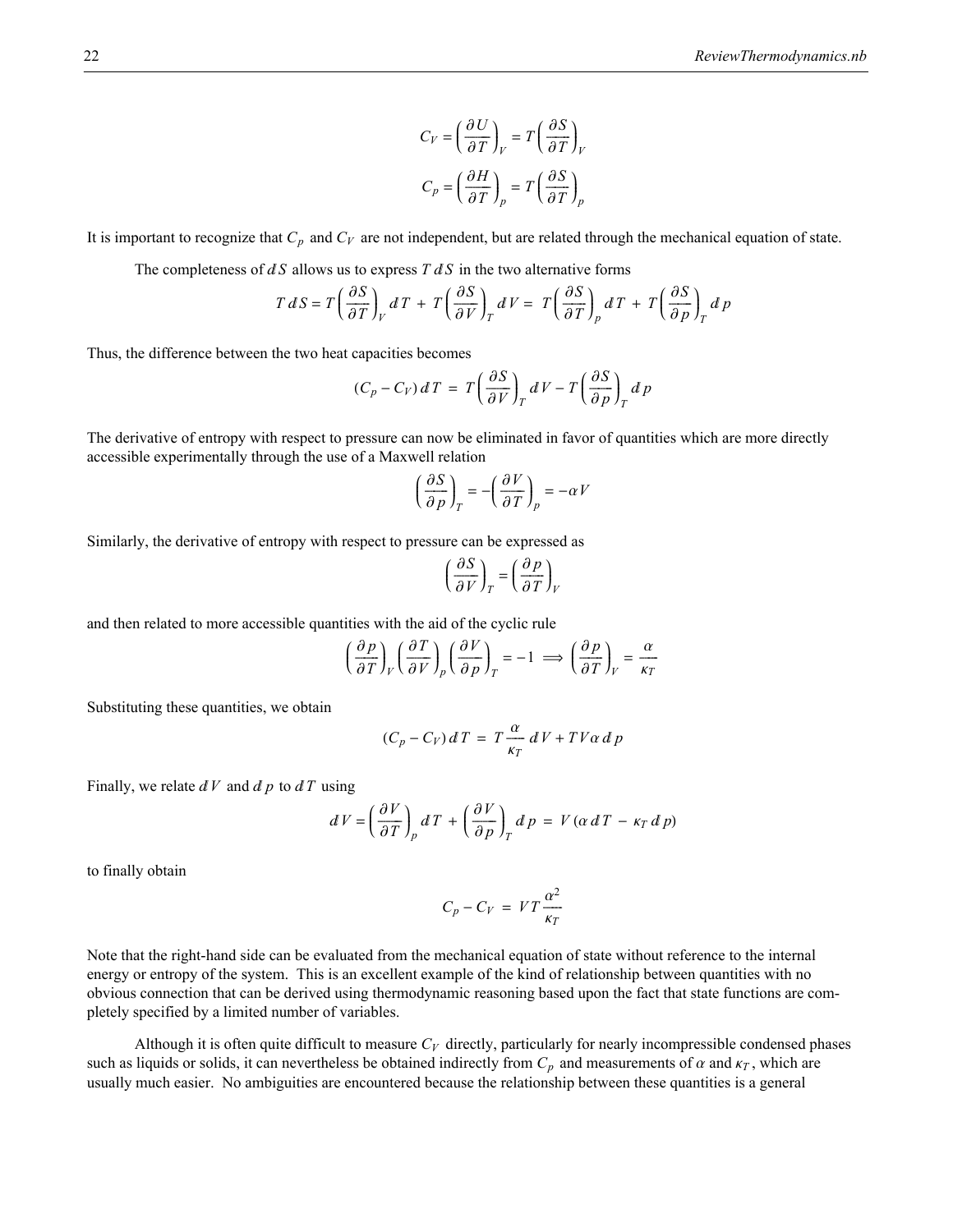$$C_V = \left(\frac{\partial U}{\partial T}\right)_V = T\left(\frac{\partial S}{\partial T}\right)_V$$

$$C_p = \left(\frac{\partial H}{\partial T}\right)_p = T\left(\frac{\partial S}{\partial T}\right)_p$$

It is important to recognize that $C_p$ and $C_V$ are not independent, but are related through the mechanical equation of state.

The completeness of $dS$ allows us to express $T\,dS$ in the two alternative forms

$$T\,dS = T\left(\frac{\partial S}{\partial T}\right)_V dT + T\left(\frac{\partial S}{\partial V}\right)_T dV = T\left(\frac{\partial S}{\partial T}\right)_p dT + T\left(\frac{\partial S}{\partial p}\right)_T dp$$

Thus, the difference between the two heat capacities becomes

$$(C_p - C_V)\,dT = T\left(\frac{\partial S}{\partial V}\right)_T dV - T\left(\frac{\partial S}{\partial p}\right)_T dp$$

The derivative of entropy with respect to pressure can now be eliminated in favor of quantities which are more directly accessible experimentally through the use of a Maxwell relation

$$\left(\frac{\partial S}{\partial p}\right)_T = -\left(\frac{\partial V}{\partial T}\right)_p = -\alpha V$$

Similarly, the derivative of entropy with respect to pressure can be expressed as

$$\left(\frac{\partial S}{\partial V}\right)_T = \left(\frac{\partial p}{\partial T}\right)_V$$

and then related to more accessible quantities with the aid of the cyclic rule

$$\left(\frac{\partial p}{\partial T}\right)_V \left(\frac{\partial T}{\partial V}\right)_p \left(\frac{\partial V}{\partial p}\right)_T = -1 \implies \left(\frac{\partial p}{\partial T}\right)_V = \frac{\alpha}{\kappa_T}$$

Substituting these quantities, we obtain

$$(C_p - C_V)\,dT = T\frac{\alpha}{\kappa_T}\,dV + T V \alpha\,dp$$

Finally, we relate $dV$ and $dp$ to $dT$ using

$$dV = \left(\frac{\partial V}{\partial T}\right)_p dT + \left(\frac{\partial V}{\partial p}\right)_T dp = V(\alpha\,dT - \kappa_T\,dp)$$

to finally obtain

$$C_p - C_V = V T \frac{\alpha^2}{\kappa_T}$$

Note that the right-hand side can be evaluated from the mechanical equation of state without reference to the internal energy or entropy of the system. This is an excellent example of the kind of relationship between quantities with no obvious connection that can be derived using thermodynamic reasoning based upon the fact that state functions are completely specified by a limited number of variables.

Although it is often quite difficult to measure $C_V$ directly, particularly for nearly incompressible condensed phases such as liquids or solids, it can nevertheless be obtained indirectly from $C_p$ and measurements of $\alpha$ and $\kappa_T$, which are usually much easier. No ambiguities are encountered because the relationship between these quantities is a general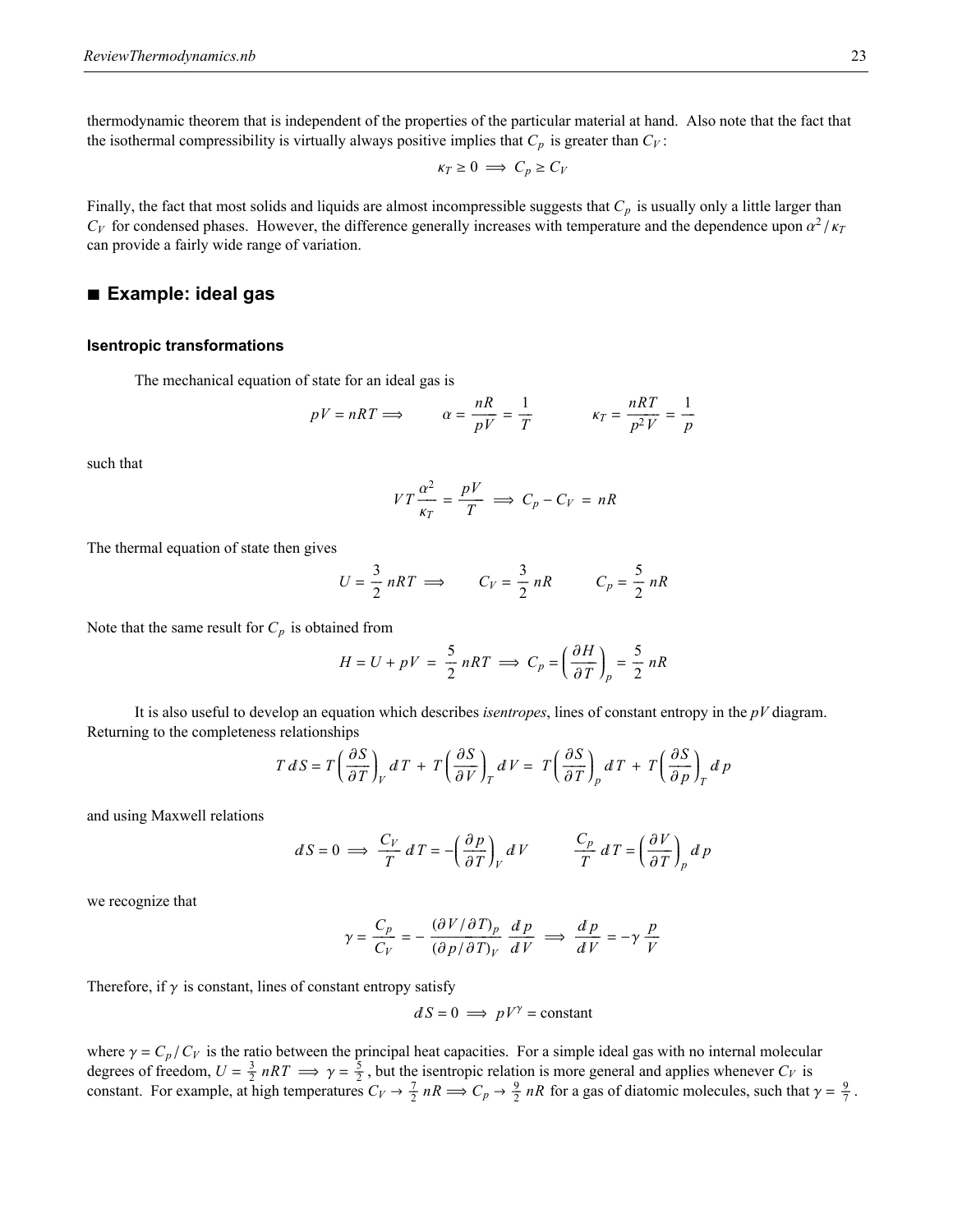thermodynamic theorem that is independent of the properties of the particular material at hand. Also note that the fact that the isothermal compressibility is virtually always positive implies that $C_p$ is greater than $C_V$:

$$\kappa_T \geq 0 \implies C_p \geq C_V$$

Finally, the fact that most solids and liquids are almost incompressible suggests that $C_p$ is usually only a little larger than $C_V$ for condensed phases. However, the difference generally increases with temperature and the dependence upon $\alpha^2/\kappa_T$ can provide a fairly wide range of variation.

## ■ Example: ideal gas

### Isentropic transformations

The mechanical equation of state for an ideal gas is

$$pV = nRT \implies \qquad \alpha = \frac{nR}{pV} = \frac{1}{T} \qquad\qquad \kappa_T = \frac{nRT}{p^2 V} = \frac{1}{p}$$

such that

$$V T \frac{\alpha^2}{\kappa_T} = \frac{pV}{T} \implies C_p - C_V = nR$$

The thermal equation of state then gives

$$U = \frac{3}{2} nRT \implies \qquad C_V = \frac{3}{2} nR \qquad\qquad C_p = \frac{5}{2} nR$$

Note that the same result for $C_p$ is obtained from

$$H = U + pV = \frac{5}{2} nRT \implies C_p = \left(\frac{\partial H}{\partial T}\right)_p = \frac{5}{2} nR$$

It is also useful to develop an equation which describes *isentropes*, lines of constant entropy in the $pV$ diagram. Returning to the completeness relationships

$$T\, dS = T\left(\frac{\partial S}{\partial T}\right)_V dT + T\left(\frac{\partial S}{\partial V}\right)_T dV = T\left(\frac{\partial S}{\partial T}\right)_p dT + T\left(\frac{\partial S}{\partial p}\right)_T dp$$

and using Maxwell relations

$$dS = 0 \implies \frac{C_V}{T}\, dT = -\left(\frac{\partial p}{\partial T}\right)_V dV \qquad\qquad \frac{C_p}{T}\, dT = \left(\frac{\partial V}{\partial T}\right)_p dp$$

we recognize that

$$\gamma = \frac{C_p}{C_V} = -\frac{(\partial V/\partial T)_p}{(\partial p/\partial T)_V} \frac{dp}{dV} \implies \frac{dp}{dV} = -\gamma \frac{p}{V}$$

Therefore, if $\gamma$ is constant, lines of constant entropy satisfy

$$dS = 0 \implies pV^\gamma = \text{constant}$$

where $\gamma = C_p/C_V$ is the ratio between the principal heat capacities. For a simple ideal gas with no internal molecular degrees of freedom, $U = \frac{3}{2} nRT \implies \gamma = \frac{5}{2}$, but the isentropic relation is more general and applies whenever $C_V$ is constant. For example, at high temperatures $C_V \to \frac{7}{2} nR \implies C_p \to \frac{9}{2} nR$ for a gas of diatomic molecules, such that $\gamma = \frac{9}{7}$.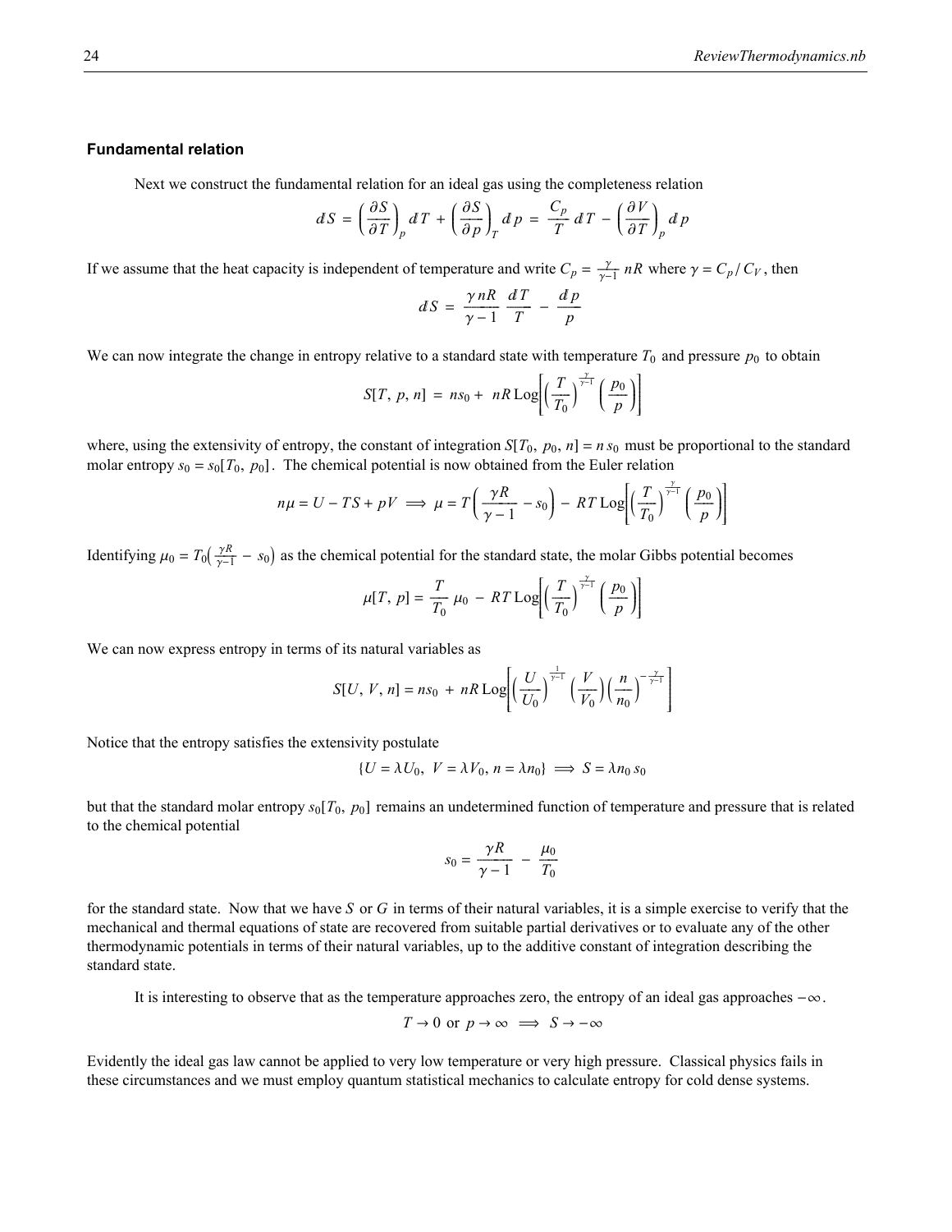### Fundamental relation

Next we construct the fundamental relation for an ideal gas using the completeness relation

$$dS = \left(\frac{\partial S}{\partial T}\right)_p dT + \left(\frac{\partial S}{\partial p}\right)_T dp = \frac{C_p}{T}\, dT - \left(\frac{\partial V}{\partial T}\right)_p dp$$

If we assume that the heat capacity is independent of temperature and write $C_p = \frac{\gamma}{\gamma-1}\, nR$ where $\gamma = C_p / C_V$, then

$$dS = \frac{\gamma\, nR}{\gamma - 1}\, \frac{dT}{T} - \frac{dp}{p}$$

We can now integrate the change in entropy relative to a standard state with temperature $T_0$ and pressure $p_0$ to obtain

$$S[T,\, p,\, n] = n s_0 + \; nR\, \mathrm{Log}\!\left[\left(\frac{T}{T_0}\right)^{\frac{\gamma}{\gamma-1}} \left(\frac{p_0}{p}\right)\right]$$

where, using the extensivity of entropy, the constant of integration $S[T_0,\, p_0,\, n] = n\, s_0$ must be proportional to the standard molar entropy $s_0 = s_0[T_0,\, p_0]$. The chemical potential is now obtained from the Euler relation

$$n\mu = U - TS + pV \implies \mu = T\left(\frac{\gamma R}{\gamma - 1} - s_0\right) - RT\, \mathrm{Log}\!\left[\left(\frac{T}{T_0}\right)^{\frac{\gamma}{\gamma-1}} \left(\frac{p_0}{p}\right)\right]$$

Identifying $\mu_0 = T_0\left(\frac{\gamma R}{\gamma-1} - s_0\right)$ as the chemical potential for the standard state, the molar Gibbs potential becomes

$$\mu[T,\, p] = \frac{T}{T_0}\, \mu_0 - RT\, \mathrm{Log}\!\left[\left(\frac{T}{T_0}\right)^{\frac{\gamma}{\gamma-1}} \left(\frac{p_0}{p}\right)\right]$$

We can now express entropy in terms of its natural variables as

$$S[U,\, V,\, n] = n s_0 + \; nR\, \mathrm{Log}\!\left[\left(\frac{U}{U_0}\right)^{\frac{1}{\gamma-1}} \left(\frac{V}{V_0}\right)\left(\frac{n}{n_0}\right)^{-\frac{\gamma}{\gamma-1}}\right]$$

Notice that the entropy satisfies the extensivity postulate

$$\{U = \lambda U_0,\; V = \lambda V_0,\, n = \lambda n_0\} \implies S = \lambda n_0\, s_0$$

but that the standard molar entropy $s_0[T_0,\, p_0]$ remains an undetermined function of temperature and pressure that is related to the chemical potential

$$s_0 = \frac{\gamma R}{\gamma - 1} - \frac{\mu_0}{T_0}$$

for the standard state. Now that we have $S$ or $G$ in terms of their natural variables, it is a simple exercise to verify that the mechanical and thermal equations of state are recovered from suitable partial derivatives or to evaluate any of the other thermodynamic potentials in terms of their natural variables, up to the additive constant of integration describing the standard state.

It is interesting to observe that as the temperature approaches zero, the entropy of an ideal gas approaches $-\infty$.

$$T \to 0 \text{ or } p \to \infty \implies S \to -\infty$$

Evidently the ideal gas law cannot be applied to very low temperature or very high pressure. Classical physics fails in these circumstances and we must employ quantum statistical mechanics to calculate entropy for cold dense systems.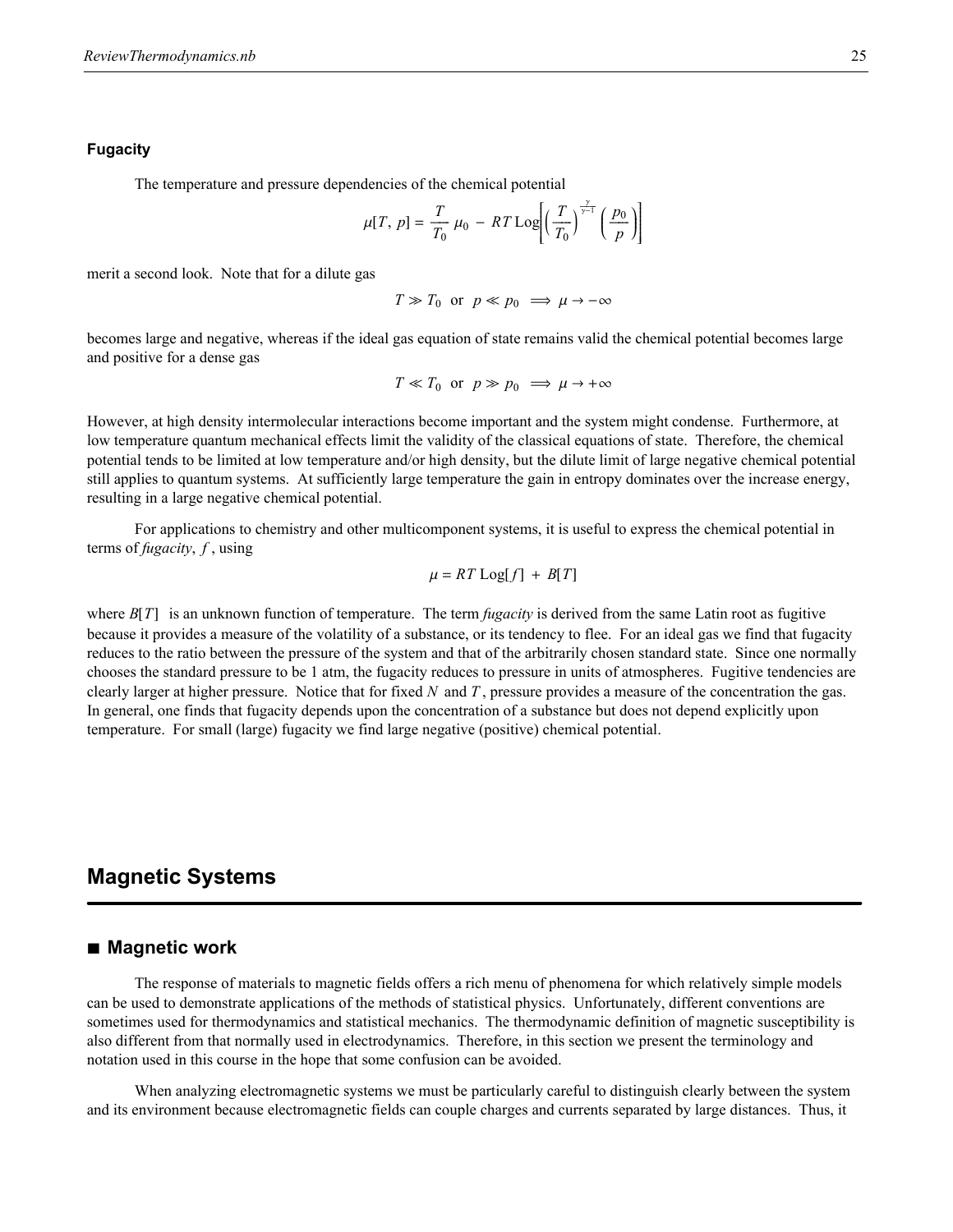### Fugacity

The temperature and pressure dependencies of the chemical potential

$$\mu[T,\, p] = \frac{T}{T_0}\,\mu_0 \,-\, R\,T\,\mathrm{Log}\!\left[\left(\frac{T}{T_0}\right)^{\frac{\gamma}{\gamma-1}}\left(\frac{p_0}{p}\right)\right]$$

merit a second look. Note that for a dilute gas

$$T \gg T_0 \;\text{ or }\; p \ll p_0 \implies \mu \to -\infty$$

becomes large and negative, whereas if the ideal gas equation of state remains valid the chemical potential becomes large and positive for a dense gas

$$T \ll T_0 \;\text{ or }\; p \gg p_0 \implies \mu \to +\infty$$

However, at high density intermolecular interactions become important and the system might condense. Furthermore, at low temperature quantum mechanical effects limit the validity of the classical equations of state. Therefore, the chemical potential tends to be limited at low temperature and/or high density, but the dilute limit of large negative chemical potential still applies to quantum systems. At sufficiently large temperature the gain in entropy dominates over the increase energy, resulting in a large negative chemical potential.

For applications to chemistry and other multicomponent systems, it is useful to express the chemical potential in terms of *fugacity*, $f$, using

$$\mu = R\,T\,\mathrm{Log}[f] \,+\, B[T]$$

where $B[T]$ is an unknown function of temperature. The term *fugacity* is derived from the same Latin root as fugitive because it provides a measure of the volatility of a substance, or its tendency to flee. For an ideal gas we find that fugacity reduces to the ratio between the pressure of the system and that of the arbitrarily chosen standard state. Since one normally chooses the standard pressure to be 1 atm, the fugacity reduces to pressure in units of atmospheres. Fugitive tendencies are clearly larger at higher pressure. Notice that for fixed $N$ and $T$, pressure provides a measure of the concentration the gas. In general, one finds that fugacity depends upon the concentration of a substance but does not depend explicitly upon temperature. For small (large) fugacity we find large negative (positive) chemical potential.

## Magnetic Systems

### ■ Magnetic work

The response of materials to magnetic fields offers a rich menu of phenomena for which relatively simple models can be used to demonstrate applications of the methods of statistical physics. Unfortunately, different conventions are sometimes used for thermodynamics and statistical mechanics. The thermodynamic definition of magnetic susceptibility is also different from that normally used in electrodynamics. Therefore, in this section we present the terminology and notation used in this course in the hope that some confusion can be avoided.

When analyzing electromagnetic systems we must be particularly careful to distinguish clearly between the system and its environment because electromagnetic fields can couple charges and currents separated by large distances. Thus, it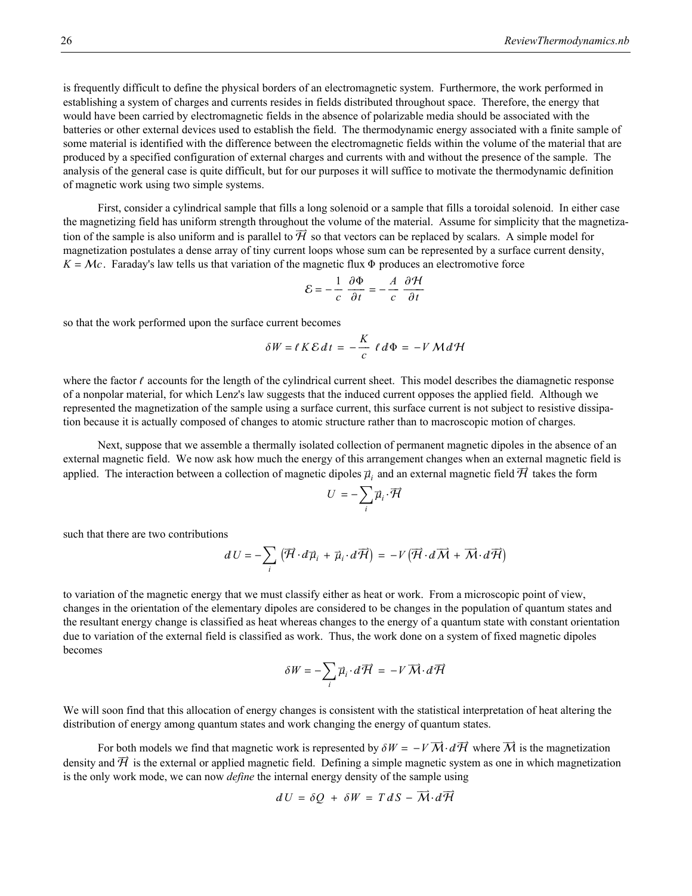is frequently difficult to define the physical borders of an electromagnetic system. Furthermore, the work performed in establishing a system of charges and currents resides in fields distributed throughout space. Therefore, the energy that would have been carried by electromagnetic fields in the absence of polarizable media should be associated with the batteries or other external devices used to establish the field. The thermodynamic energy associated with a finite sample of some material is identified with the difference between the electromagnetic fields within the volume of the material that are produced by a specified configuration of external charges and currents with and without the presence of the sample. The analysis of the general case is quite difficult, but for our purposes it will suffice to motivate the thermodynamic definition of magnetic work using two simple systems.

First, consider a cylindrical sample that fills a long solenoid or a sample that fills a toroidal solenoid. In either case the magnetizing field has uniform strength throughout the volume of the material. Assume for simplicity that the magnetization of the sample is also uniform and is parallel to $\vec{\mathcal{H}}$ so that vectors can be replaced by scalars. A simple model for magnetization postulates a dense array of tiny current loops whose sum can be represented by a surface current density, $K = \mathcal{M} c$. Faraday's law tells us that variation of the magnetic flux $\Phi$ produces an electromotive force

$$\mathcal{E} = -\frac{1}{c}\frac{\partial \Phi}{\partial t} = -\frac{A}{c}\frac{\partial \mathcal{H}}{\partial t}$$

so that the work performed upon the surface current becomes

$$\delta W = \ell K \mathcal{E} \, dt = -\frac{K}{c} \ell \, d\Phi = -V \mathcal{M} \, d\mathcal{H}$$

where the factor $\ell$ accounts for the length of the cylindrical current sheet. This model describes the diamagnetic response of a nonpolar material, for which Lenz's law suggests that the induced current opposes the applied field. Although we represented the magnetization of the sample using a surface current, this surface current is not subject to resistive dissipation because it is actually composed of changes to atomic structure rather than to macroscopic motion of charges.

Next, suppose that we assemble a thermally isolated collection of permanent magnetic dipoles in the absence of an external magnetic field. We now ask how much the energy of this arrangement changes when an external magnetic field is applied. The interaction between a collection of magnetic dipoles $\vec{\mu}_i$ and an external magnetic field $\vec{\mathcal{H}}$ takes the form

$$U = -\sum_i \vec{\mu}_i \cdot \vec{\mathcal{H}}$$

such that there are two contributions

$$dU = -\sum_i \left( \vec{\mathcal{H}} \cdot d\vec{\mu}_i + \vec{\mu}_i \cdot d\vec{\mathcal{H}} \right) = -V \left( \vec{\mathcal{H}} \cdot d\vec{\mathcal{M}} + \vec{\mathcal{M}} \cdot d\vec{\mathcal{H}} \right)$$

to variation of the magnetic energy that we must classify either as heat or work. From a microscopic point of view, changes in the orientation of the elementary dipoles are considered to be changes in the population of quantum states and the resultant energy change is classified as heat whereas changes to the energy of a quantum state with constant orientation due to variation of the external field is classified as work. Thus, the work done on a system of fixed magnetic dipoles becomes

$$\delta W = -\sum_i \vec{\mu}_i \cdot d\vec{\mathcal{H}} = -V \vec{\mathcal{M}} \cdot d\vec{\mathcal{H}}$$

We will soon find that this allocation of energy changes is consistent with the statistical interpretation of heat altering the distribution of energy among quantum states and work changing the energy of quantum states.

For both models we find that magnetic work is represented by $\delta W = -V \vec{\mathcal{M}} \cdot d\vec{\mathcal{H}}$ where $\vec{\mathcal{M}}$ is the magnetization density and $\vec{\mathcal{H}}$ is the external or applied magnetic field. Defining a simple magnetic system as one in which magnetization is the only work mode, we can now *define* the internal energy density of the sample using

$$dU = \delta Q + \delta W = T\,dS - \vec{\mathcal{M}} \cdot d\vec{\mathcal{H}}$$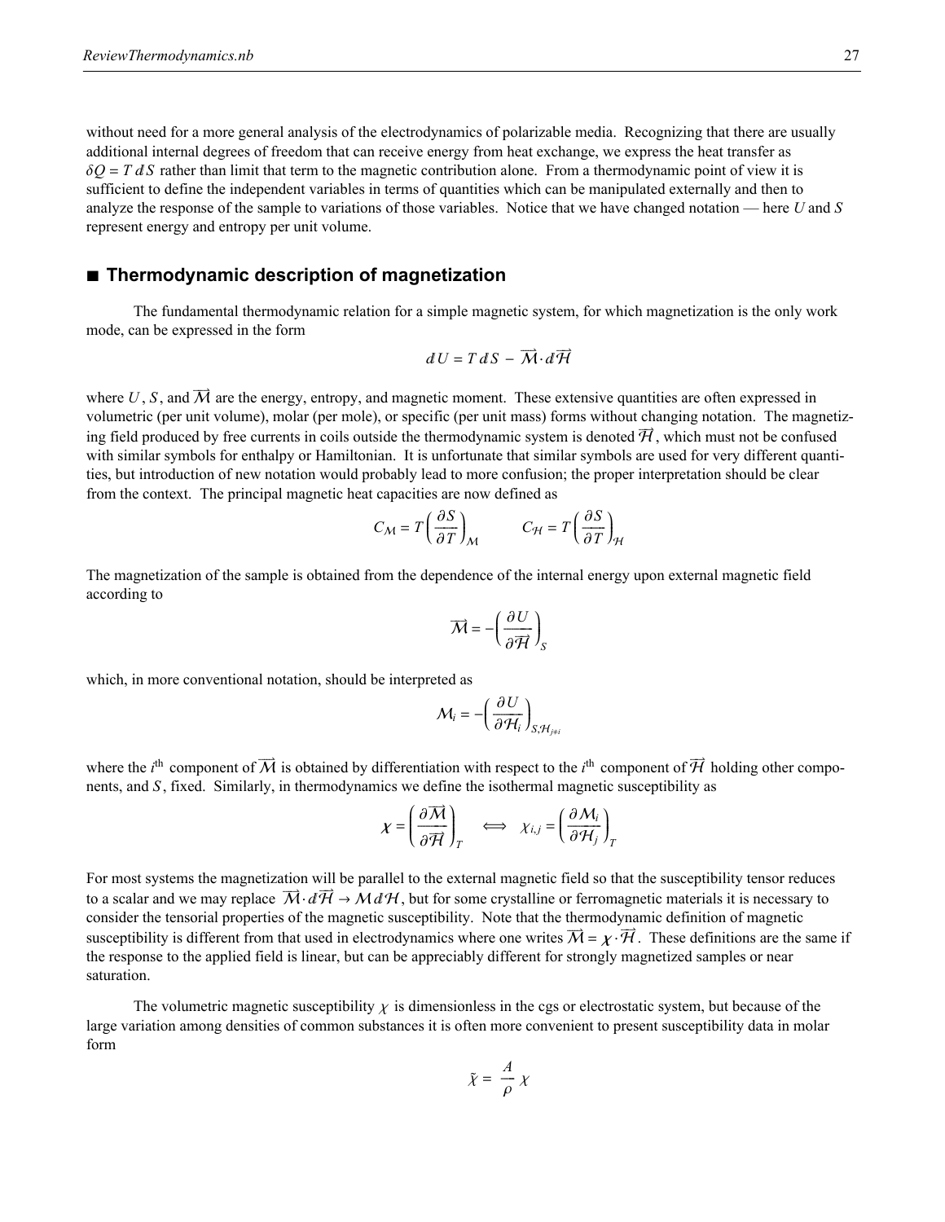without need for a more general analysis of the electrodynamics of polarizable media. Recognizing that there are usually additional internal degrees of freedom that can receive energy from heat exchange, we express the heat transfer as $\delta Q = T\,dS$ rather than limit that term to the magnetic contribution alone. From a thermodynamic point of view it is sufficient to define the independent variables in terms of quantities which can be manipulated externally and then to analyze the response of the sample to variations of those variables. Notice that we have changed notation — here $U$ and $S$ represent energy and entropy per unit volume.

## ■ Thermodynamic description of magnetization

The fundamental thermodynamic relation for a simple magnetic system, for which magnetization is the only work mode, can be expressed in the form

$$dU = T\,dS - \vec{\mathcal{M}} \cdot d\vec{\mathcal{H}}$$

where $U$, $S$, and $\vec{\mathcal{M}}$ are the energy, entropy, and magnetic moment. These extensive quantities are often expressed in volumetric (per unit volume), molar (per mole), or specific (per unit mass) forms without changing notation. The magnetizing field produced by free currents in coils outside the thermodynamic system is denoted $\vec{\mathcal{H}}$, which must not be confused with similar symbols for enthalpy or Hamiltonian. It is unfortunate that similar symbols are used for very different quantities, but introduction of new notation would probably lead to more confusion; the proper interpretation should be clear from the context. The principal magnetic heat capacities are now defined as

$$C_{\mathcal{M}} = T\left(\frac{\partial S}{\partial T}\right)_{\mathcal{M}} \qquad C_{\mathcal{H}} = T\left(\frac{\partial S}{\partial T}\right)_{\mathcal{H}}$$

The magnetization of the sample is obtained from the dependence of the internal energy upon external magnetic field according to

$$\vec{\mathcal{M}} = -\left(\frac{\partial U}{\partial \vec{\mathcal{H}}}\right)_S$$

which, in more conventional notation, should be interpreted as

$$\mathcal{M}_i = -\left(\frac{\partial U}{\partial \mathcal{H}_i}\right)_{S,\mathcal{H}_{j\neq i}}$$

where the $i^{\text{th}}$ component of $\vec{\mathcal{M}}$ is obtained by differentiation with respect to the $i^{\text{th}}$ component of $\vec{\mathcal{H}}$ holding other components, and $S$, fixed. Similarly, in thermodynamics we define the isothermal magnetic susceptibility as

$$\chi = \left(\frac{\partial \vec{\mathcal{M}}}{\partial \vec{\mathcal{H}}}\right)_T \iff \chi_{i,j} = \left(\frac{\partial \mathcal{M}_i}{\partial \mathcal{H}_j}\right)_T$$

For most systems the magnetization will be parallel to the external magnetic field so that the susceptibility tensor reduces to a scalar and we may replace $\vec{\mathcal{M}} \cdot d\vec{\mathcal{H}} \to \mathcal{M}\,d\mathcal{H}$, but for some crystalline or ferromagnetic materials it is necessary to consider the tensorial properties of the magnetic susceptibility. Note that the thermodynamic definition of magnetic susceptibility is different from that used in electrodynamics where one writes $\vec{\mathcal{M}} = \chi \cdot \vec{\mathcal{H}}$. These definitions are the same if the response to the applied field is linear, but can be appreciably different for strongly magnetized samples or near saturation.

The volumetric magnetic susceptibility $\chi$ is dimensionless in the cgs or electrostatic system, but because of the large variation among densities of common substances it is often more convenient to present susceptibility data in molar form

$$\tilde{\chi} = \frac{A}{\rho}\chi$$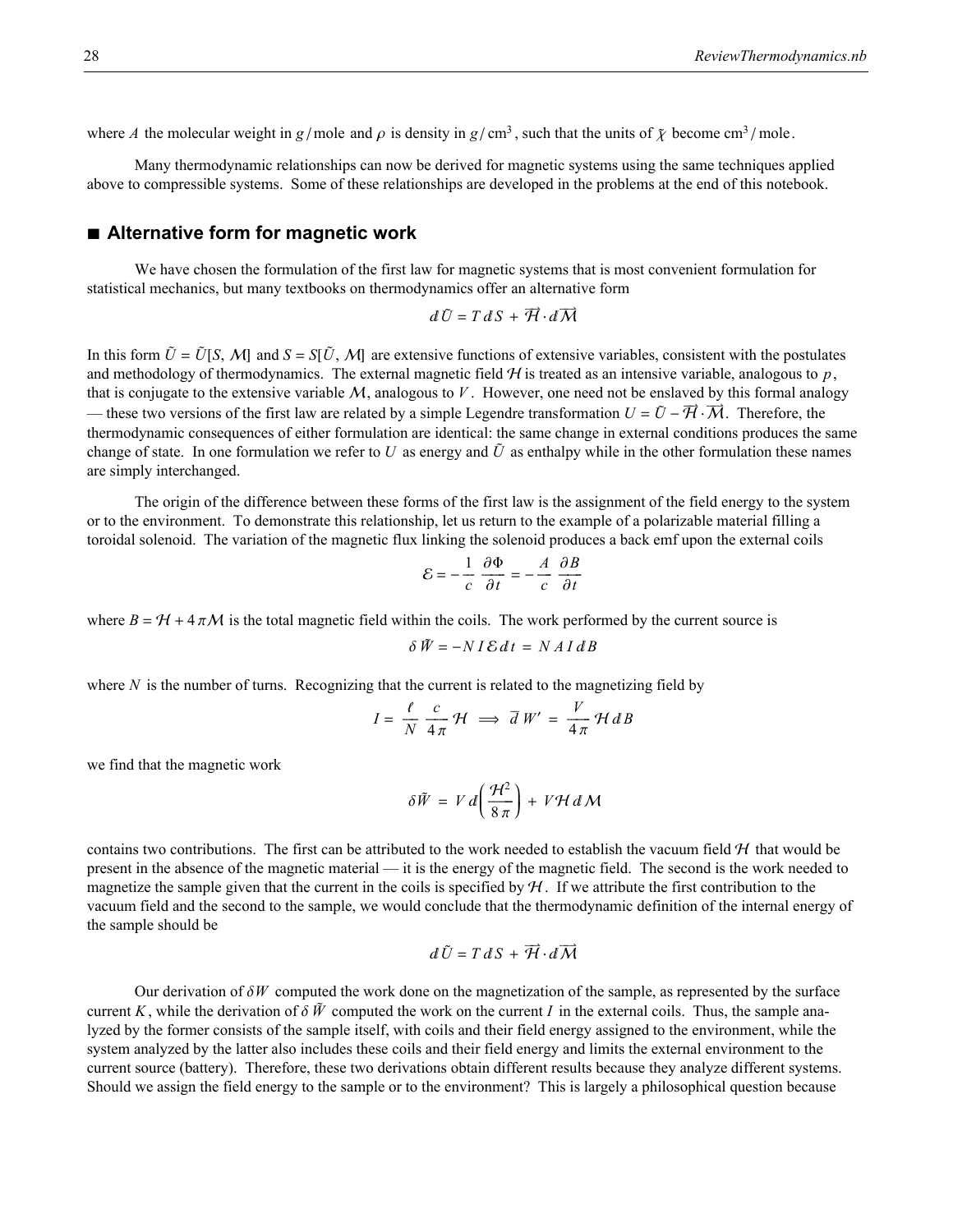where $A$ the molecular weight in $g/\text{mole}$ and $\rho$ is density in $g/\text{cm}^3$, such that the units of $\tilde{\chi}$ become $\text{cm}^3/\text{mole}$.

Many thermodynamic relationships can now be derived for magnetic systems using the same techniques applied above to compressible systems. Some of these relationships are developed in the problems at the end of this notebook.

## ■ Alternative form for magnetic work

We have chosen the formulation of the first law for magnetic systems that is most convenient formulation for statistical mechanics, but many textbooks on thermodynamics offer an alternative form

$$d\tilde{U} = T\,dS + \vec{\mathcal{H}}\cdot d\vec{\mathcal{M}}$$

In this form $\tilde{U} = \tilde{U}[S, \mathcal{M}]$ and $S = S[\tilde{U}, \mathcal{M}]$ are extensive functions of extensive variables, consistent with the postulates and methodology of thermodynamics. The external magnetic field $\mathcal{H}$ is treated as an intensive variable, analogous to $p$, that is conjugate to the extensive variable $\mathcal{M}$, analogous to $V$. However, one need not be enslaved by this formal analogy — these two versions of the first law are related by a simple Legendre transformation $U = \tilde{U} - \vec{\mathcal{H}}\cdot\vec{\mathcal{M}}$. Therefore, the thermodynamic consequences of either formulation are identical: the same change in external conditions produces the same change of state. In one formulation we refer to $U$ as energy and $\tilde{U}$ as enthalpy while in the other formulation these names are simply interchanged.

The origin of the difference between these forms of the first law is the assignment of the field energy to the system or to the environment. To demonstrate this relationship, let us return to the example of a polarizable material filling a toroidal solenoid. The variation of the magnetic flux linking the solenoid produces a back emf upon the external coils

$$\mathcal{E} = -\frac{1}{c}\frac{\partial \Phi}{\partial t} = -\frac{A}{c}\frac{\partial B}{\partial t}$$

where $B = \mathcal{H} + 4\pi\mathcal{M}$ is the total magnetic field within the coils. The work performed by the current source is

$$\delta\tilde{W} = -N I \mathcal{E}\,dt = N A I\,dB$$

where $N$ is the number of turns. Recognizing that the current is related to the magnetizing field by

$$I = \frac{\ell}{N}\frac{c}{4\pi}\mathcal{H} \implies \bar{d}\,W' = \frac{V}{4\pi}\mathcal{H}\,dB$$

we find that the magnetic work

$$\delta\tilde{W} = V\,d\!\left(\frac{\mathcal{H}^2}{8\pi}\right) + V\mathcal{H}\,d\mathcal{M}$$

contains two contributions. The first can be attributed to the work needed to establish the vacuum field $\mathcal{H}$ that would be present in the absence of the magnetic material — it is the energy of the magnetic field. The second is the work needed to magnetize the sample given that the current in the coils is specified by $\mathcal{H}$. If we attribute the first contribution to the vacuum field and the second to the sample, we would conclude that the thermodynamic definition of the internal energy of the sample should be

$$d\tilde{U} = T\,dS + \vec{\mathcal{H}}\cdot d\vec{\mathcal{M}}$$

Our derivation of $\delta W$ computed the work done on the magnetization of the sample, as represented by the surface current $K$, while the derivation of $\delta\tilde{W}$ computed the work on the current $I$ in the external coils. Thus, the sample analyzed by the former consists of the sample itself, with coils and their field energy assigned to the environment, while the system analyzed by the latter also includes these coils and their field energy and limits the external environment to the current source (battery). Therefore, these two derivations obtain different results because they analyze different systems. Should we assign the field energy to the sample or to the environment? This is largely a philosophical question because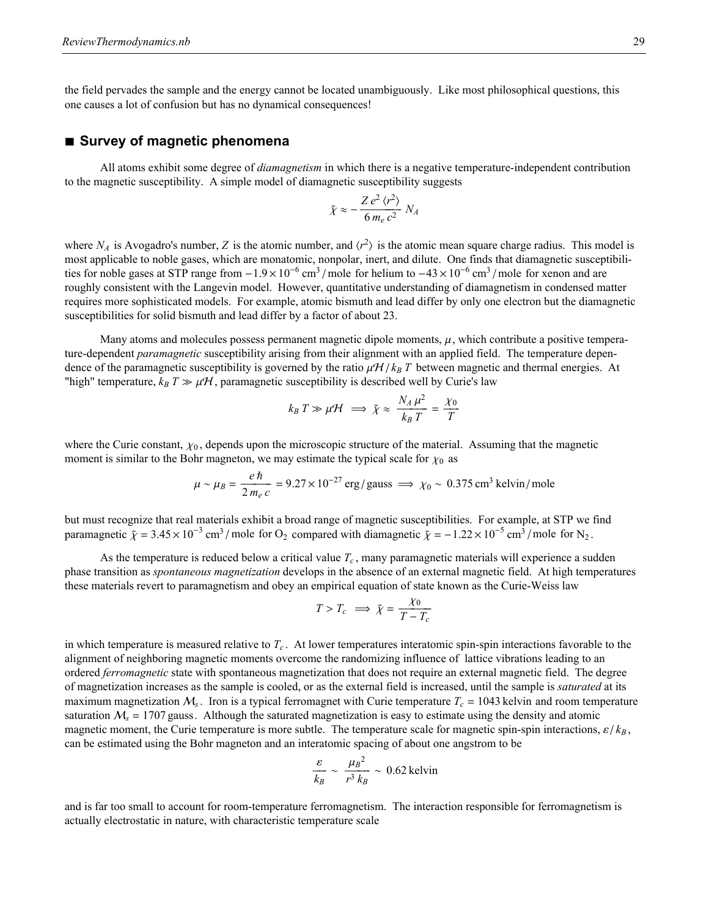the field pervades the sample and the energy cannot be located unambiguously. Like most philosophical questions, this one causes a lot of confusion but has no dynamical consequences!

## ■ Survey of magnetic phenomena

All atoms exhibit some degree of *diamagnetism* in which there is a negative temperature-independent contribution to the magnetic susceptibility. A simple model of diamagnetic susceptibility suggests

$$\tilde{\chi} \approx -\frac{Z e^2 \langle r^2 \rangle}{6 m_e c^2} N_A$$

where $N_A$ is Avogadro's number, $Z$ is the atomic number, and $\langle r^2 \rangle$ is the atomic mean square charge radius. This model is most applicable to noble gases, which are monatomic, nonpolar, inert, and dilute. One finds that diamagnetic susceptibilities for noble gases at STP range from $-1.9 \times 10^{-6}$ cm$^3$/mole for helium to $-43 \times 10^{-6}$ cm$^3$/mole for xenon and are roughly consistent with the Langevin model. However, quantitative understanding of diamagnetism in condensed matter requires more sophisticated models. For example, atomic bismuth and lead differ by only one electron but the diamagnetic susceptibilities for solid bismuth and lead differ by a factor of about 23.

Many atoms and molecules possess permanent magnetic dipole moments, $\mu$, which contribute a positive temperature-dependent *paramagnetic* susceptibility arising from their alignment with an applied field. The temperature dependence of the paramagnetic susceptibility is governed by the ratio $\mu \mathcal{H} / k_B T$ between magnetic and thermal energies. At "high" temperature, $k_B T \gg \mu \mathcal{H}$, paramagnetic susceptibility is described well by Curie's law

$$k_B T \gg \mu \mathcal{H} \implies \tilde{\chi} \approx \frac{N_A \mu^2}{k_B T} = \frac{\chi_0}{T}$$

where the Curie constant, $\chi_0$, depends upon the microscopic structure of the material. Assuming that the magnetic moment is similar to the Bohr magneton, we may estimate the typical scale for $\chi_0$ as

$$\mu \sim \mu_B = \frac{e \hbar}{2 m_e c} = 9.27 \times 10^{-27} \text{ erg/gauss} \implies \chi_0 \sim 0.375 \text{ cm}^3 \text{ kelvin/mole}$$

but must recognize that real materials exhibit a broad range of magnetic susceptibilities. For example, at STP we find paramagnetic $\tilde{\chi} = 3.45 \times 10^{-3}$ cm$^3$/mole for $O_2$ compared with diamagnetic $\tilde{\chi} = -1.22 \times 10^{-5}$ cm$^3$/mole for $N_2$.

As the temperature is reduced below a critical value $T_c$, many paramagnetic materials will experience a sudden phase transition as *spontaneous magnetization* develops in the absence of an external magnetic field. At high temperatures these materials revert to paramagnetism and obey an empirical equation of state known as the Curie-Weiss law

$$T > T_c \implies \tilde{\chi} = \frac{\chi_0}{T - T_c}$$

in which temperature is measured relative to $T_c$. At lower temperatures interatomic spin-spin interactions favorable to the alignment of neighboring magnetic moments overcome the randomizing influence of lattice vibrations leading to an ordered *ferromagnetic* state with spontaneous magnetization that does not require an external magnetic field. The degree of magnetization increases as the sample is cooled, or as the external field is increased, until the sample is *saturated* at its maximum magnetization $\mathcal{M}_s$. Iron is a typical ferromagnet with Curie temperature $T_c = 1043$ kelvin and room temperature saturation $\mathcal{M}_s = 1707$ gauss. Although the saturated magnetization is easy to estimate using the density and atomic magnetic moment, the Curie temperature is more subtle. The temperature scale for magnetic spin-spin interactions, $\varepsilon / k_B$, can be estimated using the Bohr magneton and an interatomic spacing of about one angstrom to be

$$\frac{\varepsilon}{k_B} \sim \frac{\mu_B{}^2}{r^3 k_B} \sim 0.62 \text{ kelvin}$$

and is far too small to account for room-temperature ferromagnetism. The interaction responsible for ferromagnetism is actually electrostatic in nature, with characteristic temperature scale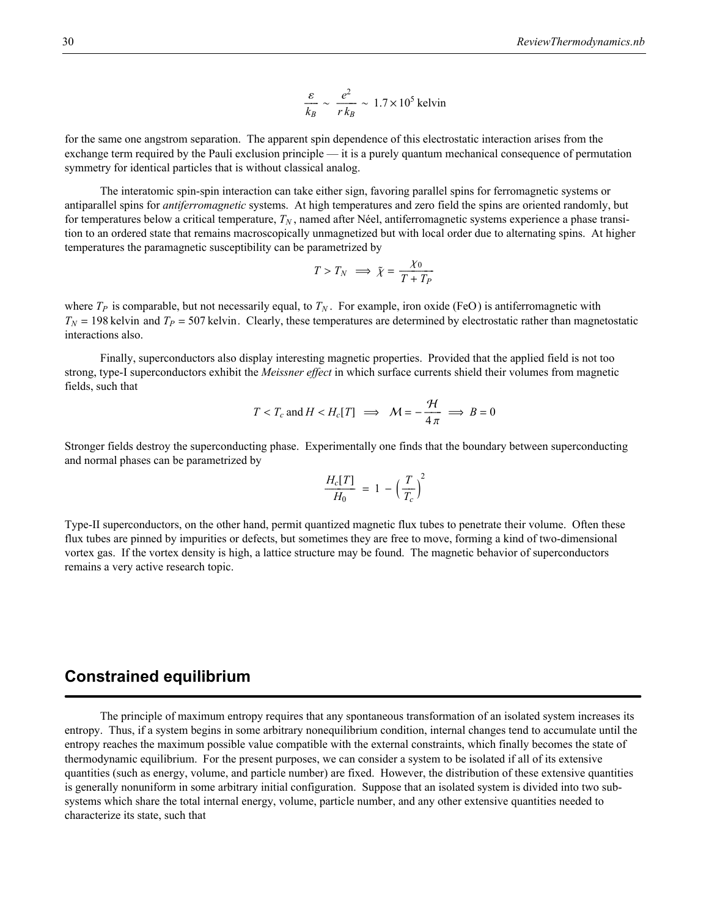$$\frac{\varepsilon}{k_B} \sim \frac{e^2}{r\, k_B} \sim 1.7 \times 10^5 \text{ kelvin}$$

for the same one angstrom separation. The apparent spin dependence of this electrostatic interaction arises from the exchange term required by the Pauli exclusion principle — it is a purely quantum mechanical consequence of permutation symmetry for identical particles that is without classical analog.

The interatomic spin-spin interaction can take either sign, favoring parallel spins for ferromagnetic systems or antiparallel spins for *antiferromagnetic* systems. At high temperatures and zero field the spins are oriented randomly, but for temperatures below a critical temperature, $T_N$, named after Néel, antiferromagnetic systems experience a phase transition to an ordered state that remains macroscopically unmagnetized but with local order due to alternating spins. At higher temperatures the paramagnetic susceptibility can be parametrized by

$$T > T_N \implies \tilde{\chi} = \frac{\chi_0}{T + T_P}$$

where $T_P$ is comparable, but not necessarily equal, to $T_N$. For example, iron oxide (FeO) is antiferromagnetic with $T_N = 198$ kelvin and $T_P = 507$ kelvin. Clearly, these temperatures are determined by electrostatic rather than magnetostatic interactions also.

Finally, superconductors also display interesting magnetic properties. Provided that the applied field is not too strong, type-I superconductors exhibit the *Meissner effect* in which surface currents shield their volumes from magnetic fields, such that

$$T < T_c \text{ and } H < H_c[T] \implies \mathcal{M} = -\frac{\mathcal{H}}{4\pi} \implies B = 0$$

Stronger fields destroy the superconducting phase. Experimentally one finds that the boundary between superconducting and normal phases can be parametrized by

$$\frac{H_c[T]}{H_0} = 1 - \left(\frac{T}{T_c}\right)^2$$

Type-II superconductors, on the other hand, permit quantized magnetic flux tubes to penetrate their volume. Often these flux tubes are pinned by impurities or defects, but sometimes they are free to move, forming a kind of two-dimensional vortex gas. If the vortex density is high, a lattice structure may be found. The magnetic behavior of superconductors remains a very active research topic.

## Constrained equilibrium

The principle of maximum entropy requires that any spontaneous transformation of an isolated system increases its entropy. Thus, if a system begins in some arbitrary nonequilibrium condition, internal changes tend to accumulate until the entropy reaches the maximum possible value compatible with the external constraints, which finally becomes the state of thermodynamic equilibrium. For the present purposes, we can consider a system to be isolated if all of its extensive quantities (such as energy, volume, and particle number) are fixed. However, the distribution of these extensive quantities is generally nonuniform in some arbitrary initial configuration. Suppose that an isolated system is divided into two subsystems which share the total internal energy, volume, particle number, and any other extensive quantities needed to characterize its state, such that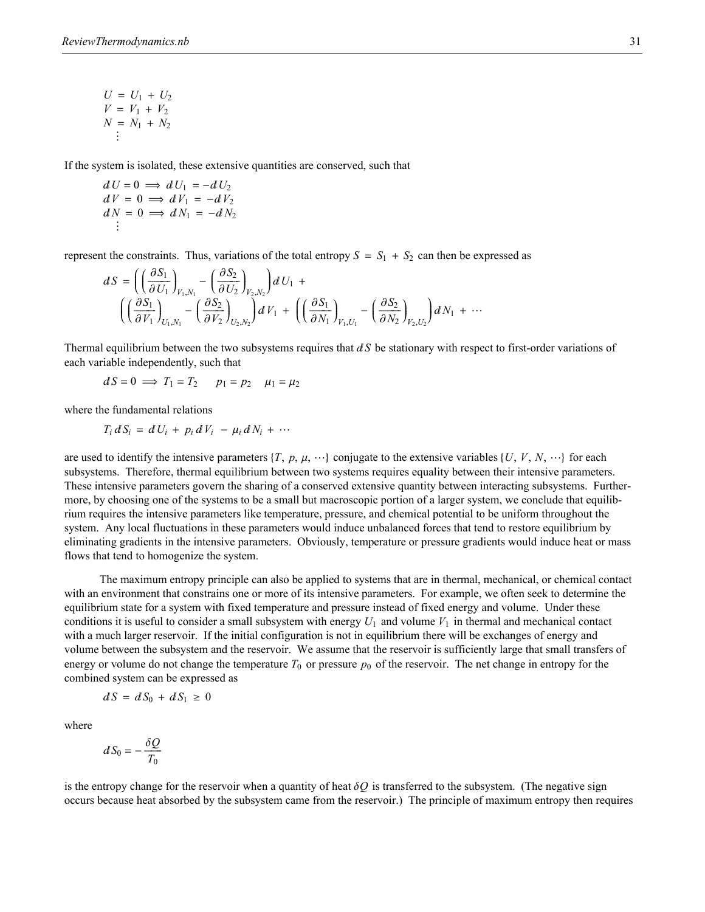$$
\begin{aligned}
U &= U_1 + U_2 \\
V &= V_1 + V_2 \\
N &= N_1 + N_2 \\
&\vdots
\end{aligned}
$$

If the system is isolated, these extensive quantities are conserved, such that

$$
\begin{aligned}
dU = 0 &\Longrightarrow dU_1 = -dU_2 \\
dV = 0 &\Longrightarrow dV_1 = -dV_2 \\
dN = 0 &\Longrightarrow dN_1 = -dN_2 \\
&\vdots
\end{aligned}
$$

represent the constraints. Thus, variations of the total entropy $S = S_1 + S_2$ can then be expressed as

$$
dS = \left( \left( \frac{\partial S_1}{\partial U_1} \right)_{V_1,N_1} - \left( \frac{\partial S_2}{\partial U_2} \right)_{V_2,N_2} \right) dU_1 + \left( \left( \frac{\partial S_1}{\partial V_1} \right)_{U_1,N_1} - \left( \frac{\partial S_2}{\partial V_2} \right)_{U_2,N_2} \right) dV_1 + \left( \left( \frac{\partial S_1}{\partial N_1} \right)_{V_1,U_1} - \left( \frac{\partial S_2}{\partial N_2} \right)_{V_2,U_2} \right) dN_1 + \cdots
$$

Thermal equilibrium between the two subsystems requires that $dS$ be stationary with respect to first-order variations of each variable independently, such that

$$
dS = 0 \Longrightarrow T_1 = T_2 \qquad p_1 = p_2 \qquad \mu_1 = \mu_2
$$

where the fundamental relations

$$
T_i\, dS_i = dU_i + p_i\, dV_i - \mu_i\, dN_i + \cdots
$$

are used to identify the intensive parameters $\{T, p, \mu, \cdots\}$ conjugate to the extensive variables $\{U, V, N, \cdots\}$ for each subsystems. Therefore, thermal equilibrium between two systems requires equality between their intensive parameters. These intensive parameters govern the sharing of a conserved extensive quantity between interacting subsystems. Furthermore, by choosing one of the systems to be a small but macroscopic portion of a larger system, we conclude that equilibrium requires the intensive parameters like temperature, pressure, and chemical potential to be uniform throughout the system. Any local fluctuations in these parameters would induce unbalanced forces that tend to restore equilibrium by eliminating gradients in the intensive parameters. Obviously, temperature or pressure gradients would induce heat or mass flows that tend to homogenize the system.

The maximum entropy principle can also be applied to systems that are in thermal, mechanical, or chemical contact with an environment that constrains one or more of its intensive parameters. For example, we often seek to determine the equilibrium state for a system with fixed temperature and pressure instead of fixed energy and volume. Under these conditions it is useful to consider a small subsystem with energy $U_1$ and volume $V_1$ in thermal and mechanical contact with a much larger reservoir. If the initial configuration is not in equilibrium there will be exchanges of energy and volume between the subsystem and the reservoir. We assume that the reservoir is sufficiently large that small transfers of energy or volume do not change the temperature $T_0$ or pressure $p_0$ of the reservoir. The net change in entropy for the combined system can be expressed as

$$
dS = dS_0 + dS_1 \geq 0
$$

where

$$
dS_0 = -\frac{\delta Q}{T_0}
$$

is the entropy change for the reservoir when a quantity of heat $\delta Q$ is transferred to the subsystem. (The negative sign occurs because heat absorbed by the subsystem came from the reservoir.) The principle of maximum entropy then requires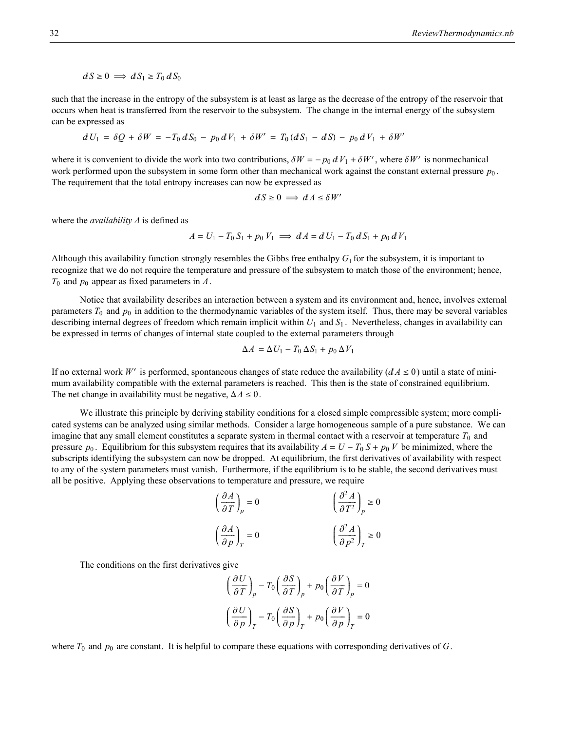$$dS \geq 0 \implies dS_1 \geq T_0\, dS_0$$

such that the increase in the entropy of the subsystem is at least as large as the decrease of the entropy of the reservoir that occurs when heat is transferred from the reservoir to the subsystem. The change in the internal energy of the subsystem can be expressed as

$$dU_1 = \delta Q + \delta W = -T_0\, dS_0 - p_0\, dV_1 + \delta W' = T_0\,(dS_1 - dS) - p_0\, dV_1 + \delta W'$$

where it is convenient to divide the work into two contributions, $\delta W = -p_0\, dV_1 + \delta W'$, where $\delta W'$ is nonmechanical work performed upon the subsystem in some form other than mechanical work against the constant external pressure $p_0$. The requirement that the total entropy increases can now be expressed as

$$dS \geq 0 \implies dA \leq \delta W'$$

where the *availability A* is defined as

$$A = U_1 - T_0\, S_1 + p_0\, V_1 \implies dA = dU_1 - T_0\, dS_1 + p_0\, dV_1$$

Although this availability function strongly resembles the Gibbs free enthalpy $G_1$ for the subsystem, it is important to recognize that we do not require the temperature and pressure of the subsystem to match those of the environment; hence, $T_0$ and $p_0$ appear as fixed parameters in $A$.

Notice that availability describes an interaction between a system and its environment and, hence, involves external parameters $T_0$ and $p_0$ in addition to the thermodynamic variables of the system itself. Thus, there may be several variables describing internal degrees of freedom which remain implicit within $U_1$ and $S_1$. Nevertheless, changes in availability can be expressed in terms of changes of internal state coupled to the external parameters through

$$\Delta A = \Delta U_1 - T_0\, \Delta S_1 + p_0\, \Delta V_1$$

If no external work $W'$ is performed, spontaneous changes of state reduce the availability ($dA \leq 0$) until a state of minimum availability compatible with the external parameters is reached. This then is the state of constrained equilibrium. The net change in availability must be negative, $\Delta A \leq 0$.

We illustrate this principle by deriving stability conditions for a closed simple compressible system; more complicated systems can be analyzed using similar methods. Consider a large homogeneous sample of a pure substance. We can imagine that any small element constitutes a separate system in thermal contact with a reservoir at temperature $T_0$ and pressure $p_0$. Equilibrium for this subsystem requires that its availability $A = U - T_0\, S + p_0\, V$ be minimized, where the subscripts identifying the subsystem can now be dropped. At equilibrium, the first derivatives of availability with respect to any of the system parameters must vanish. Furthermore, if the equilibrium is to be stable, the second derivatives must all be positive. Applying these observations to temperature and pressure, we require

$$\left(\frac{\partial A}{\partial T}\right)_p = 0 \qquad\qquad \left(\frac{\partial^2 A}{\partial T^2}\right)_p \geq 0$$

$$\left(\frac{\partial A}{\partial p}\right)_T = 0 \qquad\qquad \left(\frac{\partial^2 A}{\partial p^2}\right)_T \geq 0$$

The conditions on the first derivatives give

$$\left(\frac{\partial U}{\partial T}\right)_p - T_0\left(\frac{\partial S}{\partial T}\right)_p + p_0\left(\frac{\partial V}{\partial T}\right)_p = 0$$

$$\left(\frac{\partial U}{\partial p}\right)_T - T_0\left(\frac{\partial S}{\partial p}\right)_T + p_0\left(\frac{\partial V}{\partial p}\right)_T = 0$$

where $T_0$ and $p_0$ are constant. It is helpful to compare these equations with corresponding derivatives of $G$.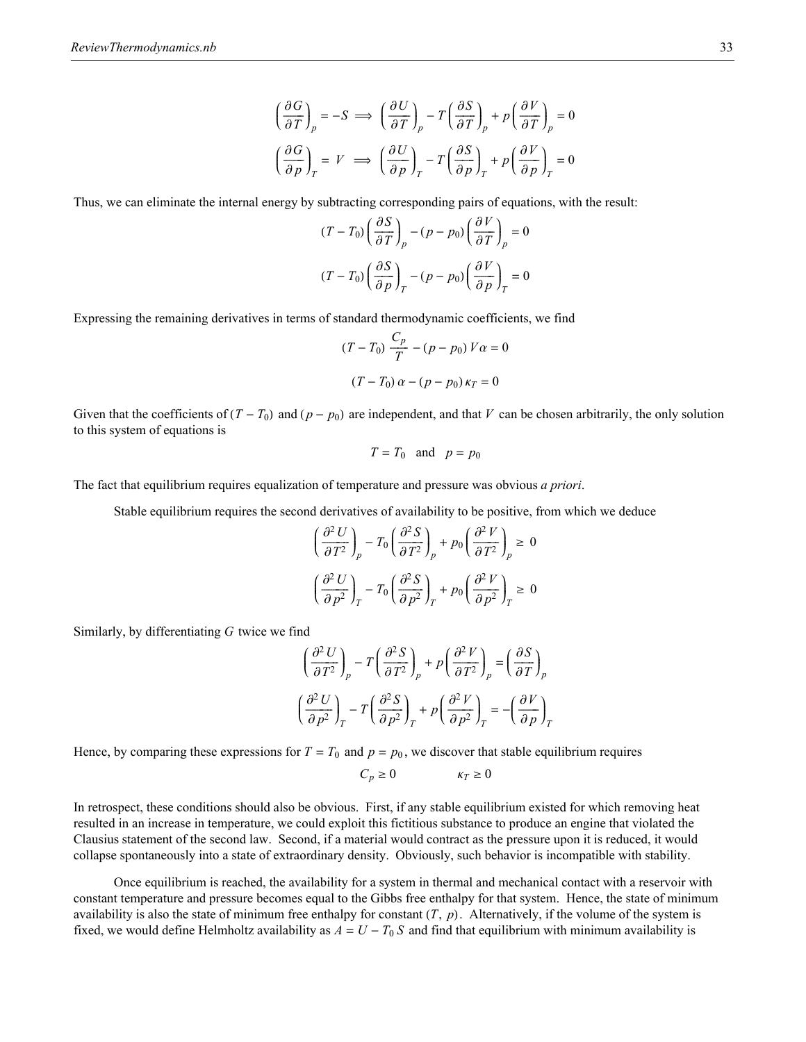$$\left(\frac{\partial G}{\partial T}\right)_p = -S \implies \left(\frac{\partial U}{\partial T}\right)_p - T\left(\frac{\partial S}{\partial T}\right)_p + p\left(\frac{\partial V}{\partial T}\right)_p = 0$$

$$\left(\frac{\partial G}{\partial p}\right)_T = V \implies \left(\frac{\partial U}{\partial p}\right)_T - T\left(\frac{\partial S}{\partial p}\right)_T + p\left(\frac{\partial V}{\partial p}\right)_T = 0$$

Thus, we can eliminate the internal energy by subtracting corresponding pairs of equations, with the result:

$$(T - T_0)\left(\frac{\partial S}{\partial T}\right)_p - (p - p_0)\left(\frac{\partial V}{\partial T}\right)_p = 0$$

$$(T - T_0)\left(\frac{\partial S}{\partial p}\right)_T - (p - p_0)\left(\frac{\partial V}{\partial p}\right)_T = 0$$

Expressing the remaining derivatives in terms of standard thermodynamic coefficients, we find

$$(T - T_0)\frac{C_p}{T} - (p - p_0)V\alpha = 0$$

$$(T - T_0)\alpha - (p - p_0)\kappa_T = 0$$

Given that the coefficients of $(T - T_0)$ and $(p - p_0)$ are independent, and that $V$ can be chosen arbitrarily, the only solution to this system of equations is

$$T = T_0 \quad \text{and} \quad p = p_0$$

The fact that equilibrium requires equalization of temperature and pressure was obvious *a priori*.

Stable equilibrium requires the second derivatives of availability to be positive, from which we deduce

$$\left(\frac{\partial^2 U}{\partial T^2}\right)_p - T_0\left(\frac{\partial^2 S}{\partial T^2}\right)_p + p_0\left(\frac{\partial^2 V}{\partial T^2}\right)_p \geq 0$$

$$\left(\frac{\partial^2 U}{\partial p^2}\right)_T - T_0\left(\frac{\partial^2 S}{\partial p^2}\right)_T + p_0\left(\frac{\partial^2 V}{\partial p^2}\right)_T \geq 0$$

Similarly, by differentiating $G$ twice we find

$$\left(\frac{\partial^2 U}{\partial T^2}\right)_p - T\left(\frac{\partial^2 S}{\partial T^2}\right)_p + p\left(\frac{\partial^2 V}{\partial T^2}\right)_p = \left(\frac{\partial S}{\partial T}\right)_p$$

$$\left(\frac{\partial^2 U}{\partial p^2}\right)_T - T\left(\frac{\partial^2 S}{\partial p^2}\right)_T + p\left(\frac{\partial^2 V}{\partial p^2}\right)_T = -\left(\frac{\partial V}{\partial p}\right)_T$$

Hence, by comparing these expressions for $T = T_0$ and $p = p_0$, we discover that stable equilibrium requires

$$C_p \geq 0 \qquad\qquad \kappa_T \geq 0$$

In retrospect, these conditions should also be obvious. First, if any stable equilibrium existed for which removing heat resulted in an increase in temperature, we could exploit this fictitious substance to produce an engine that violated the Clausius statement of the second law. Second, if a material would contract as the pressure upon it is reduced, it would collapse spontaneously into a state of extraordinary density. Obviously, such behavior is incompatible with stability.

Once equilibrium is reached, the availability for a system in thermal and mechanical contact with a reservoir with constant temperature and pressure becomes equal to the Gibbs free enthalpy for that system. Hence, the state of minimum availability is also the state of minimum free enthalpy for constant $(T, p)$. Alternatively, if the volume of the system is fixed, we would define Helmholtz availability as $A = U - T_0 S$ and find that equilibrium with minimum availability is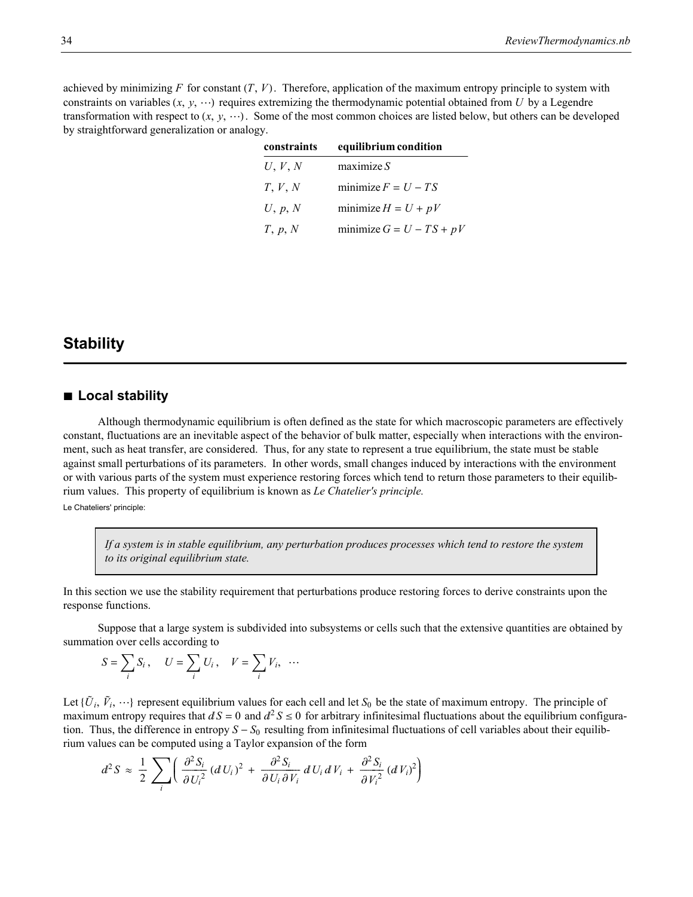achieved by minimizing $F$ for constant $(T, V)$. Therefore, application of the maximum entropy principle to system with constraints on variables $(x, y, \cdots)$ requires extremizing the thermodynamic potential obtained from $U$ by a Legendre transformation with respect to $(x, y, \cdots)$. Some of the most common choices are listed below, but others can be developed by straightforward generalization or analogy.

| constraints | equilibrium condition |
|---|---|
| $U, V, N$ | maximize $S$ |
| $T, V, N$ | minimize $F = U - TS$ |
| $U, p, N$ | minimize $H = U + pV$ |
| $T, p, N$ | minimize $G = U - TS + pV$ |

# Stability

## ■ Local stability

Although thermodynamic equilibrium is often defined as the state for which macroscopic parameters are effectively constant, fluctuations are an inevitable aspect of the behavior of bulk matter, especially when interactions with the environment, such as heat transfer, are considered. Thus, for any state to represent a true equilibrium, the state must be stable against small perturbations of its parameters. In other words, small changes induced by interactions with the environment or with various parts of the system must experience restoring forces which tend to return those parameters to their equilibrium values. This property of equilibrium is known as *Le Chatelier's principle.*

Le Chateliers' principle:

> *If a system is in stable equilibrium, any perturbation produces processes which tend to restore the system to its original equilibrium state.*

In this section we use the stability requirement that perturbations produce restoring forces to derive constraints upon the response functions.

Suppose that a large system is subdivided into subsystems or cells such that the extensive quantities are obtained by summation over cells according to

$$S = \sum_i S_i\,, \quad U = \sum_i U_i\,, \quad V = \sum_i V_i, \;\; \cdots$$

Let $\{\tilde{U}_i, \tilde{V}_i, \cdots\}$ represent equilibrium values for each cell and let $S_0$ be the state of maximum entropy. The principle of maximum entropy requires that $dS = 0$ and $d^2 S \leq 0$ for arbitrary infinitesimal fluctuations about the equilibrium configuration. Thus, the difference in entropy $S - S_0$ resulting from infinitesimal fluctuations of cell variables about their equilibrium values can be computed using a Taylor expansion of the form

$$d^2 S \approx \frac{1}{2} \sum_i \left( \frac{\partial^2 S_i}{\partial U_i^2} (dU_i)^2 + \frac{\partial^2 S_i}{\partial U_i \partial V_i} dU_i \, dV_i + \frac{\partial^2 S_i}{\partial V_i^2} (dV_i)^2 \right)$$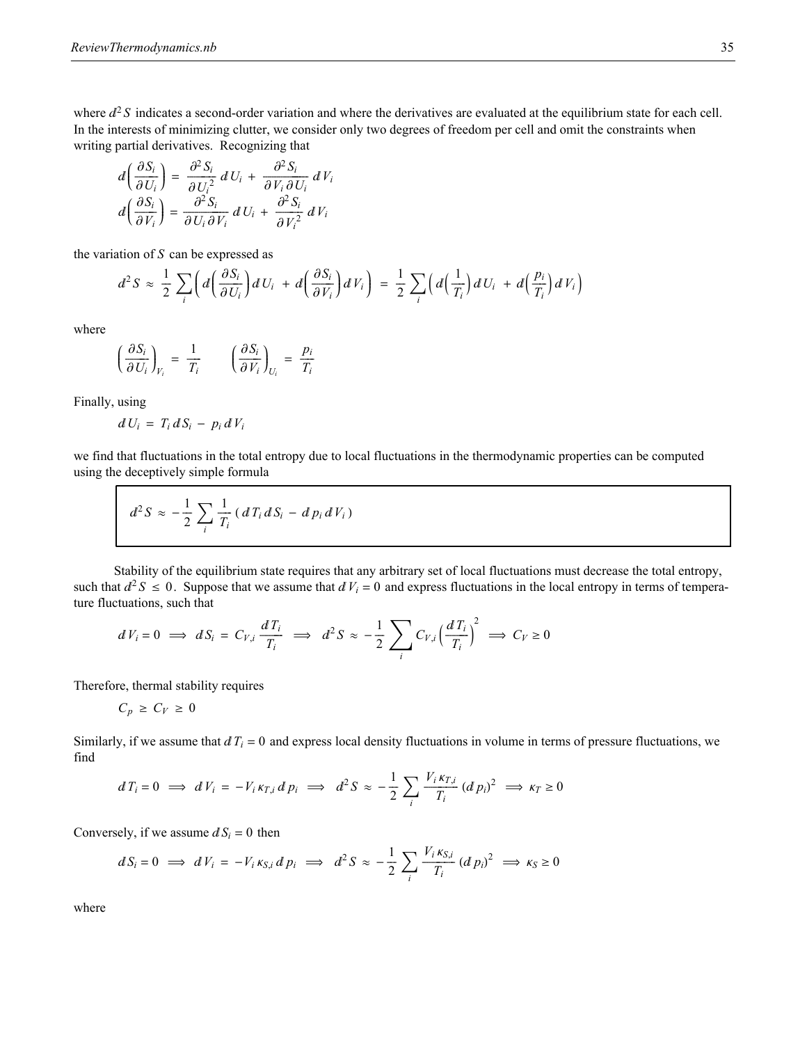where $d^2 S$ indicates a second-order variation and where the derivatives are evaluated at the equilibrium state for each cell. In the interests of minimizing clutter, we consider only two degrees of freedom per cell and omit the constraints when writing partial derivatives. Recognizing that

$$d\left(\frac{\partial S_i}{\partial U_i}\right) = \frac{\partial^2 S_i}{\partial U_i^2} dU_i + \frac{\partial^2 S_i}{\partial V_i \partial U_i} dV_i$$

$$d\left(\frac{\partial S_i}{\partial V_i}\right) = \frac{\partial^2 S_i}{\partial U_i \partial V_i} dU_i + \frac{\partial^2 S_i}{\partial V_i^2} dV_i$$

the variation of $S$ can be expressed as

$$d^2 S \approx \frac{1}{2} \sum_i \left( d\left(\frac{\partial S_i}{\partial U_i}\right) dU_i + d\left(\frac{\partial S_i}{\partial V_i}\right) dV_i \right) = \frac{1}{2} \sum_i \left( d\left(\frac{1}{T_i}\right) dU_i + d\left(\frac{p_i}{T_i}\right) dV_i \right)$$

where

$$\left(\frac{\partial S_i}{\partial U_i}\right)_{V_i} = \frac{1}{T_i} \qquad \left(\frac{\partial S_i}{\partial V_i}\right)_{U_i} = \frac{p_i}{T_i}$$

Finally, using

$$dU_i = T_i dS_i - p_i dV_i$$

we find that fluctuations in the total entropy due to local fluctuations in the thermodynamic properties can be computed using the deceptively simple formula

$$\boxed{d^2 S \approx -\frac{1}{2} \sum_i \frac{1}{T_i} (dT_i dS_i - dp_i dV_i)}$$

Stability of the equilibrium state requires that any arbitrary set of local fluctuations must decrease the total entropy, such that $d^2 S \leq 0$. Suppose that we assume that $dV_i = 0$ and express fluctuations in the local entropy in terms of temperature fluctuations, such that

$$dV_i = 0 \implies dS_i = C_{V,i} \frac{dT_i}{T_i} \implies d^2 S \approx -\frac{1}{2} \sum_i C_{V,i} \left(\frac{dT_i}{T_i}\right)^2 \implies C_V \geq 0$$

Therefore, thermal stability requires

$$C_p \geq C_V \geq 0$$

Similarly, if we assume that $dT_i = 0$ and express local density fluctuations in volume in terms of pressure fluctuations, we find

$$dT_i = 0 \implies dV_i = -V_i \kappa_{T,i} dp_i \implies d^2 S \approx -\frac{1}{2} \sum_i \frac{V_i \kappa_{T,i}}{T_i} (dp_i)^2 \implies \kappa_T \geq 0$$

Conversely, if we assume $dS_i = 0$ then

$$dS_i = 0 \implies dV_i = -V_i \kappa_{S,i} dp_i \implies d^2 S \approx -\frac{1}{2} \sum_i \frac{V_i \kappa_{S,i}}{T_i} (dp_i)^2 \implies \kappa_S \geq 0$$

where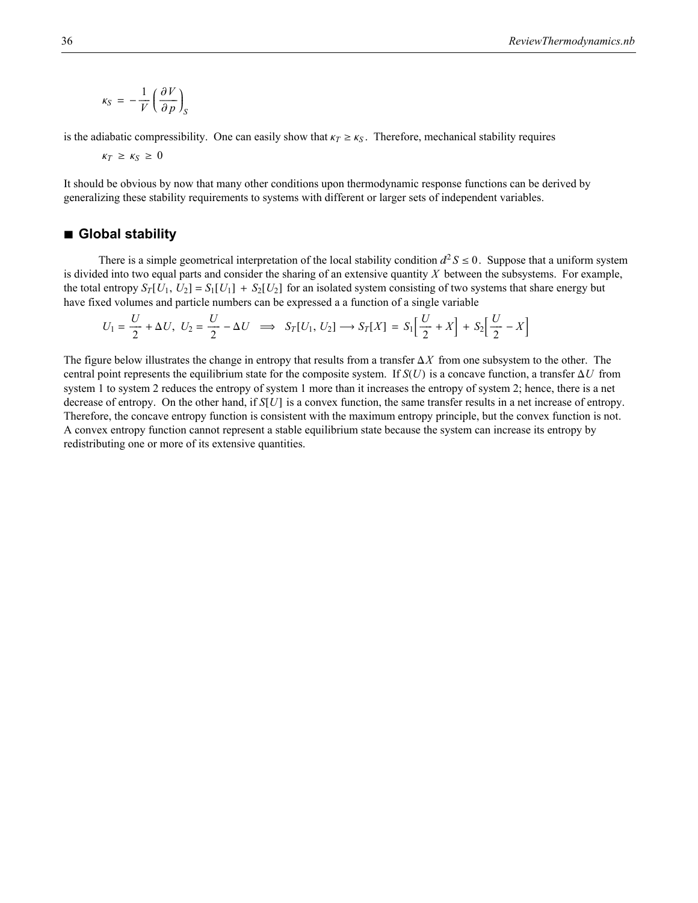$$\kappa_S = -\frac{1}{V}\left(\frac{\partial V}{\partial p}\right)_S$$

is the adiabatic compressibility. One can easily show that $\kappa_T \ge \kappa_S$. Therefore, mechanical stability requires

$$\kappa_T \ge \kappa_S \ge 0$$

It should be obvious by now that many other conditions upon thermodynamic response functions can be derived by generalizing these stability requirements to systems with different or larger sets of independent variables.

## ■ Global stability

There is a simple geometrical interpretation of the local stability condition $d^2 S \le 0$. Suppose that a uniform system is divided into two equal parts and consider the sharing of an extensive quantity $X$ between the subsystems. For example, the total entropy $S_T[U_1, U_2] = S_1[U_1] + S_2[U_2]$ for an isolated system consisting of two systems that share energy but have fixed volumes and particle numbers can be expressed a a function of a single variable

$$U_1 = \frac{U}{2} + \Delta U,\; U_2 = \frac{U}{2} - \Delta U \quad\Longrightarrow\quad S_T[U_1, U_2] \longrightarrow S_T[X] = S_1\left[\frac{U}{2} + X\right] + S_2\left[\frac{U}{2} - X\right]$$

The figure below illustrates the change in entropy that results from a transfer $\Delta X$ from one subsystem to the other. The central point represents the equilibrium state for the composite system. If $S(U)$ is a concave function, a transfer $\Delta U$ from system 1 to system 2 reduces the entropy of system 1 more than it increases the entropy of system 2; hence, there is a net decrease of entropy. On the other hand, if $S[U]$ is a convex function, the same transfer results in a net increase of entropy. Therefore, the concave entropy function is consistent with the maximum entropy principle, but the convex function is not. A convex entropy function cannot represent a stable equilibrium state because the system can increase its entropy by redistributing one or more of its extensive quantities.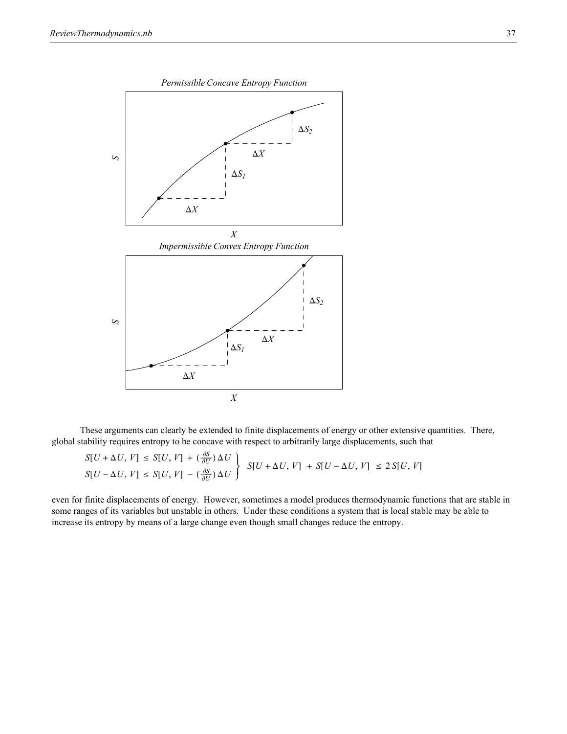*Permissible Concave Entropy Function*

*Impermissible Convex Entropy Function*

These arguments can clearly be extended to finite displacements of energy or other extensive quantities. There, global stability requires entropy to be concave with respect to arbitrarily large displacements, such that

$$\left.\begin{aligned} S[U+\Delta U, V] &\leq S[U, V] + \left(\tfrac{\partial S}{\partial U}\right)\Delta U \\ S[U-\Delta U, V] &\leq S[U, V] - \left(\tfrac{\partial S}{\partial U}\right)\Delta U \end{aligned}\right\} \quad S[U+\Delta U, V] + S[U-\Delta U, V] \leq 2\, S[U, V]$$

even for finite displacements of energy. However, sometimes a model produces thermodynamic functions that are stable in some ranges of its variables but unstable in others. Under these conditions a system that is local stable may be able to increase its entropy by means of a large change even though small changes reduce the entropy.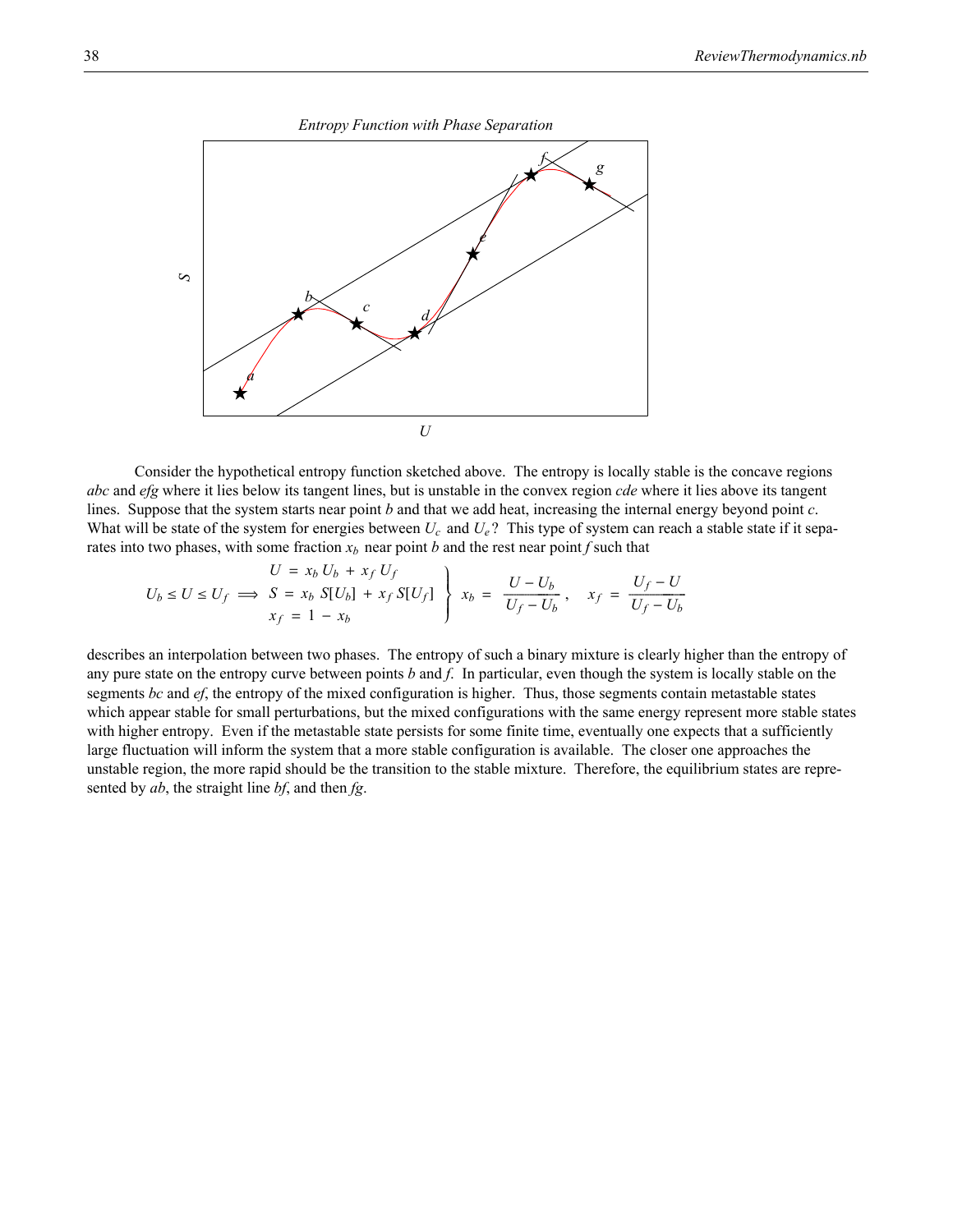Consider the hypothetical entropy function sketched above. The entropy is locally stable is the concave regions *abc* and *efg* where it lies below its tangent lines, but is unstable in the convex region *cde* where it lies above its tangent lines. Suppose that the system starts near point *b* and that we add heat, increasing the internal energy beyond point *c*. What will be state of the system for energies between $U_c$ and $U_e$? This type of system can reach a stable state if it separates into two phases, with some fraction $x_b$ near point *b* and the rest near point *f* such that

$$U_b \le U \le U_f \implies \left.\begin{array}{l} U = x_b U_b + x_f U_f \\ S = x_b S[U_b] + x_f S[U_f] \\ x_f = 1 - x_b \end{array}\right\} \; x_b = \frac{U - U_b}{U_f - U_b}, \quad x_f = \frac{U_f - U}{U_f - U_b}$$

describes an interpolation between two phases. The entropy of such a binary mixture is clearly higher than the entropy of any pure state on the entropy curve between points *b* and *f*. In particular, even though the system is locally stable on the segments *bc* and *ef*, the entropy of the mixed configuration is higher. Thus, those segments contain metastable states which appear stable for small perturbations, but the mixed configurations with the same energy represent more stable states with higher entropy. Even if the metastable state persists for some finite time, eventually one expects that a sufficiently large fluctuation will inform the system that a more stable configuration is available. The closer one approaches the unstable region, the more rapid should be the transition to the stable mixture. Therefore, the equilibrium states are represented by *ab*, the straight line *bf*, and then *fg*.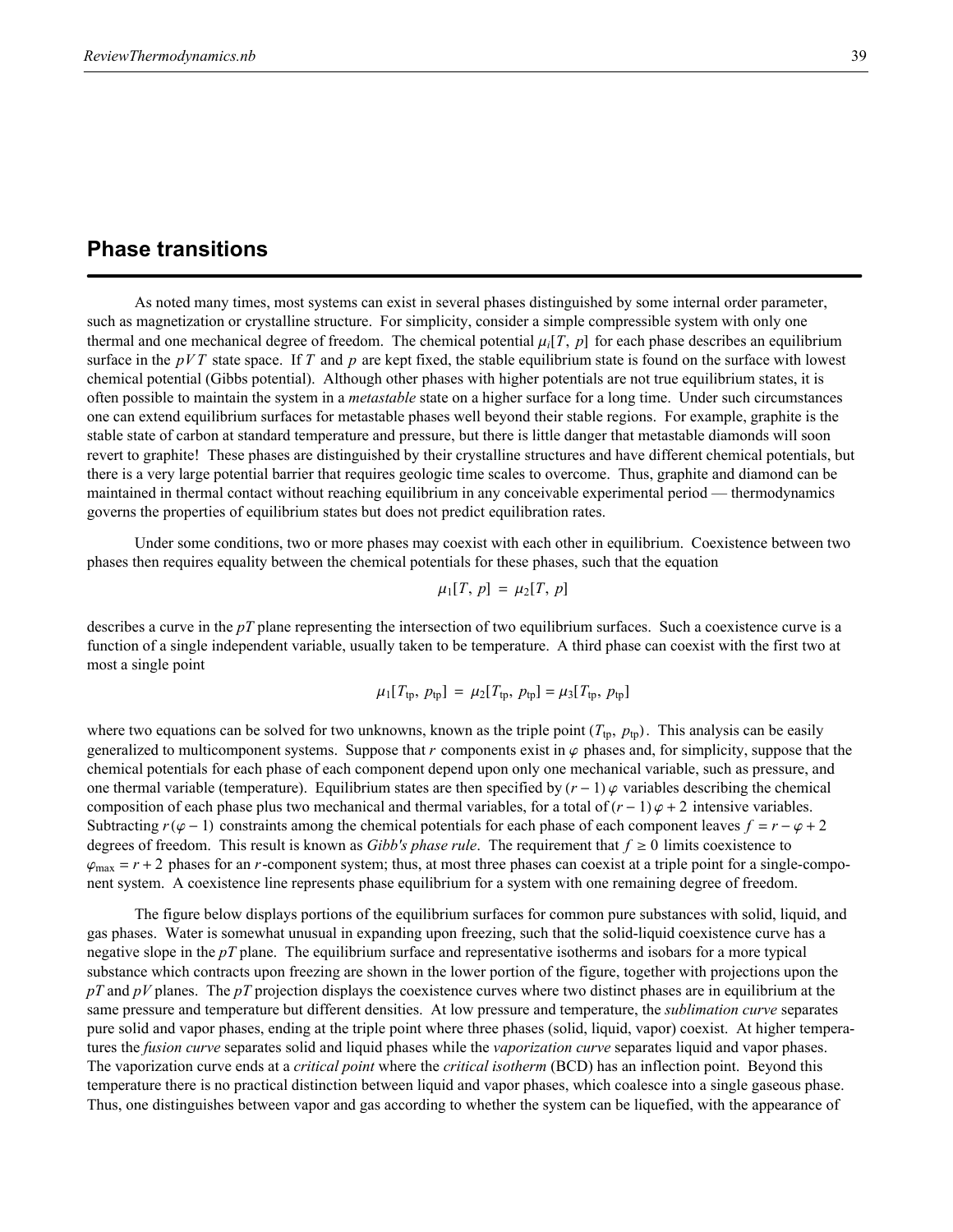## Phase transitions

As noted many times, most systems can exist in several phases distinguished by some internal order parameter, such as magnetization or crystalline structure. For simplicity, consider a simple compressible system with only one thermal and one mechanical degree of freedom. The chemical potential $\mu_i[T, p]$ for each phase describes an equilibrium surface in the $pVT$ state space. If $T$ and $p$ are kept fixed, the stable equilibrium state is found on the surface with lowest chemical potential (Gibbs potential). Although other phases with higher potentials are not true equilibrium states, it is often possible to maintain the system in a *metastable* state on a higher surface for a long time. Under such circumstances one can extend equilibrium surfaces for metastable phases well beyond their stable regions. For example, graphite is the stable state of carbon at standard temperature and pressure, but there is little danger that metastable diamonds will soon revert to graphite! These phases are distinguished by their crystalline structures and have different chemical potentials, but there is a very large potential barrier that requires geologic time scales to overcome. Thus, graphite and diamond can be maintained in thermal contact without reaching equilibrium in any conceivable experimental period — thermodynamics governs the properties of equilibrium states but does not predict equilibration rates.

Under some conditions, two or more phases may coexist with each other in equilibrium. Coexistence between two phases then requires equality between the chemical potentials for these phases, such that the equation

$$\mu_1[T, p] = \mu_2[T, p]$$

describes a curve in the $pT$ plane representing the intersection of two equilibrium surfaces. Such a coexistence curve is a function of a single independent variable, usually taken to be temperature. A third phase can coexist with the first two at most a single point

$$\mu_1[T_{\text{tp}}, p_{\text{tp}}] = \mu_2[T_{\text{tp}}, p_{\text{tp}}] = \mu_3[T_{\text{tp}}, p_{\text{tp}}]$$

where two equations can be solved for two unknowns, known as the triple point $(T_{\text{tp}}, p_{\text{tp}})$. This analysis can be easily generalized to multicomponent systems. Suppose that $r$ components exist in $\varphi$ phases and, for simplicity, suppose that the chemical potentials for each phase of each component depend upon only one mechanical variable, such as pressure, and one thermal variable (temperature). Equilibrium states are then specified by $(r-1)\varphi$ variables describing the chemical composition of each phase plus two mechanical and thermal variables, for a total of $(r-1)\varphi + 2$ intensive variables. Subtracting $r(\varphi - 1)$ constraints among the chemical potentials for each phase of each component leaves $f = r - \varphi + 2$ degrees of freedom. This result is known as *Gibb's phase rule*. The requirement that $f \geq 0$ limits coexistence to $\varphi_{\text{max}} = r + 2$ phases for an $r$-component system; thus, at most three phases can coexist at a triple point for a single-component system. A coexistence line represents phase equilibrium for a system with one remaining degree of freedom.

The figure below displays portions of the equilibrium surfaces for common pure substances with solid, liquid, and gas phases. Water is somewhat unusual in expanding upon freezing, such that the solid-liquid coexistence curve has a negative slope in the $pT$ plane. The equilibrium surface and representative isotherms and isobars for a more typical substance which contracts upon freezing are shown in the lower portion of the figure, together with projections upon the $pT$ and $pV$ planes. The $pT$ projection displays the coexistence curves where two distinct phases are in equilibrium at the same pressure and temperature but different densities. At low pressure and temperature, the *sublimation curve* separates pure solid and vapor phases, ending at the triple point where three phases (solid, liquid, vapor) coexist. At higher temperatures the *fusion curve* separates solid and liquid phases while the *vaporization curve* separates liquid and vapor phases. The vaporization curve ends at a *critical point* where the *critical isotherm* (BCD) has an inflection point. Beyond this temperature there is no practical distinction between liquid and vapor phases, which coalesce into a single gaseous phase. Thus, one distinguishes between vapor and gas according to whether the system can be liquefied, with the appearance of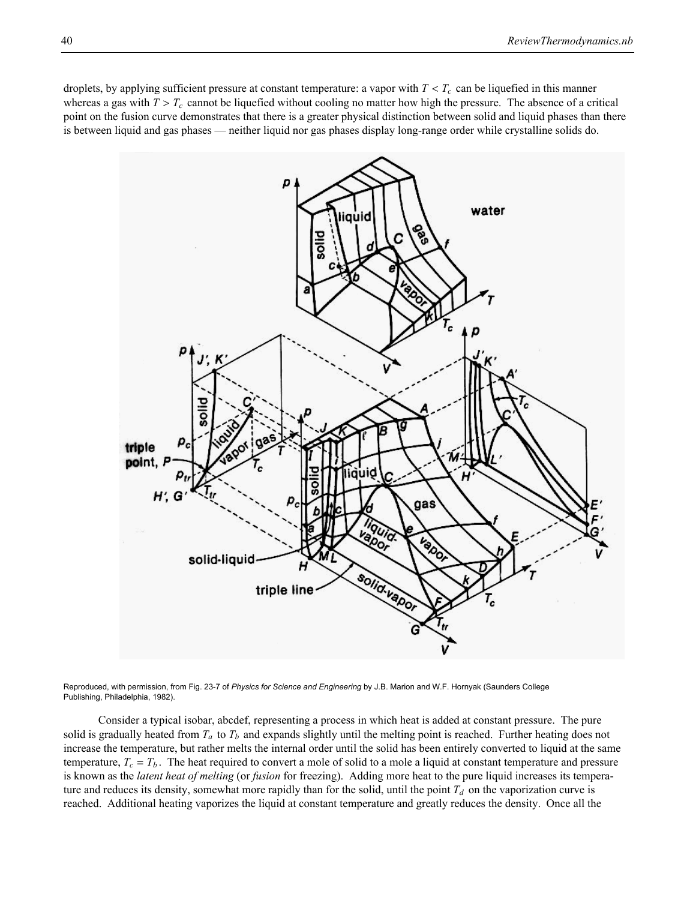droplets, by applying sufficient pressure at constant temperature: a vapor with $T < T_c$ can be liquefied in this manner whereas a gas with $T > T_c$ cannot be liquefied without cooling no matter how high the pressure. The absence of a critical point on the fusion curve demonstrates that there is a greater physical distinction between solid and liquid phases than there is between liquid and gas phases — neither liquid nor gas phases display long-range order while crystalline solids do.

Reproduced, with permission, from Fig. 23-7 of *Physics for Science and Engineering* by J.B. Marion and W.F. Hornyak (Saunders College Publishing, Philadelphia, 1982).

Consider a typical isobar, abcdef, representing a process in which heat is added at constant pressure. The pure solid is gradually heated from $T_a$ to $T_b$ and expands slightly until the melting point is reached. Further heating does not increase the temperature, but rather melts the internal order until the solid has been entirely converted to liquid at the same temperature, $T_c = T_b$. The heat required to convert a mole of solid to a mole a liquid at constant temperature and pressure is known as the *latent heat of melting* (or *fusion* for freezing). Adding more heat to the pure liquid increases its temperature and reduces its density, somewhat more rapidly than for the solid, until the point $T_d$ on the vaporization curve is reached. Additional heating vaporizes the liquid at constant temperature and greatly reduces the density. Once all the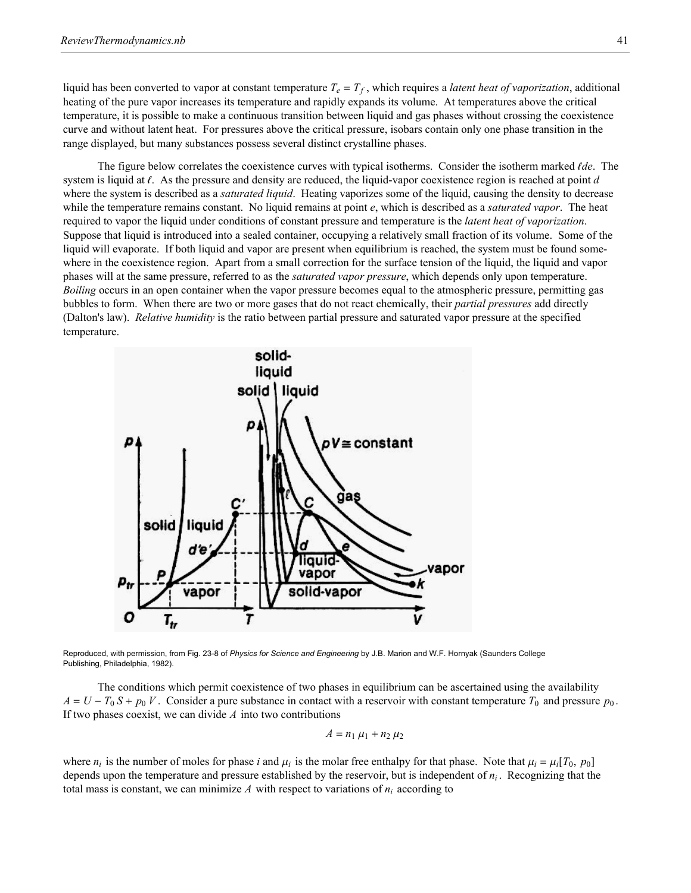liquid has been converted to vapor at constant temperature $T_e = T_f$, which requires a *latent heat of vaporization*, additional heating of the pure vapor increases its temperature and rapidly expands its volume. At temperatures above the critical temperature, it is possible to make a continuous transition between liquid and gas phases without crossing the coexistence curve and without latent heat. For pressures above the critical pressure, isobars contain only one phase transition in the range displayed, but many substances possess several distinct crystalline phases.

The figure below correlates the coexistence curves with typical isotherms. Consider the isotherm marked $\ell de$. The system is liquid at $\ell$. As the pressure and density are reduced, the liquid-vapor coexistence region is reached at point $d$ where the system is described as a *saturated liquid*. Heating vaporizes some of the liquid, causing the density to decrease while the temperature remains constant. No liquid remains at point $e$, which is described as a *saturated vapor*. The heat required to vapor the liquid under conditions of constant pressure and temperature is the *latent heat of vaporization*. Suppose that liquid is introduced into a sealed container, occupying a relatively small fraction of its volume. Some of the liquid will evaporate. If both liquid and vapor are present when equilibrium is reached, the system must be found somewhere in the coexistence region. Apart from a small correction for the surface tension of the liquid, the liquid and vapor phases will at the same pressure, referred to as the *saturated vapor pressure*, which depends only upon temperature. *Boiling* occurs in an open container when the vapor pressure becomes equal to the atmospheric pressure, permitting gas bubbles to form. When there are two or more gases that do not react chemically, their *partial pressures* add directly (Dalton's law). *Relative humidity* is the ratio between partial pressure and saturated vapor pressure at the specified temperature.

Reproduced, with permission, from Fig. 23-8 of *Physics for Science and Engineering* by J.B. Marion and W.F. Hornyak (Saunders College Publishing, Philadelphia, 1982).

The conditions which permit coexistence of two phases in equilibrium can be ascertained using the availability $A = U - T_0 S + p_0 V$. Consider a pure substance in contact with a reservoir with constant temperature $T_0$ and pressure $p_0$. If two phases coexist, we can divide $A$ into two contributions

$$A = n_1 \mu_1 + n_2 \mu_2$$

where $n_i$ is the number of moles for phase $i$ and $\mu_i$ is the molar free enthalpy for that phase. Note that $\mu_i = \mu_i[T_0, p_0]$ depends upon the temperature and pressure established by the reservoir, but is independent of $n_i$. Recognizing that the total mass is constant, we can minimize $A$ with respect to variations of $n_i$ according to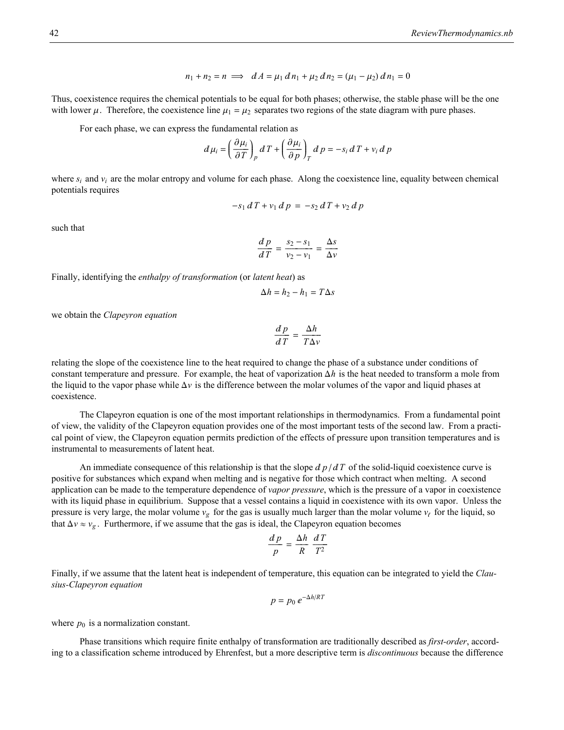$$n_1 + n_2 = n \implies dA = \mu_1 \, dn_1 + \mu_2 \, dn_2 = (\mu_1 - \mu_2) \, dn_1 = 0$$

Thus, coexistence requires the chemical potentials to be equal for both phases; otherwise, the stable phase will be the one with lower $\mu$. Therefore, the coexistence line $\mu_1 = \mu_2$ separates two regions of the state diagram with pure phases.

For each phase, we can express the fundamental relation as

$$d\mu_i = \left( \frac{\partial \mu_i}{\partial T} \right)_p dT + \left( \frac{\partial \mu_i}{\partial p} \right)_T dp = -s_i \, dT + v_i \, dp$$

where $s_i$ and $v_i$ are the molar entropy and volume for each phase. Along the coexistence line, equality between chemical potentials requires

$$-s_1 \, dT + v_1 \, dp \; = \; -s_2 \, dT + v_2 \, dp$$

such that

$$\frac{dp}{dT} = \frac{s_2 - s_1}{v_2 - v_1} = \frac{\Delta s}{\Delta v}$$

Finally, identifying the *enthalpy of transformation* (or *latent heat*) as

$$\Delta h = h_2 - h_1 = T \Delta s$$

we obtain the *Clapeyron equation*

$$\frac{dp}{dT} = \frac{\Delta h}{T \Delta v}$$

relating the slope of the coexistence line to the heat required to change the phase of a substance under conditions of constant temperature and pressure. For example, the heat of vaporization $\Delta h$ is the heat needed to transform a mole from the liquid to the vapor phase while $\Delta v$ is the difference between the molar volumes of the vapor and liquid phases at coexistence.

The Clapeyron equation is one of the most important relationships in thermodynamics. From a fundamental point of view, the validity of the Clapeyron equation provides one of the most important tests of the second law. From a practical point of view, the Clapeyron equation permits prediction of the effects of pressure upon transition temperatures and is instrumental to measurements of latent heat.

An immediate consequence of this relationship is that the slope $dp/dT$ of the solid-liquid coexistence curve is positive for substances which expand when melting and is negative for those which contract when melting. A second application can be made to the temperature dependence of *vapor pressure*, which is the pressure of a vapor in coexistence with its liquid phase in equilibrium. Suppose that a vessel contains a liquid in coexistence with its own vapor. Unless the pressure is very large, the molar volume $v_g$ for the gas is usually much larger than the molar volume $v_\ell$ for the liquid, so that $\Delta v \approx v_g$. Furthermore, if we assume that the gas is ideal, the Clapeyron equation becomes

$$\frac{dp}{p} = \frac{\Delta h}{R} \frac{dT}{T^2}$$

Finally, if we assume that the latent heat is independent of temperature, this equation can be integrated to yield the *Clausius-Clapeyron equation*

$$p = p_0 \, e^{-\Delta h / RT}$$

where $p_0$ is a normalization constant.

Phase transitions which require finite enthalpy of transformation are traditionally described as *first-order*, according to a classification scheme introduced by Ehrenfest, but a more descriptive term is *discontinuous* because the difference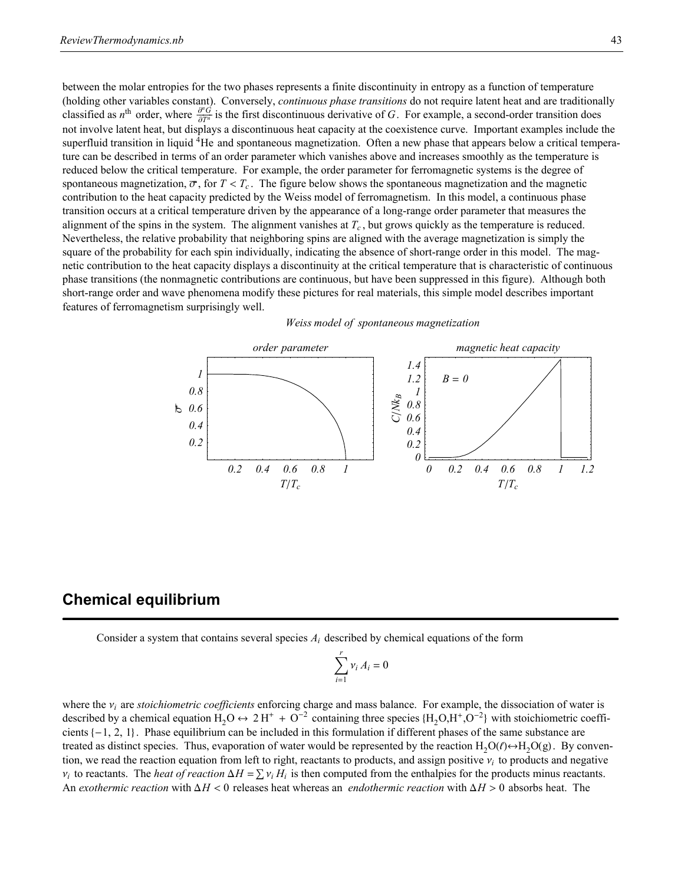between the molar entropies for the two phases represents a finite discontinuity in entropy as a function of temperature (holding other variables constant). Conversely, *continuous phase transitions* do not require latent heat and are traditionally classified as $n^{\text{th}}$ order, where $\frac{\partial^n G}{\partial T^n}$ is the first discontinuous derivative of $G$. For example, a second-order transition does not involve latent heat, but displays a discontinuous heat capacity at the coexistence curve. Important examples include the superfluid transition in liquid $^4$He and spontaneous magnetization. Often a new phase that appears below a critical temperature can be described in terms of an order parameter which vanishes above and increases smoothly as the temperature is reduced below the critical temperature. For example, the order parameter for ferromagnetic systems is the degree of spontaneous magnetization, $\overline{\sigma}$, for $T < T_c$. The figure below shows the spontaneous magnetization and the magnetic contribution to the heat capacity predicted by the Weiss model of ferromagnetism. In this model, a continuous phase transition occurs at a critical temperature driven by the appearance of a long-range order parameter that measures the alignment of the spins in the system. The alignment vanishes at $T_c$, but grows quickly as the temperature is reduced. Nevertheless, the relative probability that neighboring spins are aligned with the average magnetization is simply the square of the probability for each spin individually, indicating the absence of short-range order in this model. The magnetic contribution to the heat capacity displays a discontinuity at the critical temperature that is characteristic of continuous phase transitions (the nonmagnetic contributions are continuous, but have been suppressed in this figure). Although both short-range order and wave phenomena modify these pictures for real materials, this simple model describes important features of ferromagnetism surprisingly well.

*Weiss model of spontaneous magnetization*

## Chemical equilibrium

Consider a system that contains several species $A_i$ described by chemical equations of the form

$$\sum_{i=1}^{r} \nu_i A_i = 0$$

where the $\nu_i$ are *stoichiometric coefficients* enforcing charge and mass balance. For example, the dissociation of water is described by a chemical equation $H_2O \leftrightarrow 2\,H^+ + O^{-2}$ containing three species $\{H_2O, H^+, O^{-2}\}$ with stoichiometric coefficients $\{-1, 2, 1\}$. Phase equilibrium can be included in this formulation if different phases of the same substance are treated as distinct species. Thus, evaporation of water would be represented by the reaction $H_2O(\ell) \leftrightarrow H_2O(g)$. By convention, we read the reaction equation from left to right, reactants to products, and assign positive $\nu_i$ to products and negative $\nu_i$ to reactants. The *heat of reaction* $\Delta H = \sum \nu_i H_i$ is then computed from the enthalpies for the products minus reactants. An *exothermic reaction* with $\Delta H < 0$ releases heat whereas an *endothermic reaction* with $\Delta H > 0$ absorbs heat. The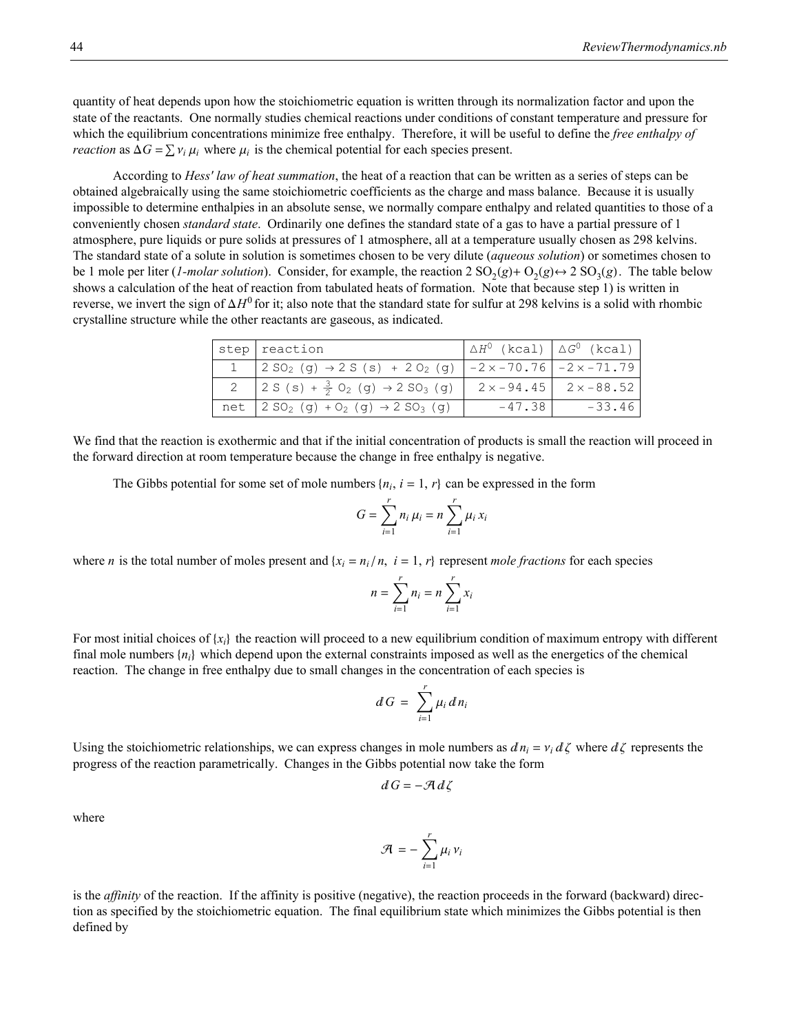quantity of heat depends upon how the stoichiometric equation is written through its normalization factor and upon the state of the reactants. One normally studies chemical reactions under conditions of constant temperature and pressure for which the equilibrium concentrations minimize free enthalpy. Therefore, it will be useful to define the *free enthalpy of reaction* as $\Delta G = \sum \nu_i \mu_i$ where $\mu_i$ is the chemical potential for each species present.

According to *Hess' law of heat summation*, the heat of a reaction that can be written as a series of steps can be obtained algebraically using the same stoichiometric coefficients as the charge and mass balance. Because it is usually impossible to determine enthalpies in an absolute sense, we normally compare enthalpy and related quantities to those of a conveniently chosen *standard state*. Ordinarily one defines the standard state of a gas to have a partial pressure of 1 atmosphere, pure liquids or pure solids at pressures of 1 atmosphere, all at a temperature usually chosen as 298 kelvins. The standard state of a solute in solution is sometimes chosen to be very dilute (*aqueous solution*) or sometimes chosen to be 1 mole per liter (*1-molar solution*). Consider, for example, the reaction $2\,SO_2(g) + O_2(g) \leftrightarrow 2\,SO_3(g)$. The table below shows a calculation of the heat of reaction from tabulated heats of formation. Note that because step 1) is written in reverse, we invert the sign of $\Delta H^0$ for it; also note that the standard state for sulfur at 298 kelvins is a solid with rhombic crystalline structure while the other reactants are gaseous, as indicated.

| step | reaction | $\Delta H^0$ (kcal) | $\Delta G^0$ (kcal) |
|---|---|---|---|
| 1 | $2\,SO_2\,(g) \to 2\,S\,(s) + 2\,O_2\,(g)$ | $-2 \times -70.76$ | $-2 \times -71.79$ |
| 2 | $2\,S\,(s) + \frac{3}{2}\,O_2\,(g) \to 2\,SO_3\,(g)$ | $2 \times -94.45$ | $2 \times -88.52$ |
| net | $2\,SO_2\,(g) + O_2\,(g) \to 2\,SO_3\,(g)$ | $-47.38$ | $-33.46$ |

We find that the reaction is exothermic and that if the initial concentration of products is small the reaction will proceed in the forward direction at room temperature because the change in free enthalpy is negative.

The Gibbs potential for some set of mole numbers $\{n_i,\ i = 1,\ r\}$ can be expressed in the form

$$G = \sum_{i=1}^{r} n_i\,\mu_i = n \sum_{i=1}^{r} \mu_i\,x_i$$

where $n$ is the total number of moles present and $\{x_i = n_i / n,\ i = 1,\ r\}$ represent *mole fractions* for each species

$$n = \sum_{i=1}^{r} n_i = n \sum_{i=1}^{r} x_i$$

For most initial choices of $\{x_i\}$ the reaction will proceed to a new equilibrium condition of maximum entropy with different final mole numbers $\{n_i\}$ which depend upon the external constraints imposed as well as the energetics of the chemical reaction. The change in free enthalpy due to small changes in the concentration of each species is

$$dG = \sum_{i=1}^{r} \mu_i\,dn_i$$

Using the stoichiometric relationships, we can express changes in mole numbers as $dn_i = \nu_i\,d\zeta$ where $d\zeta$ represents the progress of the reaction parametrically. Changes in the Gibbs potential now take the form

$$dG = -\mathcal{A}\,d\zeta$$

where

$$\mathcal{A} = -\sum_{i=1}^{r} \mu_i\,\nu_i$$

is the *affinity* of the reaction. If the affinity is positive (negative), the reaction proceeds in the forward (backward) direction as specified by the stoichiometric equation. The final equilibrium state which minimizes the Gibbs potential is then defined by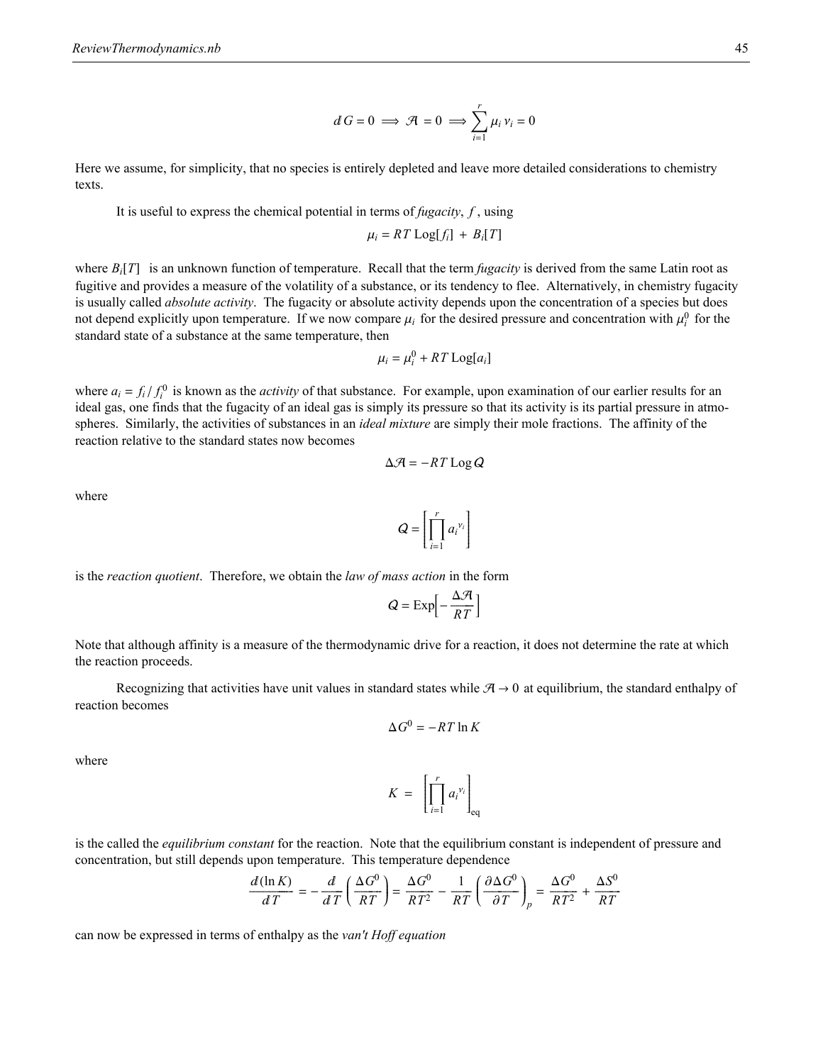$$đG = 0 \implies \mathcal{A} = 0 \implies \sum_{i=1}^{r} \mu_i \nu_i = 0$$

Here we assume, for simplicity, that no species is entirely depleted and leave more detailed considerations to chemistry texts.

It is useful to express the chemical potential in terms of *fugacity*, $f$, using

$$\mu_i = RT \,\text{Log}[f_i] + B_i[T]$$

where $B_i[T]$ is an unknown function of temperature. Recall that the term *fugacity* is derived from the same Latin root as fugitive and provides a measure of the volatility of a substance, or its tendency to flee. Alternatively, in chemistry fugacity is usually called *absolute activity*. The fugacity or absolute activity depends upon the concentration of a species but does not depend explicitly upon temperature. If we now compare $\mu_i$ for the desired pressure and concentration with $\mu_i^0$ for the standard state of a substance at the same temperature, then

$$\mu_i = \mu_i^0 + RT \,\text{Log}[a_i]$$

where $a_i = f_i / f_i^0$ is known as the *activity* of that substance. For example, upon examination of our earlier results for an ideal gas, one finds that the fugacity of an ideal gas is simply its pressure so that its activity is its partial pressure in atmospheres. Similarly, the activities of substances in an *ideal mixture* are simply their mole fractions. The affinity of the reaction relative to the standard states now becomes

$$\Delta\mathcal{A} = -RT \,\text{Log}\, Q$$

where

$$Q = \left[\prod_{i=1}^{r} a_i^{\nu_i}\right]$$

is the *reaction quotient*. Therefore, we obtain the *law of mass action* in the form

$$Q = \text{Exp}\left[-\frac{\Delta\mathcal{A}}{RT}\right]$$

Note that although affinity is a measure of the thermodynamic drive for a reaction, it does not determine the rate at which the reaction proceeds.

Recognizing that activities have unit values in standard states while $\mathcal{A} \to 0$ at equilibrium, the standard enthalpy of reaction becomes

$$\Delta G^0 = -RT \ln K$$

where

$$K = \left[\prod_{i=1}^{r} a_i^{\nu_i}\right]_{\text{eq}}$$

is the called the *equilibrium constant* for the reaction. Note that the equilibrium constant is independent of pressure and concentration, but still depends upon temperature. This temperature dependence

$$\frac{đ(\ln K)}{đT} = -\frac{đ}{đT}\left(\frac{\Delta G^0}{RT}\right) = \frac{\Delta G^0}{RT^2} - \frac{1}{RT}\left(\frac{\partial \Delta G^0}{\partial T}\right)_p = \frac{\Delta G^0}{RT^2} + \frac{\Delta S^0}{RT}$$

can now be expressed in terms of enthalpy as the *van't Hoff equation*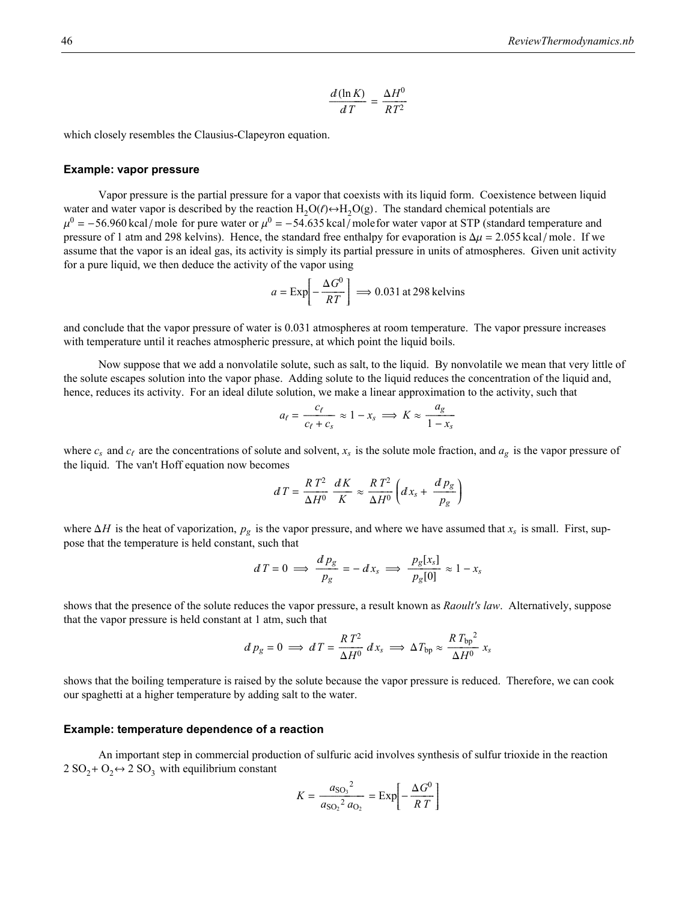$$\frac{d(\ln K)}{dT} = \frac{\Delta H^0}{RT^2}$$

which closely resembles the Clausius-Clapeyron equation.

#### Example: vapor pressure

Vapor pressure is the partial pressure for a vapor that coexists with its liquid form. Coexistence between liquid water and water vapor is described by the reaction $H_2O(\ell) \leftrightarrow H_2O(g)$. The standard chemical potentials are $\mu^0 = -56.960\,\text{kcal/mole}$ for pure water or $\mu^0 = -54.635\,\text{kcal/mole}$ for water vapor at STP (standard temperature and pressure of 1 atm and 298 kelvins). Hence, the standard free enthalpy for evaporation is $\Delta\mu = 2.055\,\text{kcal/mole}$. If we assume that the vapor is an ideal gas, its activity is simply its partial pressure in units of atmospheres. Given unit activity for a pure liquid, we then deduce the activity of the vapor using

$$a = \text{Exp}\left[-\frac{\Delta G^0}{RT}\right] \Longrightarrow 0.031 \text{ at } 298 \text{ kelvins}$$

and conclude that the vapor pressure of water is 0.031 atmospheres at room temperature. The vapor pressure increases with temperature until it reaches atmospheric pressure, at which point the liquid boils.

Now suppose that we add a nonvolatile solute, such as salt, to the liquid. By nonvolatile we mean that very little of the solute escapes solution into the vapor phase. Adding solute to the liquid reduces the concentration of the liquid and, hence, reduces its activity. For an ideal dilute solution, we make a linear approximation to the activity, such that

$$a_\ell = \frac{c_\ell}{c_\ell + c_s} \approx 1 - x_s \Longrightarrow K \approx \frac{a_g}{1 - x_s}$$

where $c_s$ and $c_\ell$ are the concentrations of solute and solvent, $x_s$ is the solute mole fraction, and $a_g$ is the vapor pressure of the liquid. The van't Hoff equation now becomes

$$dT = \frac{RT^2}{\Delta H^0}\frac{dK}{K} \approx \frac{RT^2}{\Delta H^0}\left(dx_s + \frac{dp_g}{p_g}\right)$$

where $\Delta H$ is the heat of vaporization, $p_g$ is the vapor pressure, and where we have assumed that $x_s$ is small. First, suppose that the temperature is held constant, such that

$$dT = 0 \Longrightarrow \frac{dp_g}{p_g} = -dx_s \Longrightarrow \frac{p_g[x_s]}{p_g[0]} \approx 1 - x_s$$

shows that the presence of the solute reduces the vapor pressure, a result known as *Raoult's law*. Alternatively, suppose that the vapor pressure is held constant at 1 atm, such that

$$dp_g = 0 \Longrightarrow dT = \frac{RT^2}{\Delta H^0}dx_s \Longrightarrow \Delta T_{\text{bp}} \approx \frac{R\,T_{\text{bp}}^{\,2}}{\Delta H^0}x_s$$

shows that the boiling temperature is raised by the solute because the vapor pressure is reduced. Therefore, we can cook our spaghetti at a higher temperature by adding salt to the water.

#### Example: temperature dependence of a reaction

An important step in commercial production of sulfuric acid involves synthesis of sulfur trioxide in the reaction $2\,SO_2 + O_2 \leftrightarrow 2\,SO_3$ with equilibrium constant

$$K = \frac{a_{SO_3}^{\,2}}{a_{SO_2}^{\,2}\,a_{O_2}} = \text{Exp}\left[-\frac{\Delta G^0}{RT}\right]$$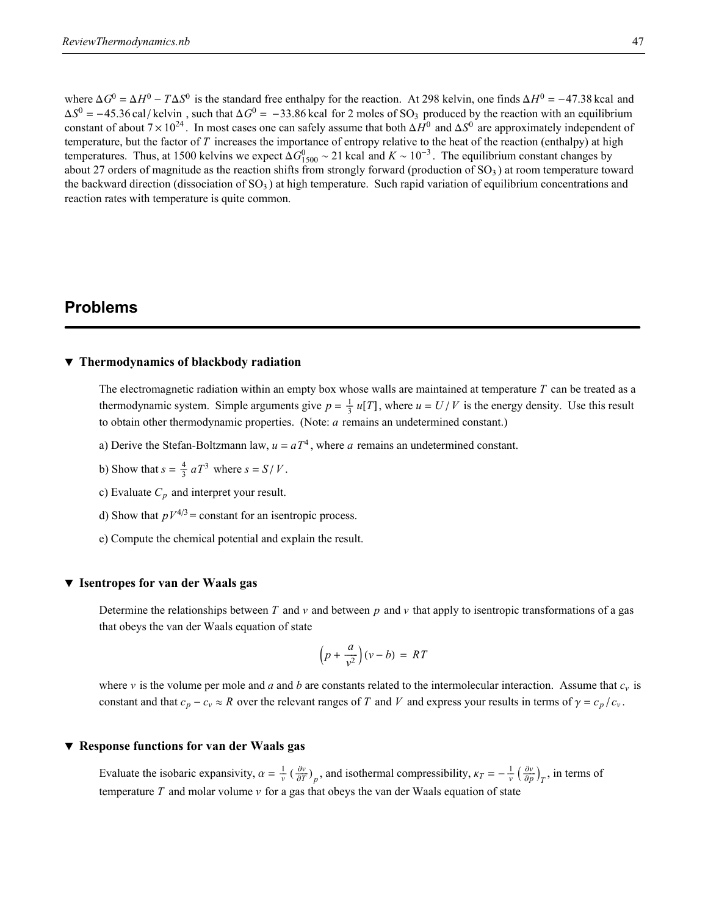where $\Delta G^0 = \Delta H^0 - T\Delta S^0$ is the standard free enthalpy for the reaction. At 298 kelvin, one finds $\Delta H^0 = -47.38\,\text{kcal}$ and $\Delta S^0 = -45.36\,\text{cal/kelvin}$, such that $\Delta G^0 = -33.86\,\text{kcal}$ for 2 moles of $SO_3$ produced by the reaction with an equilibrium constant of about $7\times 10^{24}$. In most cases one can safely assume that both $\Delta H^0$ and $\Delta S^0$ are approximately independent of temperature, but the factor of $T$ increases the importance of entropy relative to the heat of the reaction (enthalpy) at high temperatures. Thus, at 1500 kelvins we expect $\Delta G^0_{1500} \sim 21\,\text{kcal}$ and $K \sim 10^{-3}$. The equilibrium constant changes by about 27 orders of magnitude as the reaction shifts from strongly forward (production of $SO_3$) at room temperature toward the backward direction (dissociation of $SO_3$) at high temperature. Such rapid variation of equilibrium concentrations and reaction rates with temperature is quite common.

## Problems

### ▼ Thermodynamics of blackbody radiation

The electromagnetic radiation within an empty box whose walls are maintained at temperature $T$ can be treated as a thermodynamic system. Simple arguments give $p = \frac{1}{3}\,u[T]$, where $u = U/V$ is the energy density. Use this result to obtain other thermodynamic properties. (Note: $a$ remains an undetermined constant.)

a) Derive the Stefan-Boltzmann law, $u = aT^4$, where $a$ remains an undetermined constant.

b) Show that $s = \frac{4}{3}\,aT^3$ where $s = S/V$.

c) Evaluate $C_p$ and interpret your result.

d) Show that $pV^{4/3} =$ constant for an isentropic process.

e) Compute the chemical potential and explain the result.

### ▼ Isentropes for van der Waals gas

Determine the relationships between $T$ and $v$ and between $p$ and $v$ that apply to isentropic transformations of a gas that obeys the van der Waals equation of state

$$\left(p + \frac{a}{v^2}\right)(v - b) = RT$$

where $v$ is the volume per mole and $a$ and $b$ are constants related to the intermolecular interaction. Assume that $c_v$ is constant and that $c_p - c_v \approx R$ over the relevant ranges of $T$ and $V$ and express your results in terms of $\gamma = c_p/c_v$.

### ▼ Response functions for van der Waals gas

Evaluate the isobaric expansivity, $\alpha = \frac{1}{v}\left(\frac{\partial v}{\partial T}\right)_p$, and isothermal compressibility, $\kappa_T = -\frac{1}{v}\left(\frac{\partial v}{\partial p}\right)_T$, in terms of temperature $T$ and molar volume $v$ for a gas that obeys the van der Waals equation of state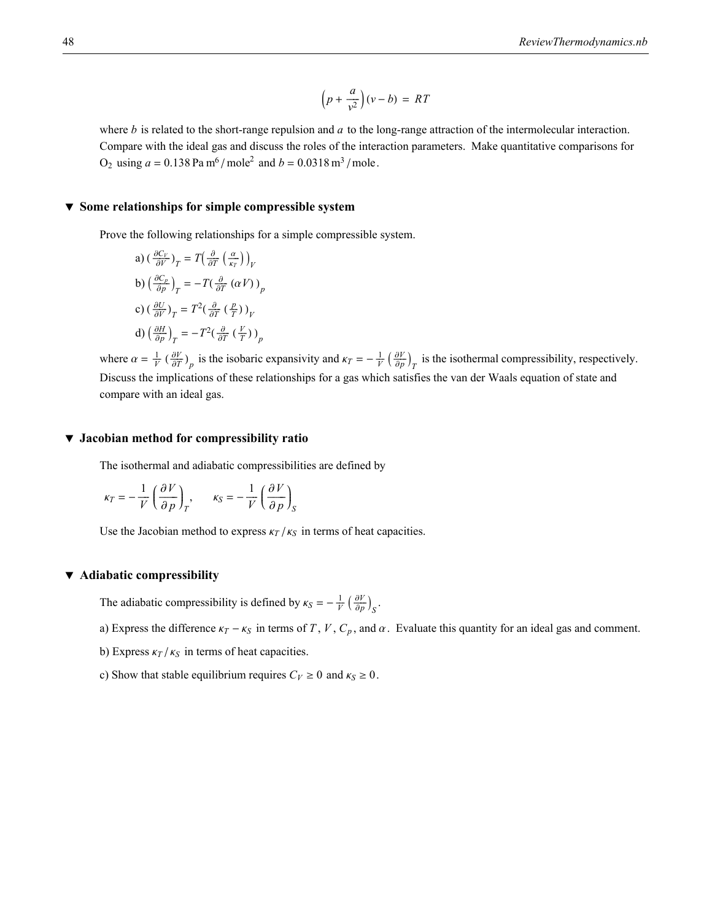$$\left(p + \frac{a}{v^2}\right)(v - b) \;=\; RT$$

where $b$ is related to the short-range repulsion and $a$ to the long-range attraction of the intermolecular interaction. Compare with the ideal gas and discuss the roles of the interaction parameters. Make quantitative comparisons for $O_2$ using $a = 0.138\,\text{Pa}\,\text{m}^6/\text{mole}^2$ and $b = 0.0318\,\text{m}^3/\text{mole}$.

## ▼ Some relationships for simple compressible system

Prove the following relationships for a simple compressible system.

a) $\left(\frac{\partial C_V}{\partial V}\right)_T = T\left(\frac{\partial}{\partial T}\left(\frac{\alpha}{\kappa_T}\right)\right)_V$

b) $\left(\frac{\partial C_p}{\partial p}\right)_T = -T\left(\frac{\partial}{\partial T}(\alpha V)\right)_p$

c) $\left(\frac{\partial U}{\partial V}\right)_T = T^2\left(\frac{\partial}{\partial T}\left(\frac{p}{T}\right)\right)_V$

d) $\left(\frac{\partial H}{\partial p}\right)_T = -T^2\left(\frac{\partial}{\partial T}\left(\frac{V}{T}\right)\right)_p$

where $\alpha = \frac{1}{V}\left(\frac{\partial V}{\partial T}\right)_p$ is the isobaric expansivity and $\kappa_T = -\frac{1}{V}\left(\frac{\partial V}{\partial p}\right)_T$ is the isothermal compressibility, respectively. Discuss the implications of these relationships for a gas which satisfies the van der Waals equation of state and compare with an ideal gas.

## ▼ Jacobian method for compressibility ratio

The isothermal and adiabatic compressibilities are defined by

$$\kappa_T = -\frac{1}{V}\left(\frac{\partial V}{\partial p}\right)_T, \qquad \kappa_S = -\frac{1}{V}\left(\frac{\partial V}{\partial p}\right)_S$$

Use the Jacobian method to express $\kappa_T/\kappa_S$ in terms of heat capacities.

## ▼ Adiabatic compressibility

The adiabatic compressibility is defined by $\kappa_S = -\frac{1}{V}\left(\frac{\partial V}{\partial p}\right)_S$.

a) Express the difference $\kappa_T - \kappa_S$ in terms of $T$, $V$, $C_p$, and $\alpha$. Evaluate this quantity for an ideal gas and comment.

b) Express $\kappa_T/\kappa_S$ in terms of heat capacities.

c) Show that stable equilibrium requires $C_V \geq 0$ and $\kappa_S \geq 0$.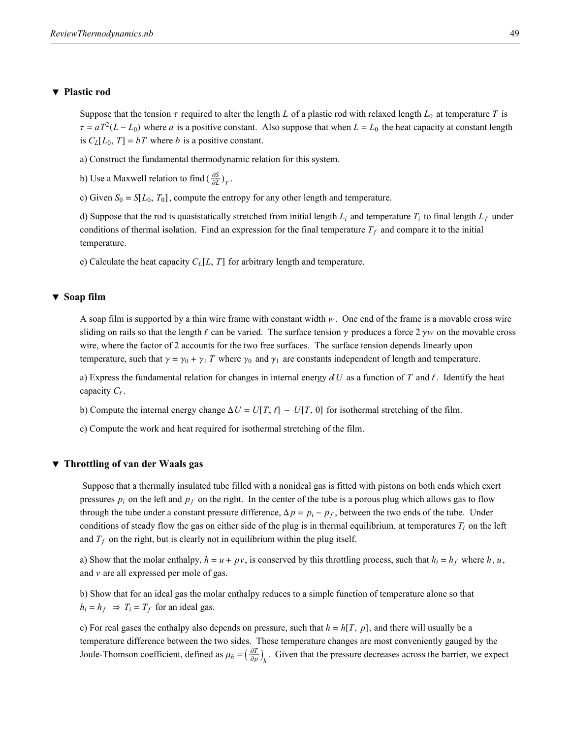## ▼ Plastic rod

Suppose that the tension $\tau$ required to alter the length $L$ of a plastic rod with relaxed length $L_0$ at temperature $T$ is $\tau = a T^2 (L - L_0)$ where $a$ is a positive constant. Also suppose that when $L = L_0$ the heat capacity at constant length is $C_L[L_0, T] = b T$ where $b$ is a positive constant.

a) Construct the fundamental thermodynamic relation for this system.

b) Use a Maxwell relation to find $\left(\frac{\partial S}{\partial L}\right)_T$.

c) Given $S_0 = S[L_0, T_0]$, compute the entropy for any other length and temperature.

d) Suppose that the rod is quasistatically stretched from initial length $L_i$ and temperature $T_i$ to final length $L_f$ under conditions of thermal isolation. Find an expression for the final temperature $T_f$ and compare it to the initial temperature.

e) Calculate the heat capacity $C_L[L, T]$ for arbitrary length and temperature.

## ▼ Soap film

A soap film is supported by a thin wire frame with constant width $w$. One end of the frame is a movable cross wire sliding on rails so that the length $\ell$ can be varied. The surface tension $\gamma$ produces a force $2\gamma w$ on the movable cross wire, where the factor of 2 accounts for the two free surfaces. The surface tension depends linearly upon temperature, such that $\gamma = \gamma_0 + \gamma_1 T$ where $\gamma_0$ and $\gamma_1$ are constants independent of length and temperature.

a) Express the fundamental relation for changes in internal energy $dU$ as a function of $T$ and $\ell$. Identify the heat capacity $C_\ell$.

b) Compute the internal energy change $\Delta U = U[T, \ell] - U[T, 0]$ for isothermal stretching of the film.

c) Compute the work and heat required for isothermal stretching of the film.

## ▼ Throttling of van der Waals gas

Suppose that a thermally insulated tube filled with a nonideal gas is fitted with pistons on both ends which exert pressures $p_i$ on the left and $p_f$ on the right. In the center of the tube is a porous plug which allows gas to flow through the tube under a constant pressure difference, $\Delta p = p_i - p_f$, between the two ends of the tube. Under conditions of steady flow the gas on either side of the plug is in thermal equilibrium, at temperatures $T_i$ on the left and $T_f$ on the right, but is clearly not in equilibrium within the plug itself.

a) Show that the molar enthalpy, $h = u + pv$, is conserved by this throttling process, such that $h_i = h_f$ where $h$, $u$, and $v$ are all expressed per mole of gas.

b) Show that for an ideal gas the molar enthalpy reduces to a simple function of temperature alone so that $h_i = h_f \;\Rightarrow\; T_i = T_f$ for an ideal gas.

c) For real gases the enthalpy also depends on pressure, such that $h = h[T, p]$, and there will usually be a temperature difference between the two sides. These temperature changes are most conveniently gauged by the Joule-Thomson coefficient, defined as $\mu_h = \left(\frac{\partial T}{\partial p}\right)_h$. Given that the pressure decreases across the barrier, we expect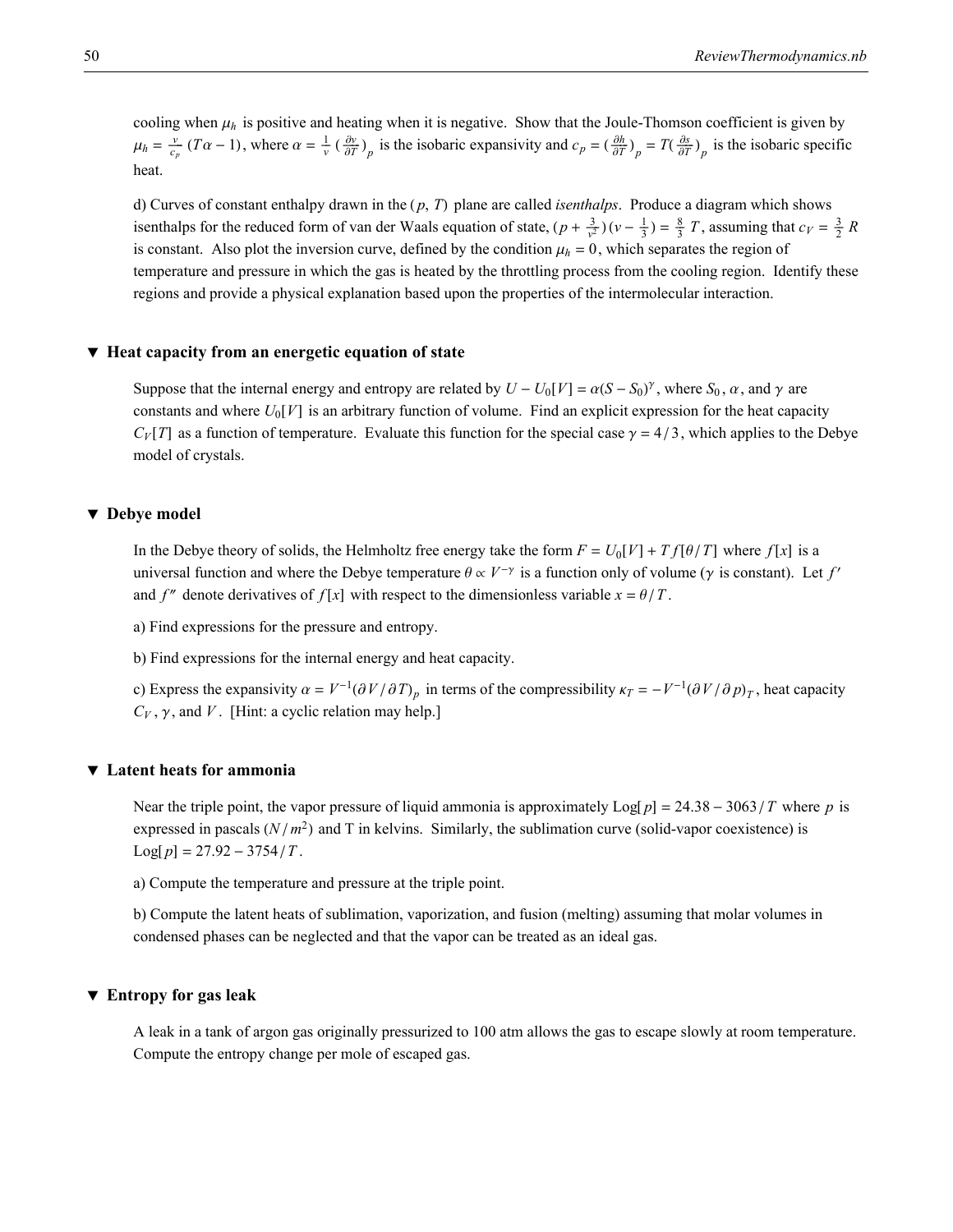cooling when $\mu_h$ is positive and heating when it is negative. Show that the Joule-Thomson coefficient is given by $\mu_h = \frac{v}{c_p}(T\alpha - 1)$, where $\alpha = \frac{1}{v}\left(\frac{\partial v}{\partial T}\right)_p$ is the isobaric expansivity and $c_p = \left(\frac{\partial h}{\partial T}\right)_p = T\left(\frac{\partial s}{\partial T}\right)_p$ is the isobaric specific heat.

d) Curves of constant enthalpy drawn in the $(p, T)$ plane are called *isenthalps*. Produce a diagram which shows isenthalps for the reduced form of van der Waals equation of state, $(p + \frac{3}{v^2})(v - \frac{1}{3}) = \frac{8}{3}T$, assuming that $c_V = \frac{3}{2}R$ is constant. Also plot the inversion curve, defined by the condition $\mu_h = 0$, which separates the region of temperature and pressure in which the gas is heated by the throttling process from the cooling region. Identify these regions and provide a physical explanation based upon the properties of the intermolecular interaction.

## ▼ Heat capacity from an energetic equation of state

Suppose that the internal energy and entropy are related by $U - U_0[V] = \alpha(S - S_0)^\gamma$, where $S_0$, $\alpha$, and $\gamma$ are constants and where $U_0[V]$ is an arbitrary function of volume. Find an explicit expression for the heat capacity $C_V[T]$ as a function of temperature. Evaluate this function for the special case $\gamma = 4/3$, which applies to the Debye model of crystals.

## ▼ Debye model

In the Debye theory of solids, the Helmholtz free energy take the form $F = U_0[V] + T f[\theta/T]$ where $f[x]$ is a universal function and where the Debye temperature $\theta \propto V^{-\gamma}$ is a function only of volume ($\gamma$ is constant). Let $f'$ and $f''$ denote derivatives of $f[x]$ with respect to the dimensionless variable $x = \theta/T$.

a) Find expressions for the pressure and entropy.

b) Find expressions for the internal energy and heat capacity.

c) Express the expansivity $\alpha = V^{-1}(\partial V/\partial T)_p$ in terms of the compressibility $\kappa_T = -V^{-1}(\partial V/\partial p)_T$, heat capacity $C_V$, $\gamma$, and $V$. [Hint: a cyclic relation may help.]

## ▼ Latent heats for ammonia

Near the triple point, the vapor pressure of liquid ammonia is approximately $\text{Log}[p] = 24.38 - 3063/T$ where $p$ is expressed in pascals ($N/m^2$) and T in kelvins. Similarly, the sublimation curve (solid-vapor coexistence) is $\text{Log}[p] = 27.92 - 3754/T$.

a) Compute the temperature and pressure at the triple point.

b) Compute the latent heats of sublimation, vaporization, and fusion (melting) assuming that molar volumes in condensed phases can be neglected and that the vapor can be treated as an ideal gas.

## ▼ Entropy for gas leak

A leak in a tank of argon gas originally pressurized to 100 atm allows the gas to escape slowly at room temperature. Compute the entropy change per mole of escaped gas.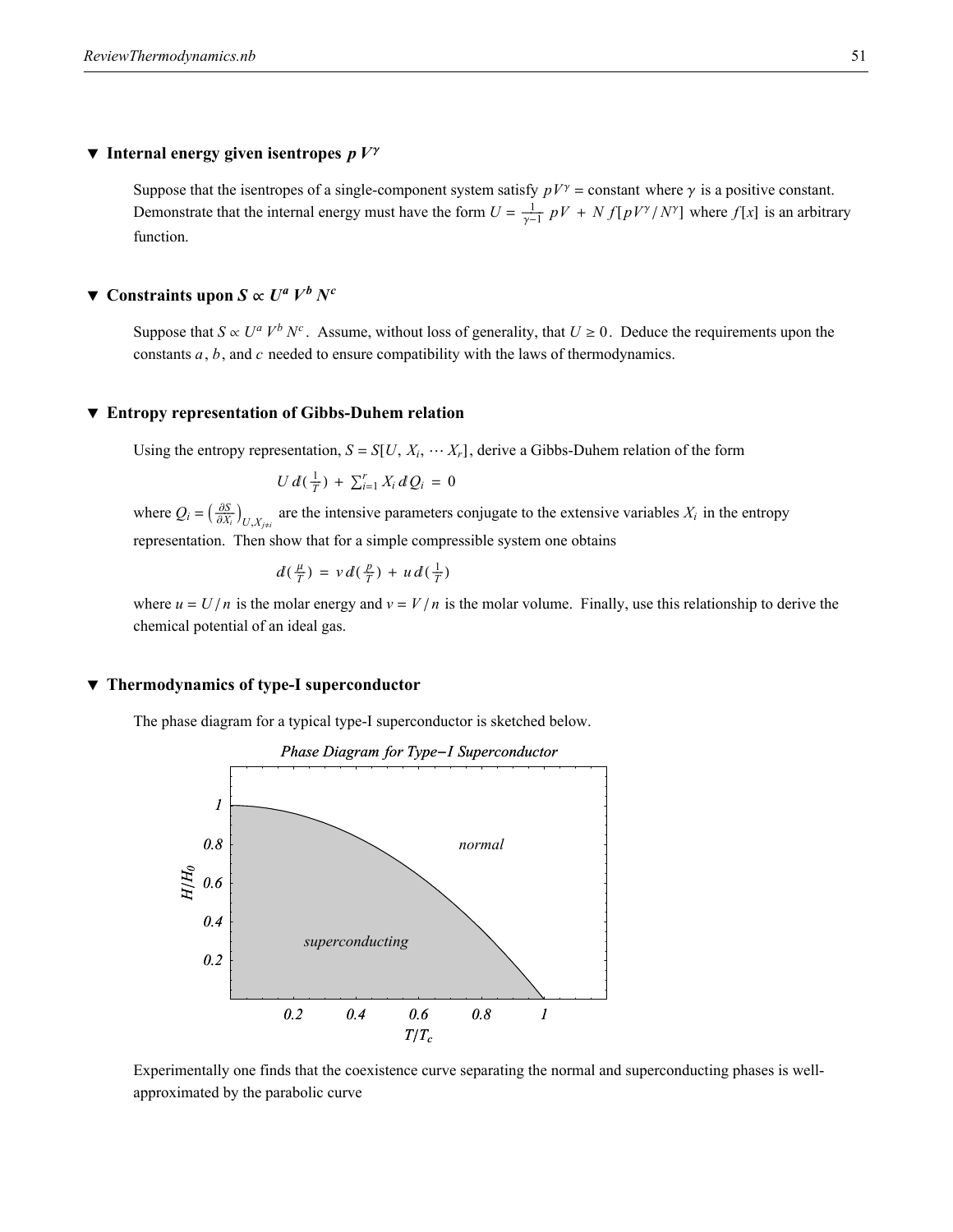### ▼ Internal energy given isentropes $p V^\gamma$

Suppose that the isentropes of a single-component system satisfy $pV^\gamma = \text{constant}$ where $\gamma$ is a positive constant. Demonstrate that the internal energy must have the form $U = \frac{1}{\gamma - 1}\, pV + N\, f[pV^\gamma / N^\gamma]$ where $f[x]$ is an arbitrary function.

### ▼ Constraints upon $S \propto U^a V^b N^c$

Suppose that $S \propto U^a V^b N^c$. Assume, without loss of generality, that $U \geq 0$. Deduce the requirements upon the constants $a$, $b$, and $c$ needed to ensure compatibility with the laws of thermodynamics.

### ▼ Entropy representation of Gibbs-Duhem relation

Using the entropy representation, $S = S[U, X_i, \cdots X_r]$, derive a Gibbs-Duhem relation of the form

$$U\, đ(\tfrac{1}{T}) + \sum_{i=1}^{r} X_i\, đQ_i = 0$$

where $Q_i = \left(\frac{\partial S}{\partial X_i}\right)_{U, X_{j \neq i}}$ are the intensive parameters conjugate to the extensive variables $X_i$ in the entropy representation. Then show that for a simple compressible system one obtains

$$đ(\tfrac{\mu}{T}) = v\, đ(\tfrac{p}{T}) + u\, đ(\tfrac{1}{T})$$

where $u = U / n$ is the molar energy and $v = V / n$ is the molar volume. Finally, use this relationship to derive the chemical potential of an ideal gas.

### ▼ Thermodynamics of type-I superconductor

The phase diagram for a typical type-I superconductor is sketched below.

*Phase Diagram for Type−I Superconductor*

Experimentally one finds that the coexistence curve separating the normal and superconducting phases is well-approximated by the parabolic curve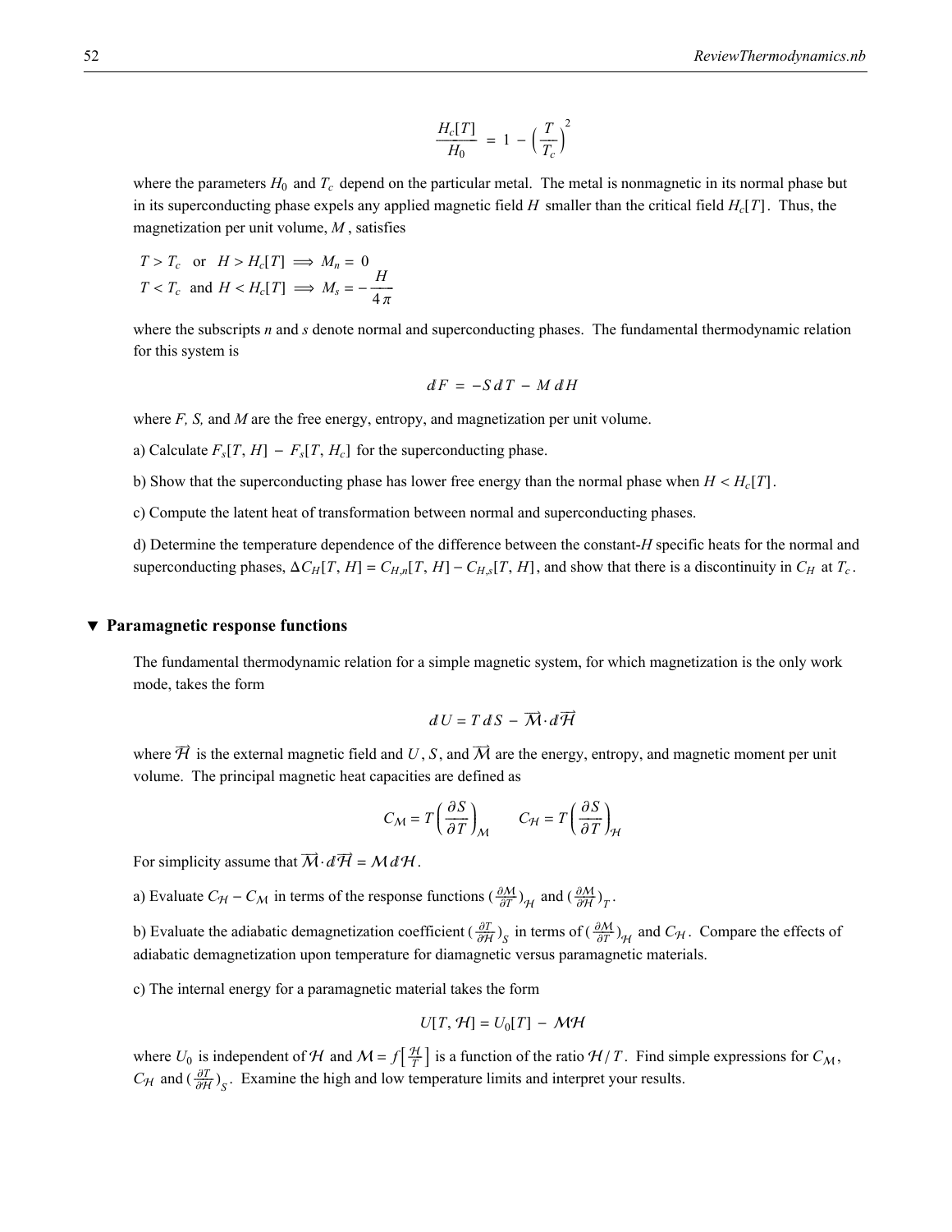$$\frac{H_c[T]}{H_0} = 1 - \left(\frac{T}{T_c}\right)^2$$

where the parameters $H_0$ and $T_c$ depend on the particular metal. The metal is nonmagnetic in its normal phase but in its superconducting phase expels any applied magnetic field $H$ smaller than the critical field $H_c[T]$. Thus, the magnetization per unit volume, $M$, satisfies

$$T > T_c \;\text{ or }\; H > H_c[T] \implies M_n = 0$$
$$T < T_c \;\text{ and }\; H < H_c[T] \implies M_s = -\frac{H}{4\pi}$$

where the subscripts *n* and *s* denote normal and superconducting phases. The fundamental thermodynamic relation for this system is

$$dF = -S\,dT - M\,dH$$

where *F, S,* and *M* are the free energy, entropy, and magnetization per unit volume.

a) Calculate $F_s[T, H] - F_s[T, H_c]$ for the superconducting phase.

b) Show that the superconducting phase has lower free energy than the normal phase when $H < H_c[T]$.

c) Compute the latent heat of transformation between normal and superconducting phases.

d) Determine the temperature dependence of the difference between the constant-*H* specific heats for the normal and superconducting phases, $\Delta C_H[T, H] = C_{H,n}[T, H] - C_{H,s}[T, H]$, and show that there is a discontinuity in $C_H$ at $T_c$.

## ▼ Paramagnetic response functions

The fundamental thermodynamic relation for a simple magnetic system, for which magnetization is the only work mode, takes the form

$$dU = T\,dS - \vec{\mathcal{M}} \cdot d\vec{\mathcal{H}}$$

where $\vec{\mathcal{H}}$ is the external magnetic field and $U$, $S$, and $\vec{\mathcal{M}}$ are the energy, entropy, and magnetic moment per unit volume. The principal magnetic heat capacities are defined as

$$C_{\mathcal{M}} = T\left(\frac{\partial S}{\partial T}\right)_{\mathcal{M}} \qquad C_{\mathcal{H}} = T\left(\frac{\partial S}{\partial T}\right)_{\mathcal{H}}$$

For simplicity assume that $\vec{\mathcal{M}} \cdot d\vec{\mathcal{H}} = \mathcal{M}\,d\mathcal{H}$.

a) Evaluate $C_{\mathcal{H}} - C_{\mathcal{M}}$ in terms of the response functions $\left(\frac{\partial \mathcal{M}}{\partial T}\right)_{\mathcal{H}}$ and $\left(\frac{\partial \mathcal{M}}{\partial \mathcal{H}}\right)_T$.

b) Evaluate the adiabatic demagnetization coefficient $\left(\frac{\partial T}{\partial \mathcal{H}}\right)_S$ in terms of $\left(\frac{\partial \mathcal{M}}{\partial T}\right)_{\mathcal{H}}$ and $C_{\mathcal{H}}$. Compare the effects of adiabatic demagnetization upon temperature for diamagnetic versus paramagnetic materials.

c) The internal energy for a paramagnetic material takes the form

$$U[T, \mathcal{H}] = U_0[T] - \mathcal{M}\mathcal{H}$$

where $U_0$ is independent of $\mathcal{H}$ and $\mathcal{M} = f\left[\frac{\mathcal{H}}{T}\right]$ is a function of the ratio $\mathcal{H}/T$. Find simple expressions for $C_{\mathcal{M}}$, $C_{\mathcal{H}}$ and $\left(\frac{\partial T}{\partial \mathcal{H}}\right)_S$. Examine the high and low temperature limits and interpret your results.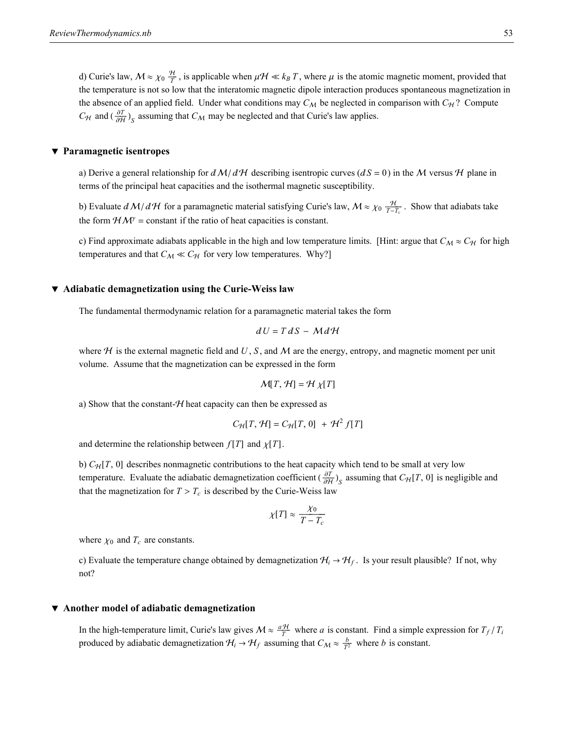d) Curie's law, $\mathcal{M} \approx \chi_0 \frac{\mathcal{H}}{T}$, is applicable when $\mu\mathcal{H} \ll k_B T$, where $\mu$ is the atomic magnetic moment, provided that the temperature is not so low that the interatomic magnetic dipole interaction produces spontaneous magnetization in the absence of an applied field. Under what conditions may $C_\mathcal{M}$ be neglected in comparison with $C_\mathcal{H}$? Compute $C_\mathcal{H}$ and $\left(\frac{\partial T}{\partial \mathcal{H}}\right)_S$ assuming that $C_\mathcal{M}$ may be neglected and that Curie's law applies.

## ▼ Paramagnetic isentropes

a) Derive a general relationship for $d\mathcal{M}/d\mathcal{H}$ describing isentropic curves ($dS = 0$) in the $\mathcal{M}$ versus $\mathcal{H}$ plane in terms of the principal heat capacities and the isothermal magnetic susceptibility.

b) Evaluate $d\mathcal{M}/d\mathcal{H}$ for a paramagnetic material satisfying Curie's law, $\mathcal{M} \approx \chi_0 \frac{\mathcal{H}}{T - T_c}$. Show that adiabats take the form $\mathcal{H}\mathcal{M}^\gamma =$ constant if the ratio of heat capacities is constant.

c) Find approximate adiabats applicable in the high and low temperature limits. [Hint: argue that $C_\mathcal{M} \approx C_\mathcal{H}$ for high temperatures and that $C_\mathcal{M} \ll C_\mathcal{H}$ for very low temperatures. Why?]

## ▼ Adiabatic demagnetization using the Curie-Weiss law

The fundamental thermodynamic relation for a paramagnetic material takes the form

$$dU = T\,dS - \mathcal{M}\,d\mathcal{H}$$

where $\mathcal{H}$ is the external magnetic field and $U$, $S$, and $\mathcal{M}$ are the energy, entropy, and magnetic moment per unit volume. Assume that the magnetization can be expressed in the form

$$\mathcal{M}[T, \mathcal{H}] = \mathcal{H}\,\chi[T]$$

a) Show that the constant-$\mathcal{H}$ heat capacity can then be expressed as

$$C_\mathcal{H}[T, \mathcal{H}] = C_\mathcal{H}[T, 0] + \mathcal{H}^2 f[T]$$

and determine the relationship between $f[T]$ and $\chi[T]$.

b) $C_\mathcal{H}[T, 0]$ describes nonmagnetic contributions to the heat capacity which tend to be small at very low temperature. Evaluate the adiabatic demagnetization coefficient $\left(\frac{\partial T}{\partial \mathcal{H}}\right)_S$ assuming that $C_\mathcal{H}[T, 0]$ is negligible and that the magnetization for $T > T_c$ is described by the Curie-Weiss law

$$\chi[T] \approx \frac{\chi_0}{T - T_c}$$

where $\chi_0$ and $T_c$ are constants.

c) Evaluate the temperature change obtained by demagnetization $\mathcal{H}_i \to \mathcal{H}_f$. Is your result plausible? If not, why not?

## ▼ Another model of adiabatic demagnetization

In the high-temperature limit, Curie's law gives $\mathcal{M} \approx \frac{a\mathcal{H}}{T}$ where $a$ is constant. Find a simple expression for $T_f / T_i$ produced by adiabatic demagnetization $\mathcal{H}_i \to \mathcal{H}_f$ assuming that $C_\mathcal{M} \approx \frac{b}{T^2}$ where $b$ is constant.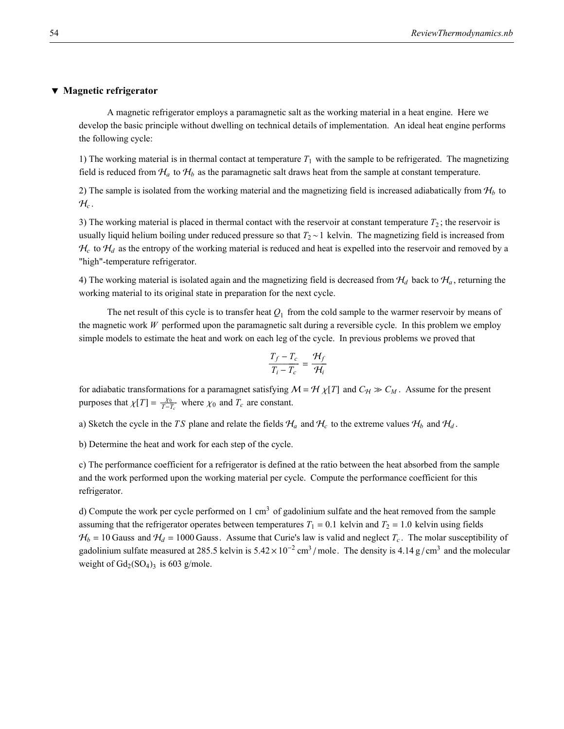## ▼ Magnetic refrigerator

A magnetic refrigerator employs a paramagnetic salt as the working material in a heat engine. Here we develop the basic principle without dwelling on technical details of implementation. An ideal heat engine performs the following cycle:

1) The working material is in thermal contact at temperature $T_1$ with the sample to be refrigerated. The magnetizing field is reduced from $\mathcal{H}_a$ to $\mathcal{H}_b$ as the paramagnetic salt draws heat from the sample at constant temperature.

2) The sample is isolated from the working material and the magnetizing field is increased adiabatically from $\mathcal{H}_b$ to $\mathcal{H}_c$.

3) The working material is placed in thermal contact with the reservoir at constant temperature $T_2$; the reservoir is usually liquid helium boiling under reduced pressure so that $T_2 \sim 1$ kelvin. The magnetizing field is increased from $\mathcal{H}_c$ to $\mathcal{H}_d$ as the entropy of the working material is reduced and heat is expelled into the reservoir and removed by a "high"-temperature refrigerator.

4) The working material is isolated again and the magnetizing field is decreased from $\mathcal{H}_d$ back to $\mathcal{H}_a$, returning the working material to its original state in preparation for the next cycle.

The net result of this cycle is to transfer heat $Q_1$ from the cold sample to the warmer reservoir by means of the magnetic work $W$ performed upon the paramagnetic salt during a reversible cycle. In this problem we employ simple models to estimate the heat and work on each leg of the cycle. In previous problems we proved that

$$\frac{T_f - T_c}{T_i - T_c} = \frac{\mathcal{H}_f}{\mathcal{H}_i}$$

for adiabatic transformations for a paramagnet satisfying $\mathcal{M} = \mathcal{H}\,\chi[T]$ and $C_{\mathcal{H}} \gg C_M$. Assume for the present purposes that $\chi[T] = \frac{\chi_0}{T - T_c}$ where $\chi_0$ and $T_c$ are constant.

a) Sketch the cycle in the $TS$ plane and relate the fields $\mathcal{H}_a$ and $\mathcal{H}_c$ to the extreme values $\mathcal{H}_b$ and $\mathcal{H}_d$.

b) Determine the heat and work for each step of the cycle.

c) The performance coefficient for a refrigerator is defined at the ratio between the heat absorbed from the sample and the work performed upon the working material per cycle. Compute the performance coefficient for this refrigerator.

d) Compute the work per cycle performed on 1 $\text{cm}^3$ of gadolinium sulfate and the heat removed from the sample assuming that the refrigerator operates between temperatures $T_1 = 0.1$ kelvin and $T_2 = 1.0$ kelvin using fields $\mathcal{H}_b = 10\,\text{Gauss}$ and $\mathcal{H}_d = 1000\,\text{Gauss}$. Assume that Curie's law is valid and neglect $T_c$. The molar susceptibility of gadolinium sulfate measured at 285.5 kelvin is $5.42 \times 10^{-2}\,\text{cm}^3/\text{mole}$. The density is $4.14\,\text{g}/\text{cm}^3$ and the molecular weight of $Gd_2(SO_4)_3$ is 603 g/mole.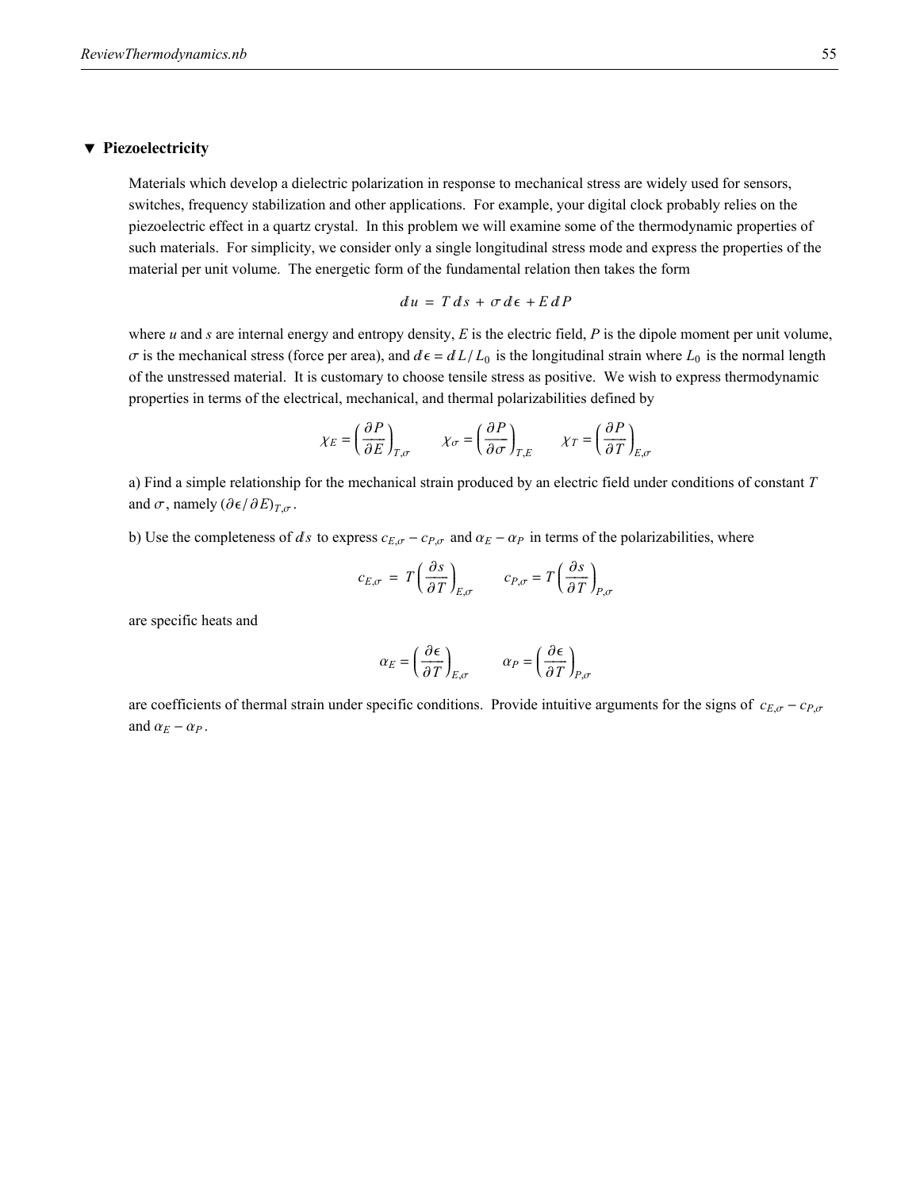## ▼ Piezoelectricity

Materials which develop a dielectric polarization in response to mechanical stress are widely used for sensors, switches, frequency stabilization and other applications. For example, your digital clock probably relies on the piezoelectric effect in a quartz crystal. In this problem we will examine some of the thermodynamic properties of such materials. For simplicity, we consider only a single longitudinal stress mode and express the properties of the material per unit volume. The energetic form of the fundamental relation then takes the form

$$du = T\,ds + \sigma\,d\epsilon + E\,dP$$

where $u$ and $s$ are internal energy and entropy density, $E$ is the electric field, $P$ is the dipole moment per unit volume, $\sigma$ is the mechanical stress (force per area), and $d\epsilon = dL/L_0$ is the longitudinal strain where $L_0$ is the normal length of the unstressed material. It is customary to choose tensile stress as positive. We wish to express thermodynamic properties in terms of the electrical, mechanical, and thermal polarizabilities defined by

$$\chi_E = \left(\frac{\partial P}{\partial E}\right)_{T,\sigma} \qquad \chi_\sigma = \left(\frac{\partial P}{\partial \sigma}\right)_{T,E} \qquad \chi_T = \left(\frac{\partial P}{\partial T}\right)_{E,\sigma}$$

a) Find a simple relationship for the mechanical strain produced by an electric field under conditions of constant $T$ and $\sigma$, namely $(\partial\epsilon/\partial E)_{T,\sigma}$.

b) Use the completeness of $ds$ to express $c_{E,\sigma} - c_{P,\sigma}$ and $\alpha_E - \alpha_P$ in terms of the polarizabilities, where

$$c_{E,\sigma} = T\left(\frac{\partial s}{\partial T}\right)_{E,\sigma} \qquad c_{P,\sigma} = T\left(\frac{\partial s}{\partial T}\right)_{P,\sigma}$$

are specific heats and

$$\alpha_E = \left(\frac{\partial \epsilon}{\partial T}\right)_{E,\sigma} \qquad \alpha_P = \left(\frac{\partial \epsilon}{\partial T}\right)_{P,\sigma}$$

are coefficients of thermal strain under specific conditions. Provide intuitive arguments for the signs of $c_{E,\sigma} - c_{P,\sigma}$ and $\alpha_E - \alpha_P$.